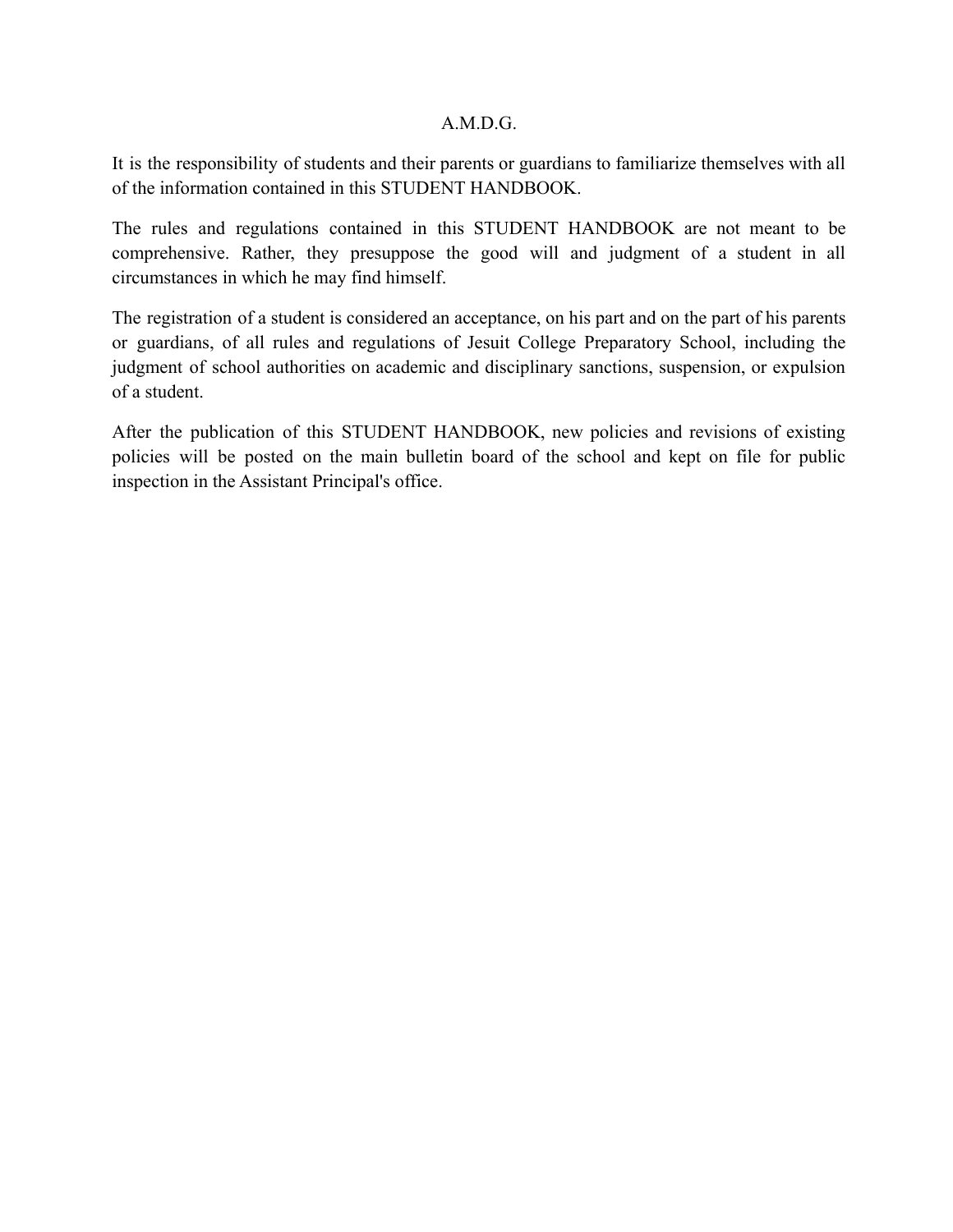A.M.D.G.

It is the responsibility of students and their parents or guardians to familiarize themselves with all of the information contained in this STUDENT HANDBOOK.

The rules and regulations contained in this STUDENT HANDBOOK are not meant to be comprehensive. Rather, they presuppose the good will and judgment of a student in all circumstances in which he may find himself.

The registration of a student is considered an acceptance, on his part and on the part of his parents or guardians, of all rules and regulations of Jesuit College Preparatory School, including the judgment of school authorities on academic and disciplinary sanctions, suspension, or expulsion of a student.

After the publication of this STUDENT HANDBOOK, new policies and revisions of existing policies will be posted on the main bulletin board of the school and kept on file for public inspection in the Assistant Principal's office.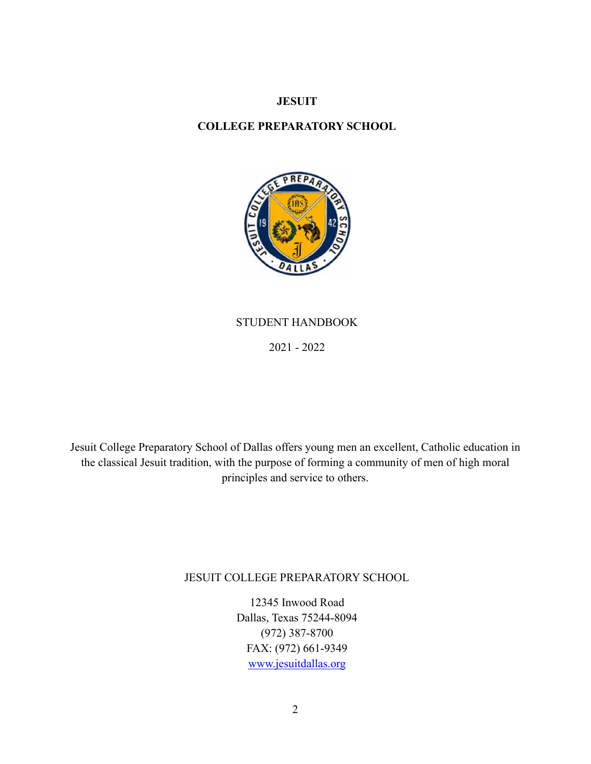**JESUIT**

**COLLEGE PREPARATORY SCHOOL**

STUDENT HANDBOOK

2021 - 2022

Jesuit College Preparatory School of Dallas offers young men an excellent, Catholic education in the classical Jesuit tradition, with the purpose of forming a community of men of high moral principles and service to others.

JESUIT COLLEGE PREPARATORY SCHOOL

12345 Inwood Road
Dallas, Texas 75244-8094
(972) 387-8700
FAX: (972) 661-9349
[www.jesuitdallas.org](http://www.jesuitdallas.org)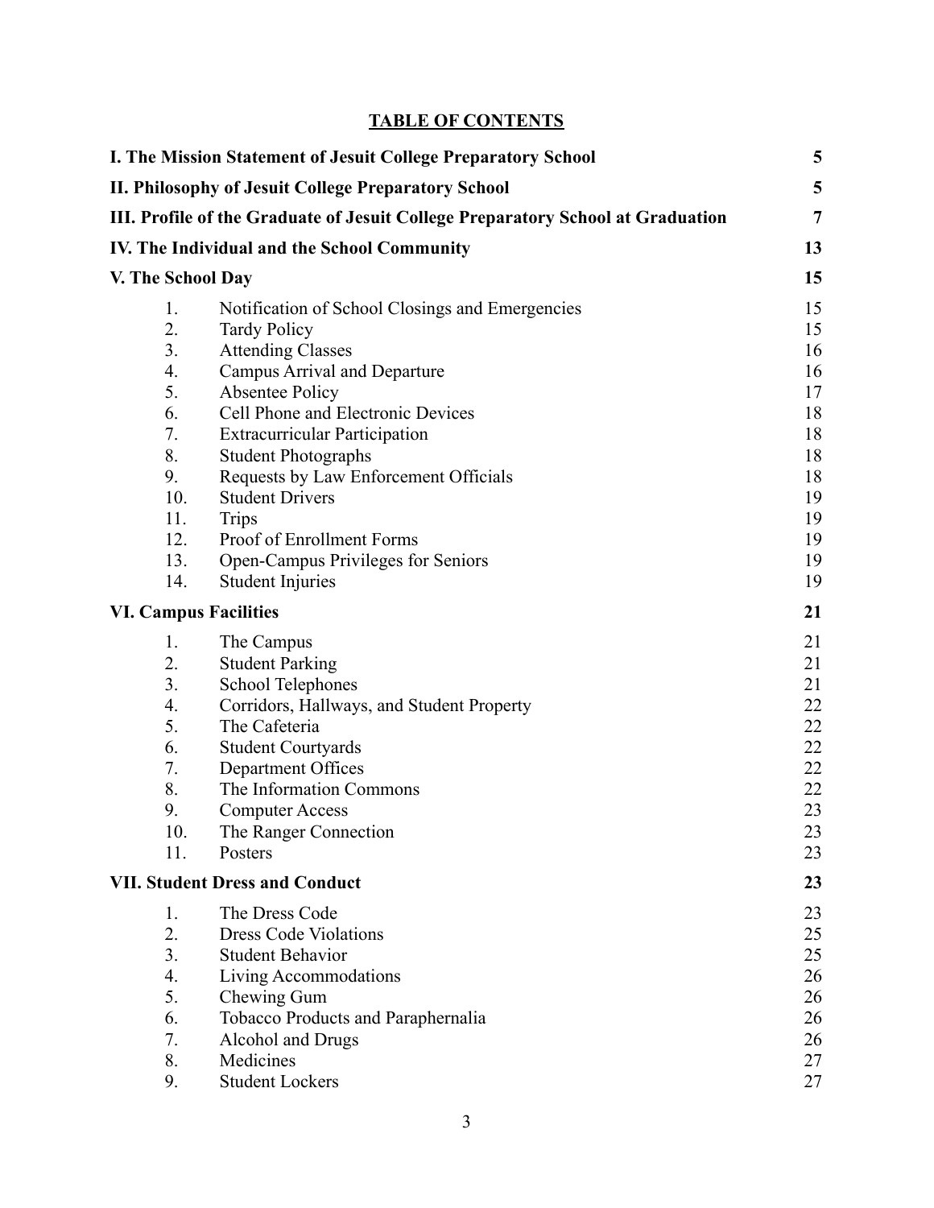# TABLE OF CONTENTS

| | | |
|---|---|---|
| **I. The Mission Statement of Jesuit College Preparatory School** | | **5** |
| **II. Philosophy of Jesuit College Preparatory School** | | **5** |
| **III. Profile of the Graduate of Jesuit College Preparatory School at Graduation** | | **7** |
| **IV. The Individual and the School Community** | | **13** |
| **V. The School Day** | | **15** |
| 1. | Notification of School Closings and Emergencies | 15 |
| 2. | Tardy Policy | 15 |
| 3. | Attending Classes | 16 |
| 4. | Campus Arrival and Departure | 16 |
| 5. | Absentee Policy | 17 |
| 6. | Cell Phone and Electronic Devices | 18 |
| 7. | Extracurricular Participation | 18 |
| 8. | Student Photographs | 18 |
| 9. | Requests by Law Enforcement Officials | 18 |
| 10. | Student Drivers | 19 |
| 11. | Trips | 19 |
| 12. | Proof of Enrollment Forms | 19 |
| 13. | Open-Campus Privileges for Seniors | 19 |
| 14. | Student Injuries | 19 |
| **VI. Campus Facilities** | | **21** |
| 1. | The Campus | 21 |
| 2. | Student Parking | 21 |
| 3. | School Telephones | 21 |
| 4. | Corridors, Hallways, and Student Property | 22 |
| 5. | The Cafeteria | 22 |
| 6. | Student Courtyards | 22 |
| 7. | Department Offices | 22 |
| 8. | The Information Commons | 22 |
| 9. | Computer Access | 23 |
| 10. | The Ranger Connection | 23 |
| 11. | Posters | 23 |
| **VII. Student Dress and Conduct** | | **23** |
| 1. | The Dress Code | 23 |
| 2. | Dress Code Violations | 25 |
| 3. | Student Behavior | 25 |
| 4. | Living Accommodations | 26 |
| 5. | Chewing Gum | 26 |
| 6. | Tobacco Products and Paraphernalia | 26 |
| 7. | Alcohol and Drugs | 26 |
| 8. | Medicines | 27 |
| 9. | Student Lockers | 27 |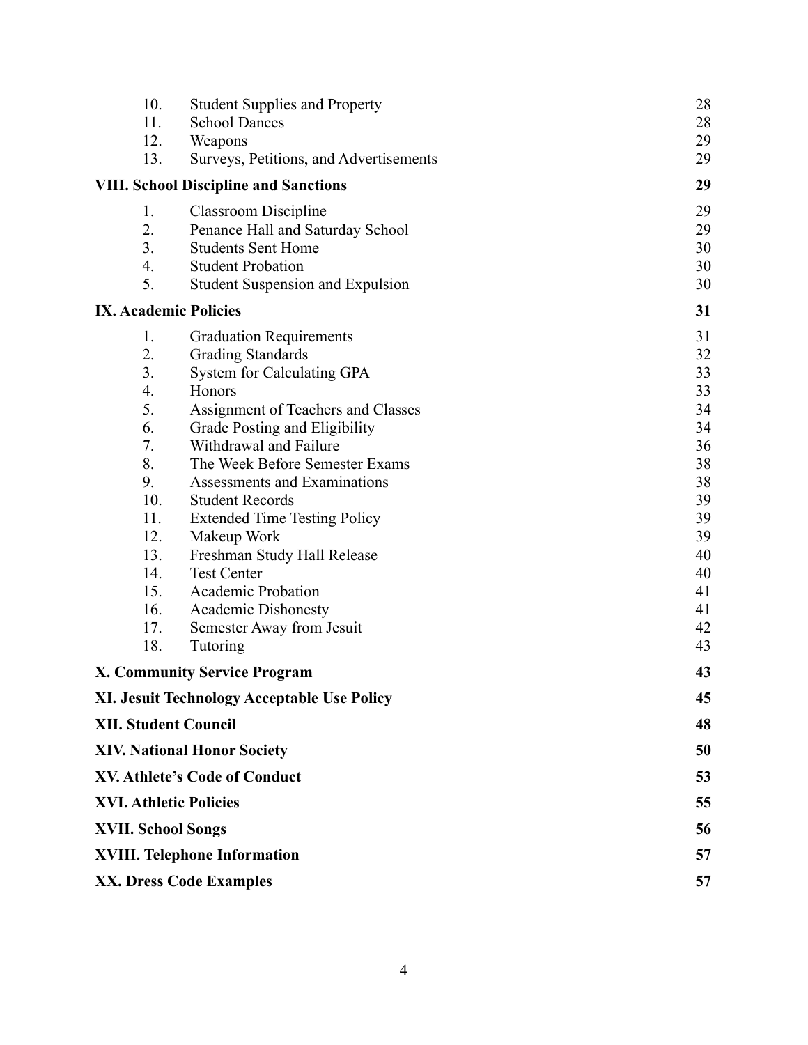| | | |
|---|---|---|
| 10. | Student Supplies and Property | 28 |
| 11. | School Dances | 28 |
| 12. | Weapons | 29 |
| 13. | Surveys, Petitions, and Advertisements | 29 |
| **VIII. School Discipline and Sanctions** | | **29** |
| 1. | Classroom Discipline | 29 |
| 2. | Penance Hall and Saturday School | 29 |
| 3. | Students Sent Home | 30 |
| 4. | Student Probation | 30 |
| 5. | Student Suspension and Expulsion | 30 |
| **IX. Academic Policies** | | **31** |
| 1. | Graduation Requirements | 31 |
| 2. | Grading Standards | 32 |
| 3. | System for Calculating GPA | 33 |
| 4. | Honors | 33 |
| 5. | Assignment of Teachers and Classes | 34 |
| 6. | Grade Posting and Eligibility | 34 |
| 7. | Withdrawal and Failure | 36 |
| 8. | The Week Before Semester Exams | 38 |
| 9. | Assessments and Examinations | 38 |
| 10. | Student Records | 39 |
| 11. | Extended Time Testing Policy | 39 |
| 12. | Makeup Work | 39 |
| 13. | Freshman Study Hall Release | 40 |
| 14. | Test Center | 40 |
| 15. | Academic Probation | 41 |
| 16. | Academic Dishonesty | 41 |
| 17. | Semester Away from Jesuit | 42 |
| 18. | Tutoring | 43 |
| **X. Community Service Program** | | **43** |
| **XI. Jesuit Technology Acceptable Use Policy** | | **45** |
| **XII. Student Council** | | **48** |
| **XIV. National Honor Society** | | **50** |
| **XV. Athlete's Code of Conduct** | | **53** |
| **XVI. Athletic Policies** | | **55** |
| **XVII. School Songs** | | **56** |
| **XVIII. Telephone Information** | | **57** |
| **XX. Dress Code Examples** | | **57** |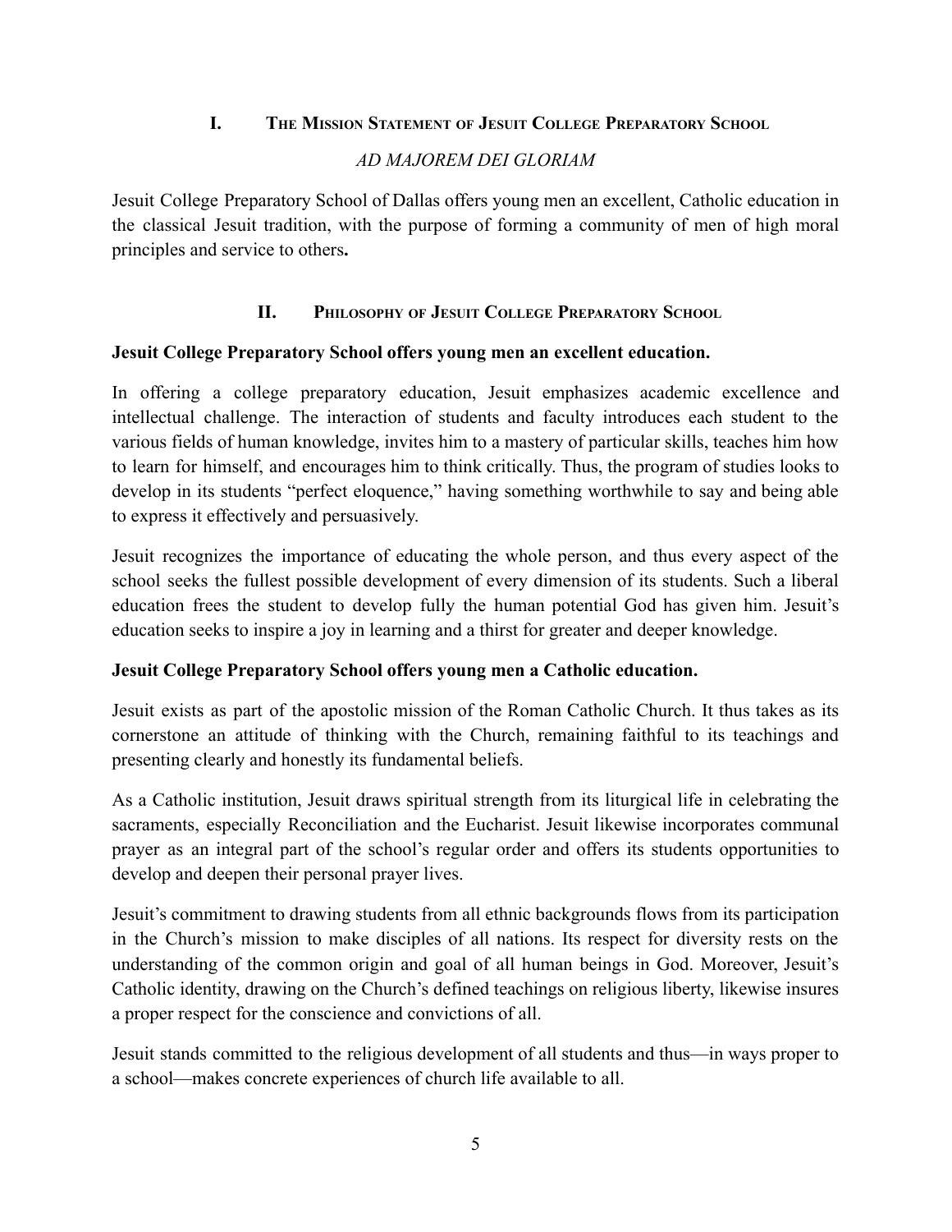## I. The Mission Statement of Jesuit College Preparatory School

*AD MAJOREM DEI GLORIAM*

Jesuit College Preparatory School of Dallas offers young men an excellent, Catholic education in the classical Jesuit tradition, with the purpose of forming a community of men of high moral principles and service to others**.**

## II. Philosophy of Jesuit College Preparatory School

**Jesuit College Preparatory School offers young men an excellent education.**

In offering a college preparatory education, Jesuit emphasizes academic excellence and intellectual challenge. The interaction of students and faculty introduces each student to the various fields of human knowledge, invites him to a mastery of particular skills, teaches him how to learn for himself, and encourages him to think critically. Thus, the program of studies looks to develop in its students "perfect eloquence," having something worthwhile to say and being able to express it effectively and persuasively.

Jesuit recognizes the importance of educating the whole person, and thus every aspect of the school seeks the fullest possible development of every dimension of its students. Such a liberal education frees the student to develop fully the human potential God has given him. Jesuit's education seeks to inspire a joy in learning and a thirst for greater and deeper knowledge.

**Jesuit College Preparatory School offers young men a Catholic education.**

Jesuit exists as part of the apostolic mission of the Roman Catholic Church. It thus takes as its cornerstone an attitude of thinking with the Church, remaining faithful to its teachings and presenting clearly and honestly its fundamental beliefs.

As a Catholic institution, Jesuit draws spiritual strength from its liturgical life in celebrating the sacraments, especially Reconciliation and the Eucharist. Jesuit likewise incorporates communal prayer as an integral part of the school's regular order and offers its students opportunities to develop and deepen their personal prayer lives.

Jesuit's commitment to drawing students from all ethnic backgrounds flows from its participation in the Church's mission to make disciples of all nations. Its respect for diversity rests on the understanding of the common origin and goal of all human beings in God. Moreover, Jesuit's Catholic identity, drawing on the Church's defined teachings on religious liberty, likewise insures a proper respect for the conscience and convictions of all.

Jesuit stands committed to the religious development of all students and thus—in ways proper to a school—makes concrete experiences of church life available to all.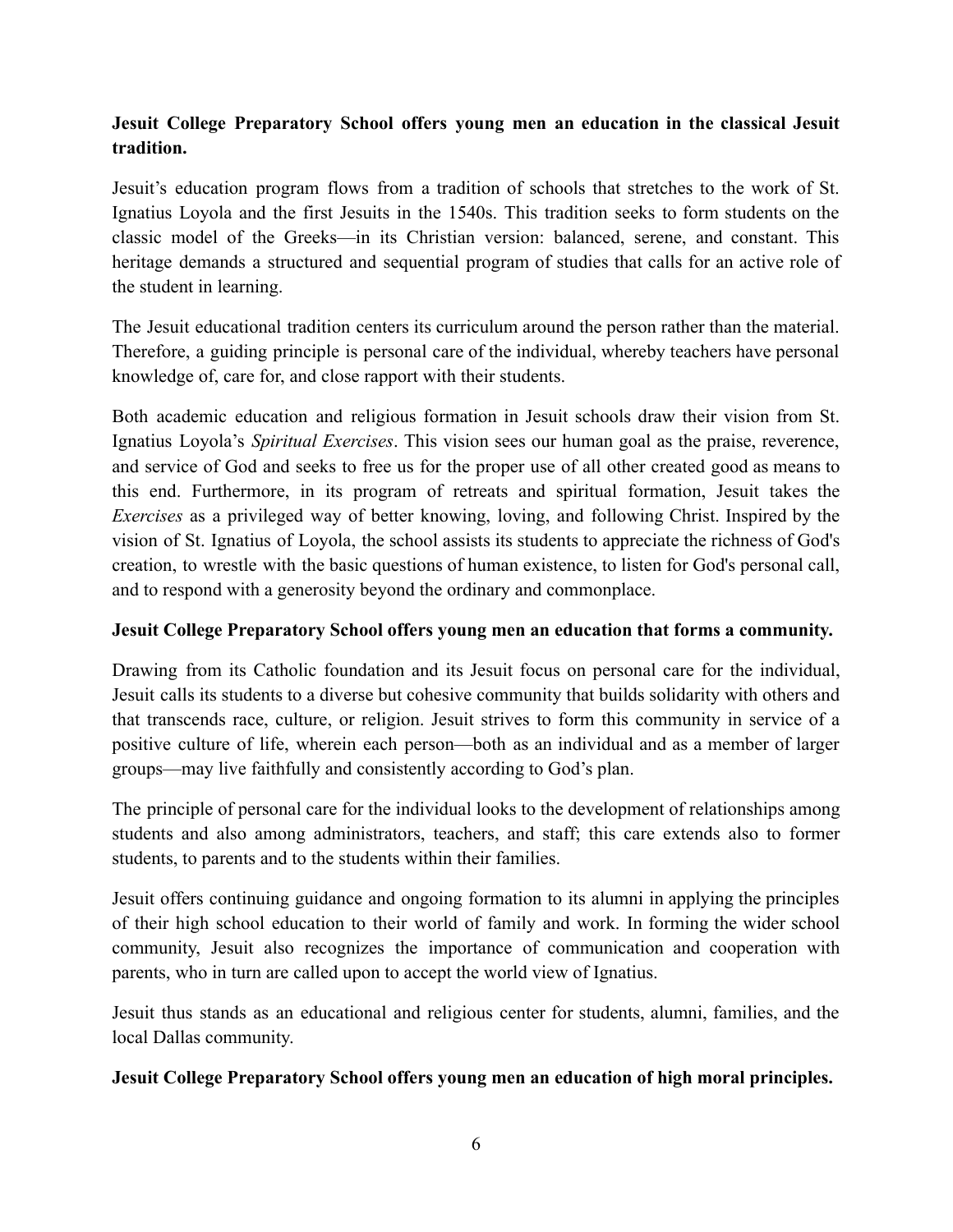**Jesuit College Preparatory School offers young men an education in the classical Jesuit tradition.**

Jesuit's education program flows from a tradition of schools that stretches to the work of St. Ignatius Loyola and the first Jesuits in the 1540s. This tradition seeks to form students on the classic model of the Greeks—in its Christian version: balanced, serene, and constant. This heritage demands a structured and sequential program of studies that calls for an active role of the student in learning.

The Jesuit educational tradition centers its curriculum around the person rather than the material. Therefore, a guiding principle is personal care of the individual, whereby teachers have personal knowledge of, care for, and close rapport with their students.

Both academic education and religious formation in Jesuit schools draw their vision from St. Ignatius Loyola's *Spiritual Exercises*. This vision sees our human goal as the praise, reverence, and service of God and seeks to free us for the proper use of all other created good as means to this end. Furthermore, in its program of retreats and spiritual formation, Jesuit takes the *Exercises* as a privileged way of better knowing, loving, and following Christ. Inspired by the vision of St. Ignatius of Loyola, the school assists its students to appreciate the richness of God's creation, to wrestle with the basic questions of human existence, to listen for God's personal call, and to respond with a generosity beyond the ordinary and commonplace.

**Jesuit College Preparatory School offers young men an education that forms a community.**

Drawing from its Catholic foundation and its Jesuit focus on personal care for the individual, Jesuit calls its students to a diverse but cohesive community that builds solidarity with others and that transcends race, culture, or religion. Jesuit strives to form this community in service of a positive culture of life, wherein each person—both as an individual and as a member of larger groups—may live faithfully and consistently according to God's plan.

The principle of personal care for the individual looks to the development of relationships among students and also among administrators, teachers, and staff; this care extends also to former students, to parents and to the students within their families.

Jesuit offers continuing guidance and ongoing formation to its alumni in applying the principles of their high school education to their world of family and work. In forming the wider school community, Jesuit also recognizes the importance of communication and cooperation with parents, who in turn are called upon to accept the world view of Ignatius.

Jesuit thus stands as an educational and religious center for students, alumni, families, and the local Dallas community.

**Jesuit College Preparatory School offers young men an education of high moral principles.**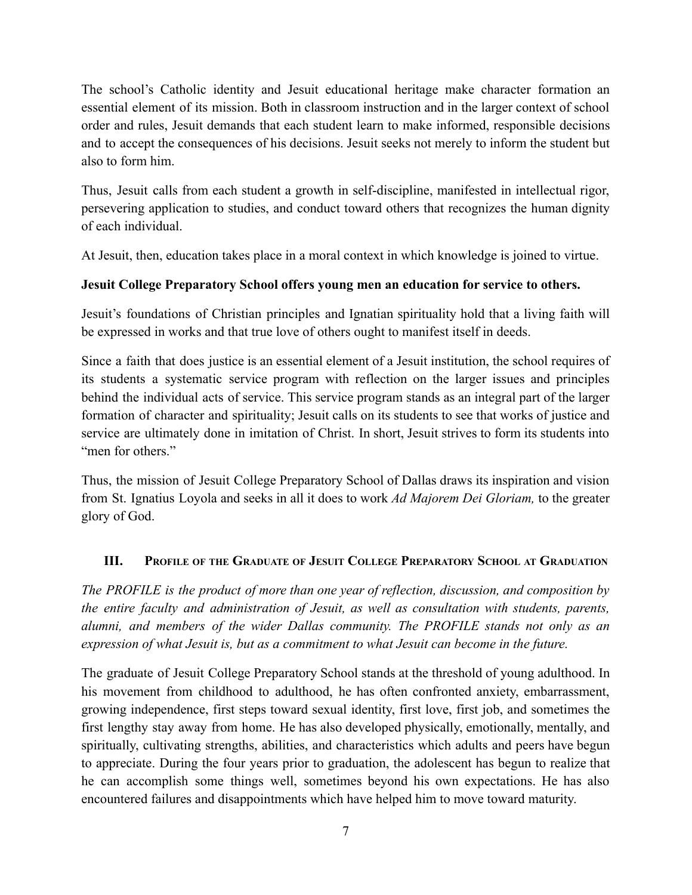The school's Catholic identity and Jesuit educational heritage make character formation an essential element of its mission. Both in classroom instruction and in the larger context of school order and rules, Jesuit demands that each student learn to make informed, responsible decisions and to accept the consequences of his decisions. Jesuit seeks not merely to inform the student but also to form him.

Thus, Jesuit calls from each student a growth in self-discipline, manifested in intellectual rigor, persevering application to studies, and conduct toward others that recognizes the human dignity of each individual.

At Jesuit, then, education takes place in a moral context in which knowledge is joined to virtue.

**Jesuit College Preparatory School offers young men an education for service to others.**

Jesuit's foundations of Christian principles and Ignatian spirituality hold that a living faith will be expressed in works and that true love of others ought to manifest itself in deeds.

Since a faith that does justice is an essential element of a Jesuit institution, the school requires of its students a systematic service program with reflection on the larger issues and principles behind the individual acts of service. This service program stands as an integral part of the larger formation of character and spirituality; Jesuit calls on its students to see that works of justice and service are ultimately done in imitation of Christ. In short, Jesuit strives to form its students into "men for others."

Thus, the mission of Jesuit College Preparatory School of Dallas draws its inspiration and vision from St. Ignatius Loyola and seeks in all it does to work *Ad Majorem Dei Gloriam,* to the greater glory of God.

## III. Profile of the Graduate of Jesuit College Preparatory School at Graduation

*The PROFILE is the product of more than one year of reflection, discussion, and composition by the entire faculty and administration of Jesuit, as well as consultation with students, parents, alumni, and members of the wider Dallas community. The PROFILE stands not only as an expression of what Jesuit is, but as a commitment to what Jesuit can become in the future.*

The graduate of Jesuit College Preparatory School stands at the threshold of young adulthood. In his movement from childhood to adulthood, he has often confronted anxiety, embarrassment, growing independence, first steps toward sexual identity, first love, first job, and sometimes the first lengthy stay away from home. He has also developed physically, emotionally, mentally, and spiritually, cultivating strengths, abilities, and characteristics which adults and peers have begun to appreciate. During the four years prior to graduation, the adolescent has begun to realize that he can accomplish some things well, sometimes beyond his own expectations. He has also encountered failures and disappointments which have helped him to move toward maturity.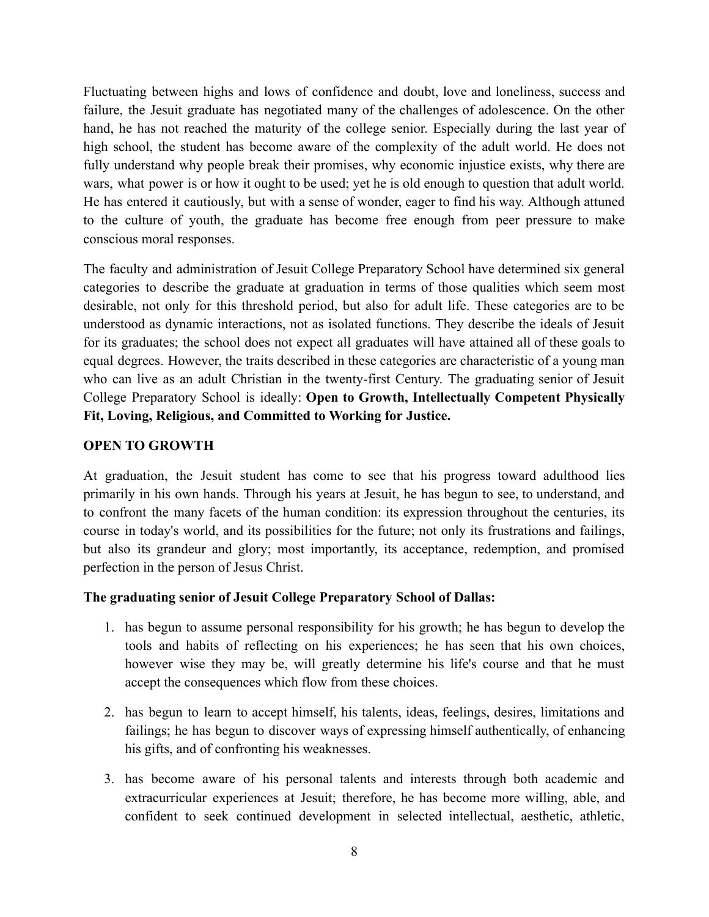Fluctuating between highs and lows of confidence and doubt, love and loneliness, success and failure, the Jesuit graduate has negotiated many of the challenges of adolescence. On the other hand, he has not reached the maturity of the college senior. Especially during the last year of high school, the student has become aware of the complexity of the adult world. He does not fully understand why people break their promises, why economic injustice exists, why there are wars, what power is or how it ought to be used; yet he is old enough to question that adult world. He has entered it cautiously, but with a sense of wonder, eager to find his way. Although attuned to the culture of youth, the graduate has become free enough from peer pressure to make conscious moral responses.

The faculty and administration of Jesuit College Preparatory School have determined six general categories to describe the graduate at graduation in terms of those qualities which seem most desirable, not only for this threshold period, but also for adult life. These categories are to be understood as dynamic interactions, not as isolated functions. They describe the ideals of Jesuit for its graduates; the school does not expect all graduates will have attained all of these goals to equal degrees. However, the traits described in these categories are characteristic of a young man who can live as an adult Christian in the twenty-first Century. The graduating senior of Jesuit College Preparatory School is ideally: **Open to Growth, Intellectually Competent Physically Fit, Loving, Religious, and Committed to Working for Justice.**

### OPEN TO GROWTH

At graduation, the Jesuit student has come to see that his progress toward adulthood lies primarily in his own hands. Through his years at Jesuit, he has begun to see, to understand, and to confront the many facets of the human condition: its expression throughout the centuries, its course in today's world, and its possibilities for the future; not only its frustrations and failings, but also its grandeur and glory; most importantly, its acceptance, redemption, and promised perfection in the person of Jesus Christ.

**The graduating senior of Jesuit College Preparatory School of Dallas:**

1. has begun to assume personal responsibility for his growth; he has begun to develop the tools and habits of reflecting on his experiences; he has seen that his own choices, however wise they may be, will greatly determine his life's course and that he must accept the consequences which flow from these choices.

2. has begun to learn to accept himself, his talents, ideas, feelings, desires, limitations and failings; he has begun to discover ways of expressing himself authentically, of enhancing his gifts, and of confronting his weaknesses.

3. has become aware of his personal talents and interests through both academic and extracurricular experiences at Jesuit; therefore, he has become more willing, able, and confident to seek continued development in selected intellectual, aesthetic, athletic,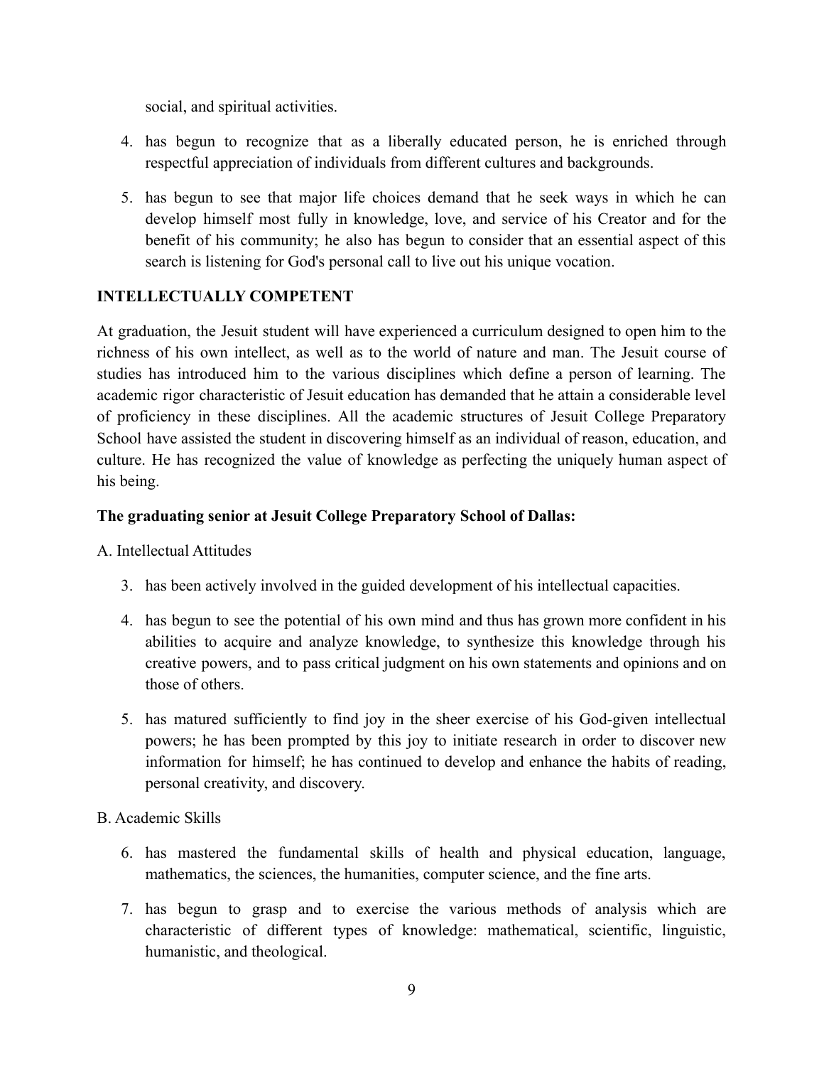social, and spiritual activities.

4. has begun to recognize that as a liberally educated person, he is enriched through respectful appreciation of individuals from different cultures and backgrounds.

5. has begun to see that major life choices demand that he seek ways in which he can develop himself most fully in knowledge, love, and service of his Creator and for the benefit of his community; he also has begun to consider that an essential aspect of this search is listening for God's personal call to live out his unique vocation.

**INTELLECTUALLY COMPETENT**

At graduation, the Jesuit student will have experienced a curriculum designed to open him to the richness of his own intellect, as well as to the world of nature and man. The Jesuit course of studies has introduced him to the various disciplines which define a person of learning. The academic rigor characteristic of Jesuit education has demanded that he attain a considerable level of proficiency in these disciplines. All the academic structures of Jesuit College Preparatory School have assisted the student in discovering himself as an individual of reason, education, and culture. He has recognized the value of knowledge as perfecting the uniquely human aspect of his being.

**The graduating senior at Jesuit College Preparatory School of Dallas:**

A. Intellectual Attitudes

3. has been actively involved in the guided development of his intellectual capacities.

4. has begun to see the potential of his own mind and thus has grown more confident in his abilities to acquire and analyze knowledge, to synthesize this knowledge through his creative powers, and to pass critical judgment on his own statements and opinions and on those of others.

5. has matured sufficiently to find joy in the sheer exercise of his God-given intellectual powers; he has been prompted by this joy to initiate research in order to discover new information for himself; he has continued to develop and enhance the habits of reading, personal creativity, and discovery.

B. Academic Skills

6. has mastered the fundamental skills of health and physical education, language, mathematics, the sciences, the humanities, computer science, and the fine arts.

7. has begun to grasp and to exercise the various methods of analysis which are characteristic of different types of knowledge: mathematical, scientific, linguistic, humanistic, and theological.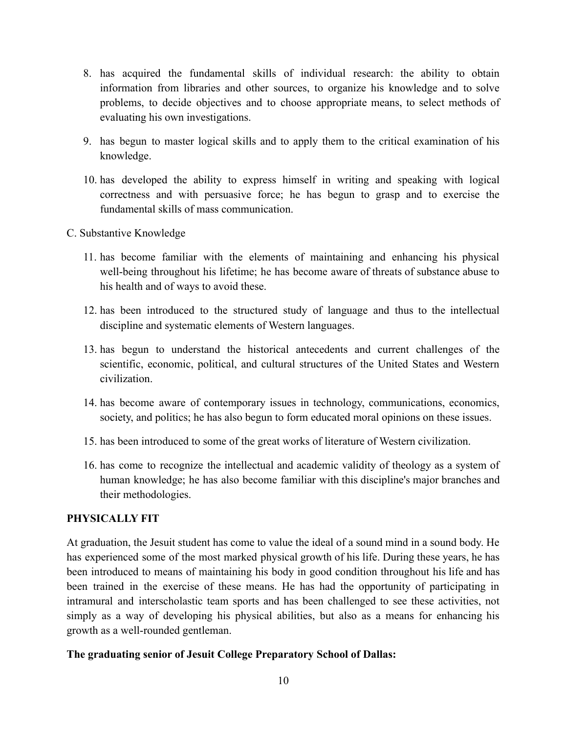8. has acquired the fundamental skills of individual research: the ability to obtain information from libraries and other sources, to organize his knowledge and to solve problems, to decide objectives and to choose appropriate means, to select methods of evaluating his own investigations.

9. has begun to master logical skills and to apply them to the critical examination of his knowledge.

10. has developed the ability to express himself in writing and speaking with logical correctness and with persuasive force; he has begun to grasp and to exercise the fundamental skills of mass communication.

C. Substantive Knowledge

11. has become familiar with the elements of maintaining and enhancing his physical well-being throughout his lifetime; he has become aware of threats of substance abuse to his health and of ways to avoid these.

12. has been introduced to the structured study of language and thus to the intellectual discipline and systematic elements of Western languages.

13. has begun to understand the historical antecedents and current challenges of the scientific, economic, political, and cultural structures of the United States and Western civilization.

14. has become aware of contemporary issues in technology, communications, economics, society, and politics; he has also begun to form educated moral opinions on these issues.

15. has been introduced to some of the great works of literature of Western civilization.

16. has come to recognize the intellectual and academic validity of theology as a system of human knowledge; he has also become familiar with this discipline's major branches and their methodologies.

**PHYSICALLY FIT**

At graduation, the Jesuit student has come to value the ideal of a sound mind in a sound body. He has experienced some of the most marked physical growth of his life. During these years, he has been introduced to means of maintaining his body in good condition throughout his life and has been trained in the exercise of these means. He has had the opportunity of participating in intramural and interscholastic team sports and has been challenged to see these activities, not simply as a way of developing his physical abilities, but also as a means for enhancing his growth as a well-rounded gentleman.

**The graduating senior of Jesuit College Preparatory School of Dallas:**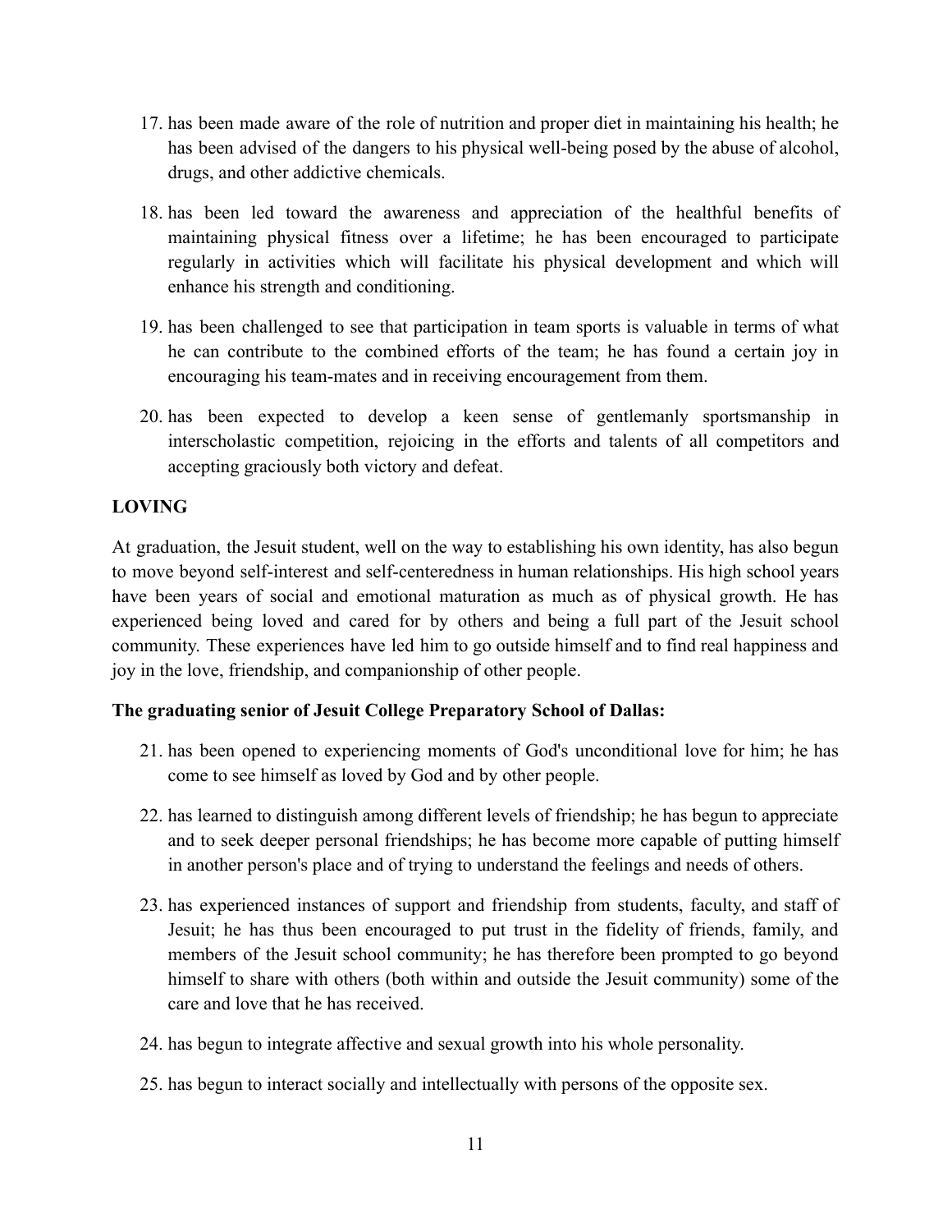17. has been made aware of the role of nutrition and proper diet in maintaining his health; he has been advised of the dangers to his physical well-being posed by the abuse of alcohol, drugs, and other addictive chemicals.

18. has been led toward the awareness and appreciation of the healthful benefits of maintaining physical fitness over a lifetime; he has been encouraged to participate regularly in activities which will facilitate his physical development and which will enhance his strength and conditioning.

19. has been challenged to see that participation in team sports is valuable in terms of what he can contribute to the combined efforts of the team; he has found a certain joy in encouraging his team-mates and in receiving encouragement from them.

20. has been expected to develop a keen sense of gentlemanly sportsmanship in interscholastic competition, rejoicing in the efforts and talents of all competitors and accepting graciously both victory and defeat.

**LOVING**

At graduation, the Jesuit student, well on the way to establishing his own identity, has also begun to move beyond self-interest and self-centeredness in human relationships. His high school years have been years of social and emotional maturation as much as of physical growth. He has experienced being loved and cared for by others and being a full part of the Jesuit school community. These experiences have led him to go outside himself and to find real happiness and joy in the love, friendship, and companionship of other people.

**The graduating senior of Jesuit College Preparatory School of Dallas:**

21. has been opened to experiencing moments of God's unconditional love for him; he has come to see himself as loved by God and by other people.

22. has learned to distinguish among different levels of friendship; he has begun to appreciate and to seek deeper personal friendships; he has become more capable of putting himself in another person's place and of trying to understand the feelings and needs of others.

23. has experienced instances of support and friendship from students, faculty, and staff of Jesuit; he has thus been encouraged to put trust in the fidelity of friends, family, and members of the Jesuit school community; he has therefore been prompted to go beyond himself to share with others (both within and outside the Jesuit community) some of the care and love that he has received.

24. has begun to integrate affective and sexual growth into his whole personality.

25. has begun to interact socially and intellectually with persons of the opposite sex.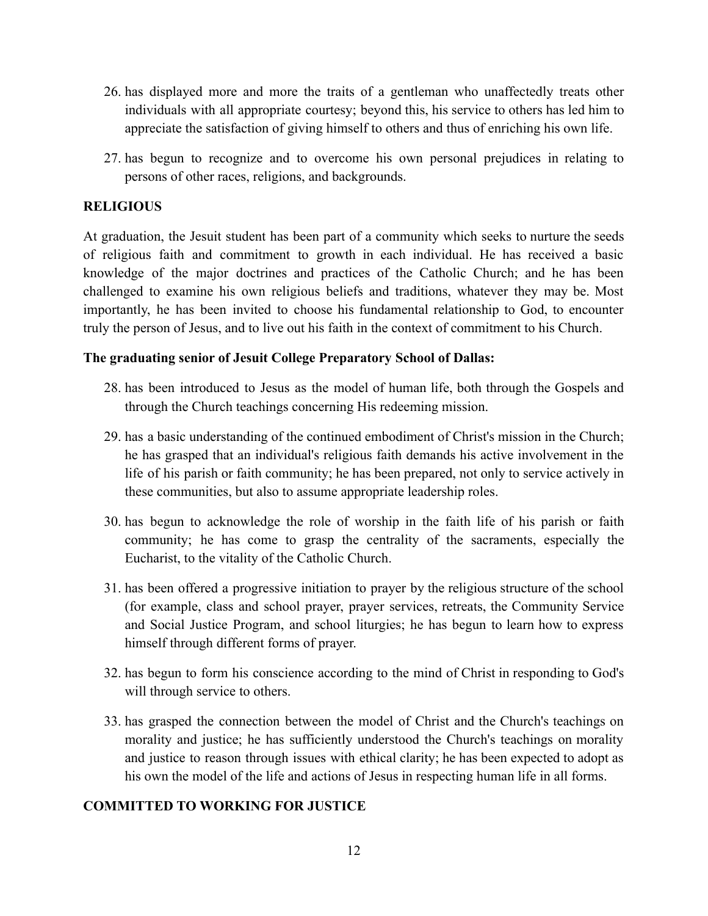26. has displayed more and more the traits of a gentleman who unaffectedly treats other individuals with all appropriate courtesy; beyond this, his service to others has led him to appreciate the satisfaction of giving himself to others and thus of enriching his own life.

27. has begun to recognize and to overcome his own personal prejudices in relating to persons of other races, religions, and backgrounds.

**RELIGIOUS**

At graduation, the Jesuit student has been part of a community which seeks to nurture the seeds of religious faith and commitment to growth in each individual. He has received a basic knowledge of the major doctrines and practices of the Catholic Church; and he has been challenged to examine his own religious beliefs and traditions, whatever they may be. Most importantly, he has been invited to choose his fundamental relationship to God, to encounter truly the person of Jesus, and to live out his faith in the context of commitment to his Church.

**The graduating senior of Jesuit College Preparatory School of Dallas:**

28. has been introduced to Jesus as the model of human life, both through the Gospels and through the Church teachings concerning His redeeming mission.

29. has a basic understanding of the continued embodiment of Christ's mission in the Church; he has grasped that an individual's religious faith demands his active involvement in the life of his parish or faith community; he has been prepared, not only to service actively in these communities, but also to assume appropriate leadership roles.

30. has begun to acknowledge the role of worship in the faith life of his parish or faith community; he has come to grasp the centrality of the sacraments, especially the Eucharist, to the vitality of the Catholic Church.

31. has been offered a progressive initiation to prayer by the religious structure of the school (for example, class and school prayer, prayer services, retreats, the Community Service and Social Justice Program, and school liturgies; he has begun to learn how to express himself through different forms of prayer.

32. has begun to form his conscience according to the mind of Christ in responding to God's will through service to others.

33. has grasped the connection between the model of Christ and the Church's teachings on morality and justice; he has sufficiently understood the Church's teachings on morality and justice to reason through issues with ethical clarity; he has been expected to adopt as his own the model of the life and actions of Jesus in respecting human life in all forms.

**COMMITTED TO WORKING FOR JUSTICE**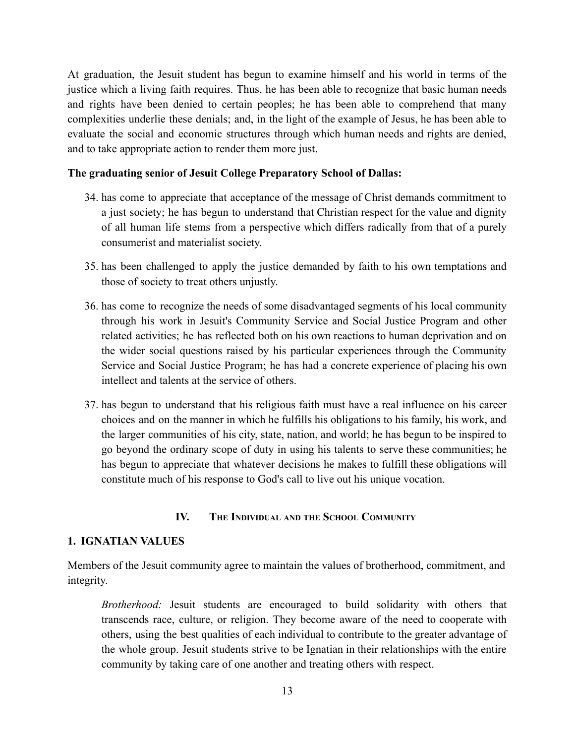At graduation, the Jesuit student has begun to examine himself and his world in terms of the justice which a living faith requires. Thus, he has been able to recognize that basic human needs and rights have been denied to certain peoples; he has been able to comprehend that many complexities underlie these denials; and, in the light of the example of Jesus, he has been able to evaluate the social and economic structures through which human needs and rights are denied, and to take appropriate action to render them more just.

**The graduating senior of Jesuit College Preparatory School of Dallas:**

34. has come to appreciate that acceptance of the message of Christ demands commitment to a just society; he has begun to understand that Christian respect for the value and dignity of all human life stems from a perspective which differs radically from that of a purely consumerist and materialist society.

35. has been challenged to apply the justice demanded by faith to his own temptations and those of society to treat others unjustly.

36. has come to recognize the needs of some disadvantaged segments of his local community through his work in Jesuit's Community Service and Social Justice Program and other related activities; he has reflected both on his own reactions to human deprivation and on the wider social questions raised by his particular experiences through the Community Service and Social Justice Program; he has had a concrete experience of placing his own intellect and talents at the service of others.

37. has begun to understand that his religious faith must have a real influence on his career choices and on the manner in which he fulfills his obligations to his family, his work, and the larger communities of his city, state, nation, and world; he has begun to be inspired to go beyond the ordinary scope of duty in using his talents to serve these communities; he has begun to appreciate that whatever decisions he makes to fulfill these obligations will constitute much of his response to God's call to live out his unique vocation.

## IV. The Individual and the School Community

### 1. IGNATIAN VALUES

Members of the Jesuit community agree to maintain the values of brotherhood, commitment, and integrity.

> *Brotherhood:* Jesuit students are encouraged to build solidarity with others that transcends race, culture, or religion. They become aware of the need to cooperate with others, using the best qualities of each individual to contribute to the greater advantage of the whole group. Jesuit students strive to be Ignatian in their relationships with the entire community by taking care of one another and treating others with respect.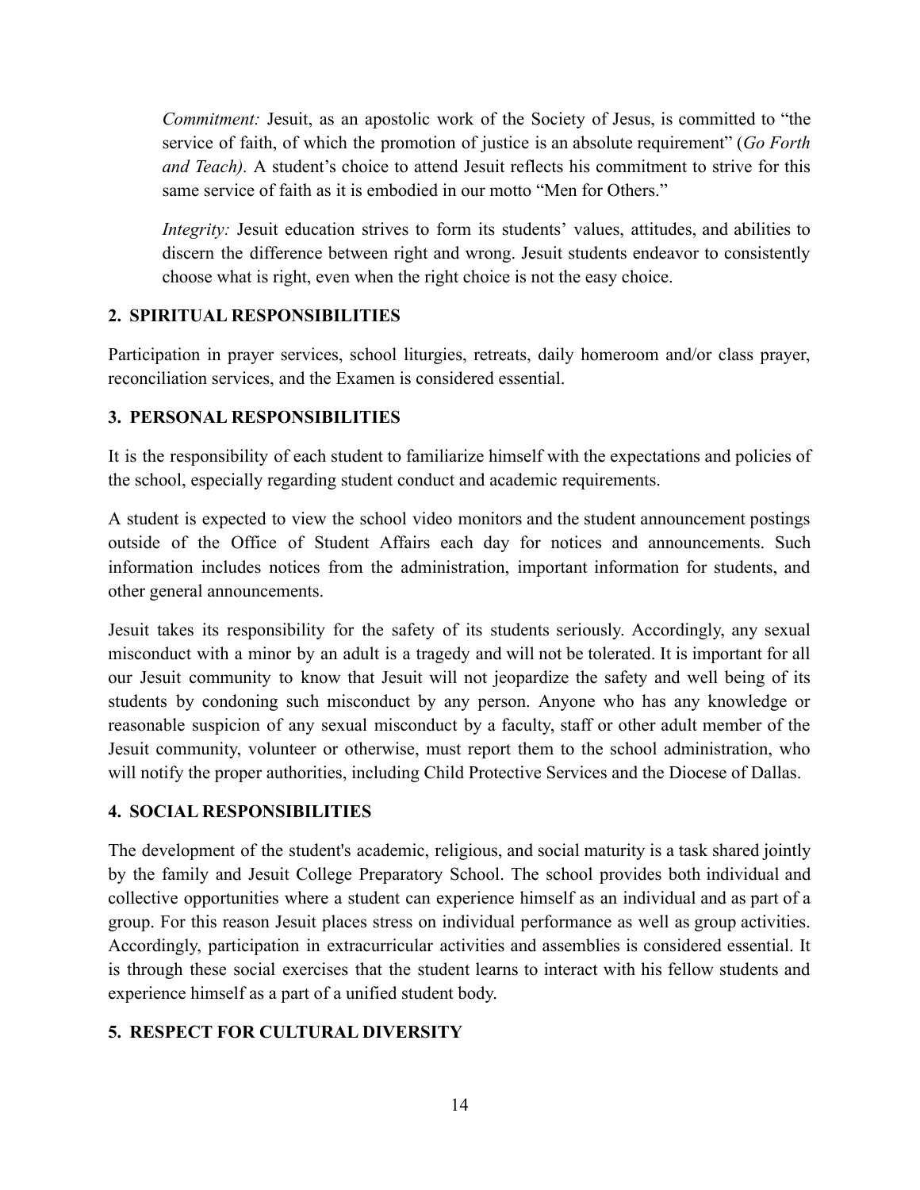*Commitment:* Jesuit, as an apostolic work of the Society of Jesus, is committed to "the service of faith, of which the promotion of justice is an absolute requirement" (*Go Forth and Teach).* A student's choice to attend Jesuit reflects his commitment to strive for this same service of faith as it is embodied in our motto "Men for Others."

*Integrity:* Jesuit education strives to form its students' values, attitudes, and abilities to discern the difference between right and wrong. Jesuit students endeavor to consistently choose what is right, even when the right choice is not the easy choice.

## 2. SPIRITUAL RESPONSIBILITIES

Participation in prayer services, school liturgies, retreats, daily homeroom and/or class prayer, reconciliation services, and the Examen is considered essential.

## 3. PERSONAL RESPONSIBILITIES

It is the responsibility of each student to familiarize himself with the expectations and policies of the school, especially regarding student conduct and academic requirements.

A student is expected to view the school video monitors and the student announcement postings outside of the Office of Student Affairs each day for notices and announcements. Such information includes notices from the administration, important information for students, and other general announcements.

Jesuit takes its responsibility for the safety of its students seriously. Accordingly, any sexual misconduct with a minor by an adult is a tragedy and will not be tolerated. It is important for all our Jesuit community to know that Jesuit will not jeopardize the safety and well being of its students by condoning such misconduct by any person. Anyone who has any knowledge or reasonable suspicion of any sexual misconduct by a faculty, staff or other adult member of the Jesuit community, volunteer or otherwise, must report them to the school administration, who will notify the proper authorities, including Child Protective Services and the Diocese of Dallas.

## 4. SOCIAL RESPONSIBILITIES

The development of the student's academic, religious, and social maturity is a task shared jointly by the family and Jesuit College Preparatory School. The school provides both individual and collective opportunities where a student can experience himself as an individual and as part of a group. For this reason Jesuit places stress on individual performance as well as group activities. Accordingly, participation in extracurricular activities and assemblies is considered essential. It is through these social exercises that the student learns to interact with his fellow students and experience himself as a part of a unified student body.

## 5. RESPECT FOR CULTURAL DIVERSITY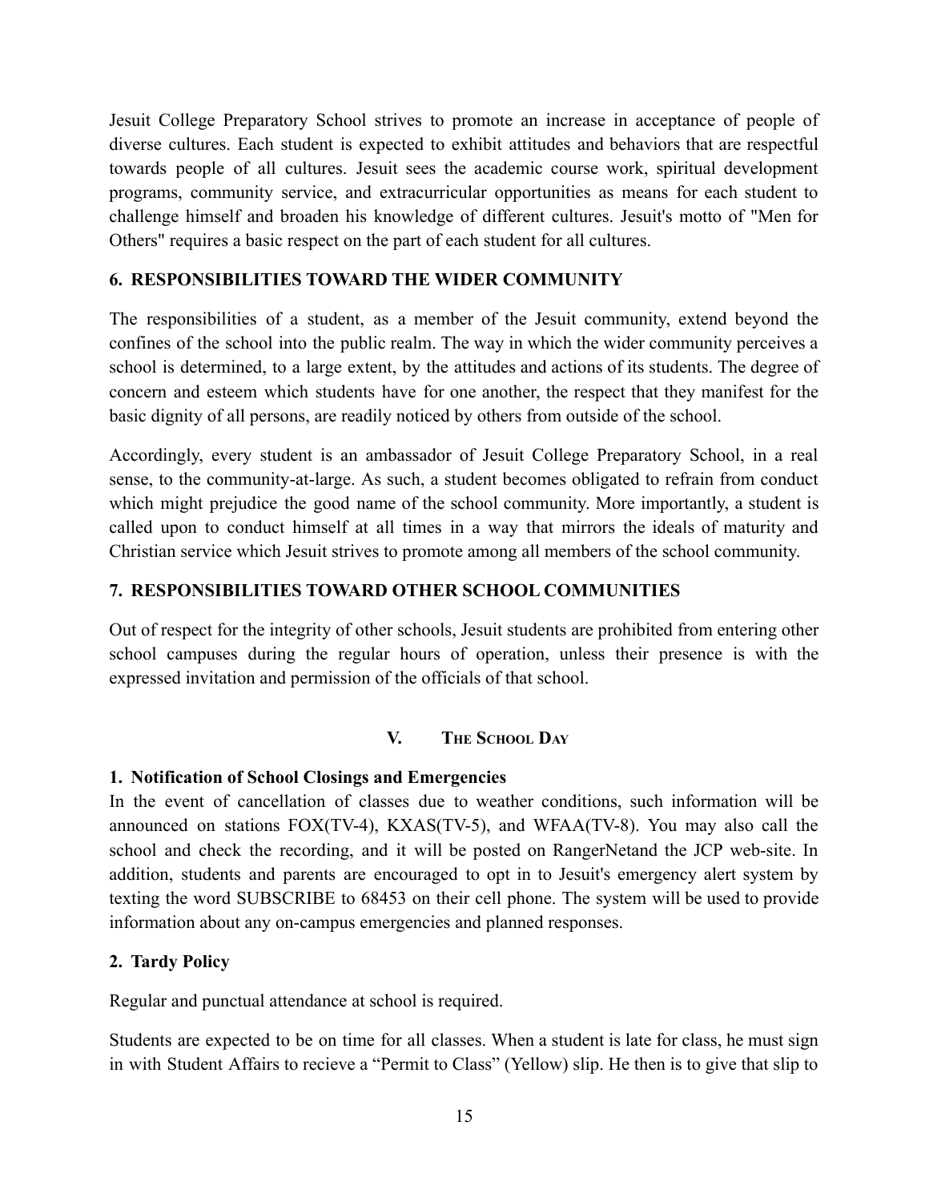Jesuit College Preparatory School strives to promote an increase in acceptance of people of diverse cultures. Each student is expected to exhibit attitudes and behaviors that are respectful towards people of all cultures. Jesuit sees the academic course work, spiritual development programs, community service, and extracurricular opportunities as means for each student to challenge himself and broaden his knowledge of different cultures. Jesuit's motto of "Men for Others" requires a basic respect on the part of each student for all cultures.

### 6. RESPONSIBILITIES TOWARD THE WIDER COMMUNITY

The responsibilities of a student, as a member of the Jesuit community, extend beyond the confines of the school into the public realm. The way in which the wider community perceives a school is determined, to a large extent, by the attitudes and actions of its students. The degree of concern and esteem which students have for one another, the respect that they manifest for the basic dignity of all persons, are readily noticed by others from outside of the school.

Accordingly, every student is an ambassador of Jesuit College Preparatory School, in a real sense, to the community-at-large. As such, a student becomes obligated to refrain from conduct which might prejudice the good name of the school community. More importantly, a student is called upon to conduct himself at all times in a way that mirrors the ideals of maturity and Christian service which Jesuit strives to promote among all members of the school community.

### 7. RESPONSIBILITIES TOWARD OTHER SCHOOL COMMUNITIES

Out of respect for the integrity of other schools, Jesuit students are prohibited from entering other school campuses during the regular hours of operation, unless their presence is with the expressed invitation and permission of the officials of that school.

## V. THE SCHOOL DAY

### 1. Notification of School Closings and Emergencies

In the event of cancellation of classes due to weather conditions, such information will be announced on stations FOX(TV-4), KXAS(TV-5), and WFAA(TV-8). You may also call the school and check the recording, and it will be posted on RangerNetand the JCP web-site. In addition, students and parents are encouraged to opt in to Jesuit's emergency alert system by texting the word SUBSCRIBE to 68453 on their cell phone. The system will be used to provide information about any on-campus emergencies and planned responses.

### 2. Tardy Policy

Regular and punctual attendance at school is required.

Students are expected to be on time for all classes. When a student is late for class, he must sign in with Student Affairs to recieve a “Permit to Class” (Yellow) slip. He then is to give that slip to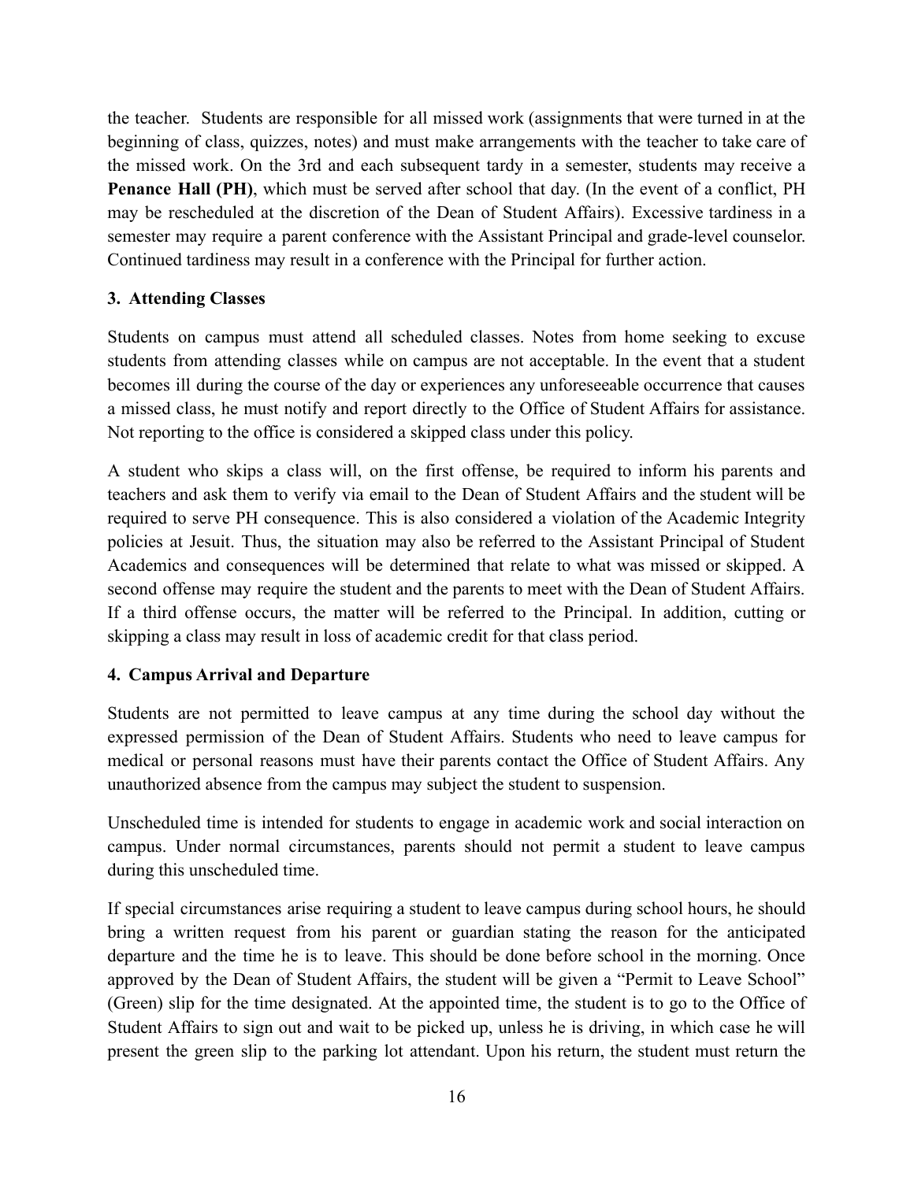the teacher. Students are responsible for all missed work (assignments that were turned in at the beginning of class, quizzes, notes) and must make arrangements with the teacher to take care of the missed work. On the 3rd and each subsequent tardy in a semester, students may receive a **Penance Hall (PH)**, which must be served after school that day. (In the event of a conflict, PH may be rescheduled at the discretion of the Dean of Student Affairs). Excessive tardiness in a semester may require a parent conference with the Assistant Principal and grade-level counselor. Continued tardiness may result in a conference with the Principal for further action.

### 3. Attending Classes

Students on campus must attend all scheduled classes. Notes from home seeking to excuse students from attending classes while on campus are not acceptable. In the event that a student becomes ill during the course of the day or experiences any unforeseeable occurrence that causes a missed class, he must notify and report directly to the Office of Student Affairs for assistance. Not reporting to the office is considered a skipped class under this policy.

A student who skips a class will, on the first offense, be required to inform his parents and teachers and ask them to verify via email to the Dean of Student Affairs and the student will be required to serve PH consequence. This is also considered a violation of the Academic Integrity policies at Jesuit. Thus, the situation may also be referred to the Assistant Principal of Student Academics and consequences will be determined that relate to what was missed or skipped. A second offense may require the student and the parents to meet with the Dean of Student Affairs. If a third offense occurs, the matter will be referred to the Principal. In addition, cutting or skipping a class may result in loss of academic credit for that class period.

### 4. Campus Arrival and Departure

Students are not permitted to leave campus at any time during the school day without the expressed permission of the Dean of Student Affairs. Students who need to leave campus for medical or personal reasons must have their parents contact the Office of Student Affairs. Any unauthorized absence from the campus may subject the student to suspension.

Unscheduled time is intended for students to engage in academic work and social interaction on campus. Under normal circumstances, parents should not permit a student to leave campus during this unscheduled time.

If special circumstances arise requiring a student to leave campus during school hours, he should bring a written request from his parent or guardian stating the reason for the anticipated departure and the time he is to leave. This should be done before school in the morning. Once approved by the Dean of Student Affairs, the student will be given a "Permit to Leave School" (Green) slip for the time designated. At the appointed time, the student is to go to the Office of Student Affairs to sign out and wait to be picked up, unless he is driving, in which case he will present the green slip to the parking lot attendant. Upon his return, the student must return the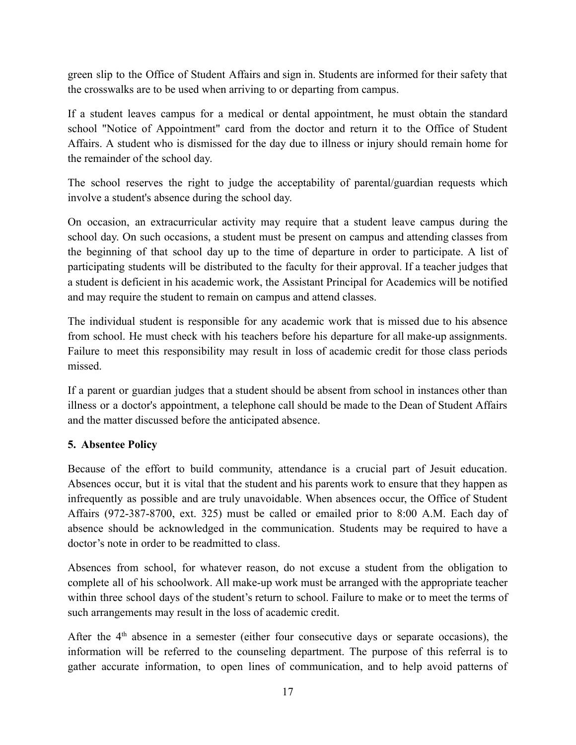green slip to the Office of Student Affairs and sign in. Students are informed for their safety that the crosswalks are to be used when arriving to or departing from campus.

If a student leaves campus for a medical or dental appointment, he must obtain the standard school "Notice of Appointment" card from the doctor and return it to the Office of Student Affairs. A student who is dismissed for the day due to illness or injury should remain home for the remainder of the school day.

The school reserves the right to judge the acceptability of parental/guardian requests which involve a student's absence during the school day.

On occasion, an extracurricular activity may require that a student leave campus during the school day. On such occasions, a student must be present on campus and attending classes from the beginning of that school day up to the time of departure in order to participate. A list of participating students will be distributed to the faculty for their approval. If a teacher judges that a student is deficient in his academic work, the Assistant Principal for Academics will be notified and may require the student to remain on campus and attend classes.

The individual student is responsible for any academic work that is missed due to his absence from school. He must check with his teachers before his departure for all make-up assignments. Failure to meet this responsibility may result in loss of academic credit for those class periods missed.

If a parent or guardian judges that a student should be absent from school in instances other than illness or a doctor's appointment, a telephone call should be made to the Dean of Student Affairs and the matter discussed before the anticipated absence.

**5. Absentee Policy**

Because of the effort to build community, attendance is a crucial part of Jesuit education. Absences occur, but it is vital that the student and his parents work to ensure that they happen as infrequently as possible and are truly unavoidable. When absences occur, the Office of Student Affairs (972-387-8700, ext. 325) must be called or emailed prior to 8:00 A.M. Each day of absence should be acknowledged in the communication. Students may be required to have a doctor's note in order to be readmitted to class.

Absences from school, for whatever reason, do not excuse a student from the obligation to complete all of his schoolwork. All make-up work must be arranged with the appropriate teacher within three school days of the student's return to school. Failure to make or to meet the terms of such arrangements may result in the loss of academic credit.

After the 4th absence in a semester (either four consecutive days or separate occasions), the information will be referred to the counseling department. The purpose of this referral is to gather accurate information, to open lines of communication, and to help avoid patterns of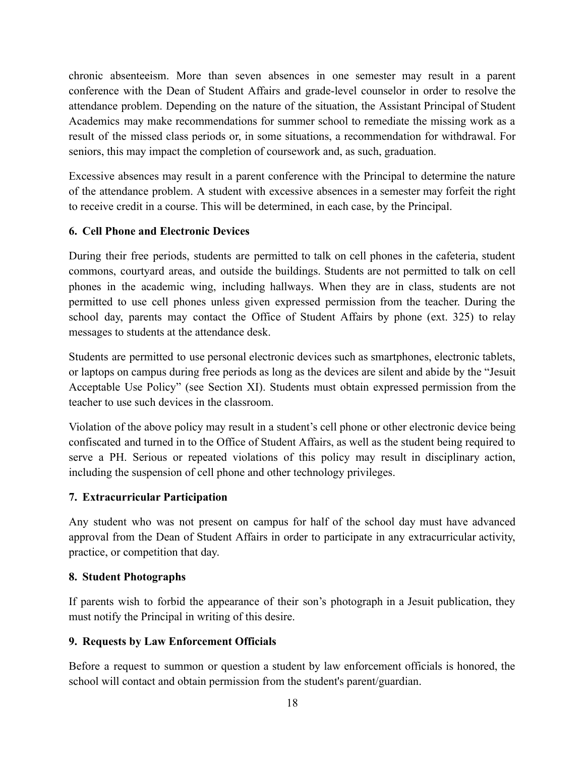chronic absenteeism. More than seven absences in one semester may result in a parent conference with the Dean of Student Affairs and grade-level counselor in order to resolve the attendance problem. Depending on the nature of the situation, the Assistant Principal of Student Academics may make recommendations for summer school to remediate the missing work as a result of the missed class periods or, in some situations, a recommendation for withdrawal. For seniors, this may impact the completion of coursework and, as such, graduation.

Excessive absences may result in a parent conference with the Principal to determine the nature of the attendance problem. A student with excessive absences in a semester may forfeit the right to receive credit in a course. This will be determined, in each case, by the Principal.

### 6. Cell Phone and Electronic Devices

During their free periods, students are permitted to talk on cell phones in the cafeteria, student commons, courtyard areas, and outside the buildings. Students are not permitted to talk on cell phones in the academic wing, including hallways. When they are in class, students are not permitted to use cell phones unless given expressed permission from the teacher. During the school day, parents may contact the Office of Student Affairs by phone (ext. 325) to relay messages to students at the attendance desk.

Students are permitted to use personal electronic devices such as smartphones, electronic tablets, or laptops on campus during free periods as long as the devices are silent and abide by the "Jesuit Acceptable Use Policy" (see Section XI). Students must obtain expressed permission from the teacher to use such devices in the classroom.

Violation of the above policy may result in a student's cell phone or other electronic device being confiscated and turned in to the Office of Student Affairs, as well as the student being required to serve a PH. Serious or repeated violations of this policy may result in disciplinary action, including the suspension of cell phone and other technology privileges.

### 7. Extracurricular Participation

Any student who was not present on campus for half of the school day must have advanced approval from the Dean of Student Affairs in order to participate in any extracurricular activity, practice, or competition that day.

### 8. Student Photographs

If parents wish to forbid the appearance of their son's photograph in a Jesuit publication, they must notify the Principal in writing of this desire.

### 9. Requests by Law Enforcement Officials

Before a request to summon or question a student by law enforcement officials is honored, the school will contact and obtain permission from the student's parent/guardian.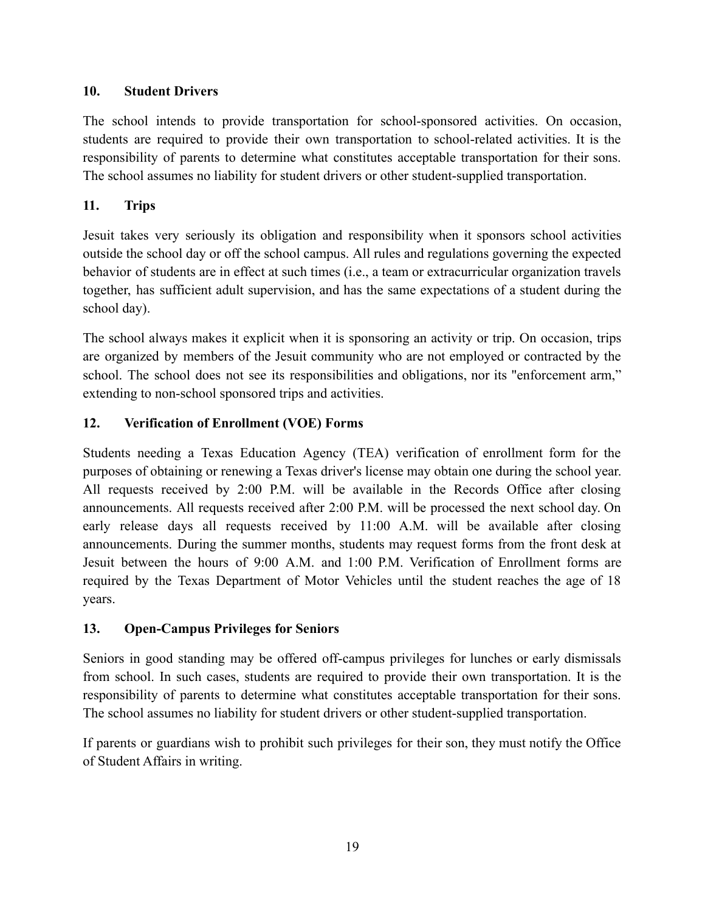### 10. Student Drivers

The school intends to provide transportation for school-sponsored activities. On occasion, students are required to provide their own transportation to school-related activities. It is the responsibility of parents to determine what constitutes acceptable transportation for their sons. The school assumes no liability for student drivers or other student-supplied transportation.

### 11. Trips

Jesuit takes very seriously its obligation and responsibility when it sponsors school activities outside the school day or off the school campus. All rules and regulations governing the expected behavior of students are in effect at such times (i.e., a team or extracurricular organization travels together, has sufficient adult supervision, and has the same expectations of a student during the school day).

The school always makes it explicit when it is sponsoring an activity or trip. On occasion, trips are organized by members of the Jesuit community who are not employed or contracted by the school. The school does not see its responsibilities and obligations, nor its "enforcement arm," extending to non-school sponsored trips and activities.

### 12. Verification of Enrollment (VOE) Forms

Students needing a Texas Education Agency (TEA) verification of enrollment form for the purposes of obtaining or renewing a Texas driver's license may obtain one during the school year. All requests received by 2:00 P.M. will be available in the Records Office after closing announcements. All requests received after 2:00 P.M. will be processed the next school day. On early release days all requests received by 11:00 A.M. will be available after closing announcements. During the summer months, students may request forms from the front desk at Jesuit between the hours of 9:00 A.M. and 1:00 P.M. Verification of Enrollment forms are required by the Texas Department of Motor Vehicles until the student reaches the age of 18 years.

### 13. Open-Campus Privileges for Seniors

Seniors in good standing may be offered off-campus privileges for lunches or early dismissals from school. In such cases, students are required to provide their own transportation. It is the responsibility of parents to determine what constitutes acceptable transportation for their sons. The school assumes no liability for student drivers or other student-supplied transportation.

If parents or guardians wish to prohibit such privileges for their son, they must notify the Office of Student Affairs in writing.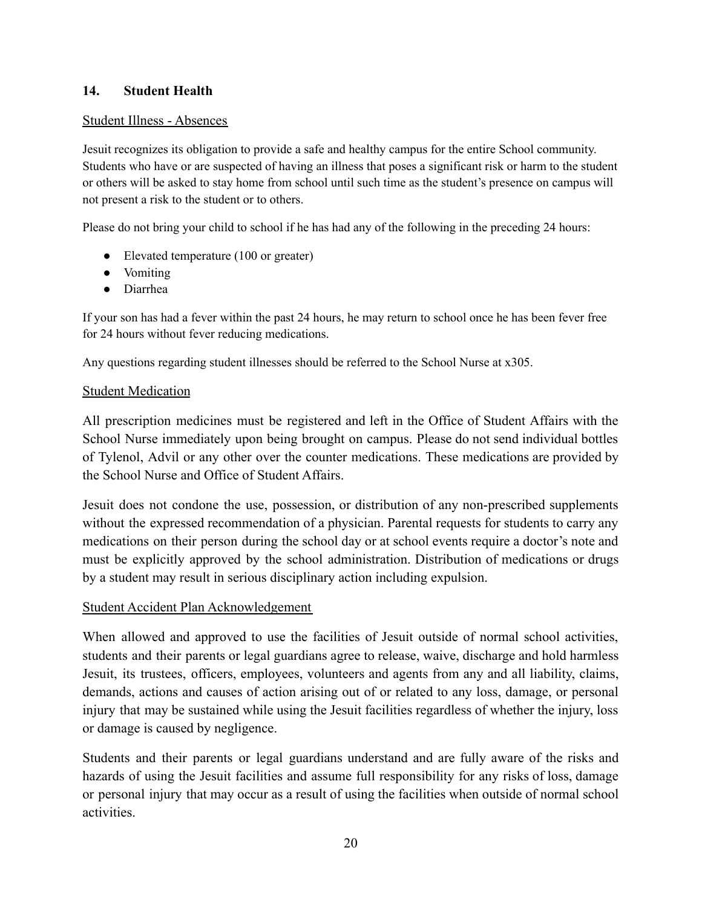## 14. Student Health

### Student Illness - Absences

Jesuit recognizes its obligation to provide a safe and healthy campus for the entire School community. Students who have or are suspected of having an illness that poses a significant risk or harm to the student or others will be asked to stay home from school until such time as the student's presence on campus will not present a risk to the student or to others.

Please do not bring your child to school if he has had any of the following in the preceding 24 hours:

- Elevated temperature (100 or greater)
- Vomiting
- Diarrhea

If your son has had a fever within the past 24 hours, he may return to school once he has been fever free for 24 hours without fever reducing medications.

Any questions regarding student illnesses should be referred to the School Nurse at x305.

### Student Medication

All prescription medicines must be registered and left in the Office of Student Affairs with the School Nurse immediately upon being brought on campus. Please do not send individual bottles of Tylenol, Advil or any other over the counter medications. These medications are provided by the School Nurse and Office of Student Affairs.

Jesuit does not condone the use, possession, or distribution of any non-prescribed supplements without the expressed recommendation of a physician. Parental requests for students to carry any medications on their person during the school day or at school events require a doctor's note and must be explicitly approved by the school administration. Distribution of medications or drugs by a student may result in serious disciplinary action including expulsion.

### Student Accident Plan Acknowledgement

When allowed and approved to use the facilities of Jesuit outside of normal school activities, students and their parents or legal guardians agree to release, waive, discharge and hold harmless Jesuit, its trustees, officers, employees, volunteers and agents from any and all liability, claims, demands, actions and causes of action arising out of or related to any loss, damage, or personal injury that may be sustained while using the Jesuit facilities regardless of whether the injury, loss or damage is caused by negligence.

Students and their parents or legal guardians understand and are fully aware of the risks and hazards of using the Jesuit facilities and assume full responsibility for any risks of loss, damage or personal injury that may occur as a result of using the facilities when outside of normal school activities.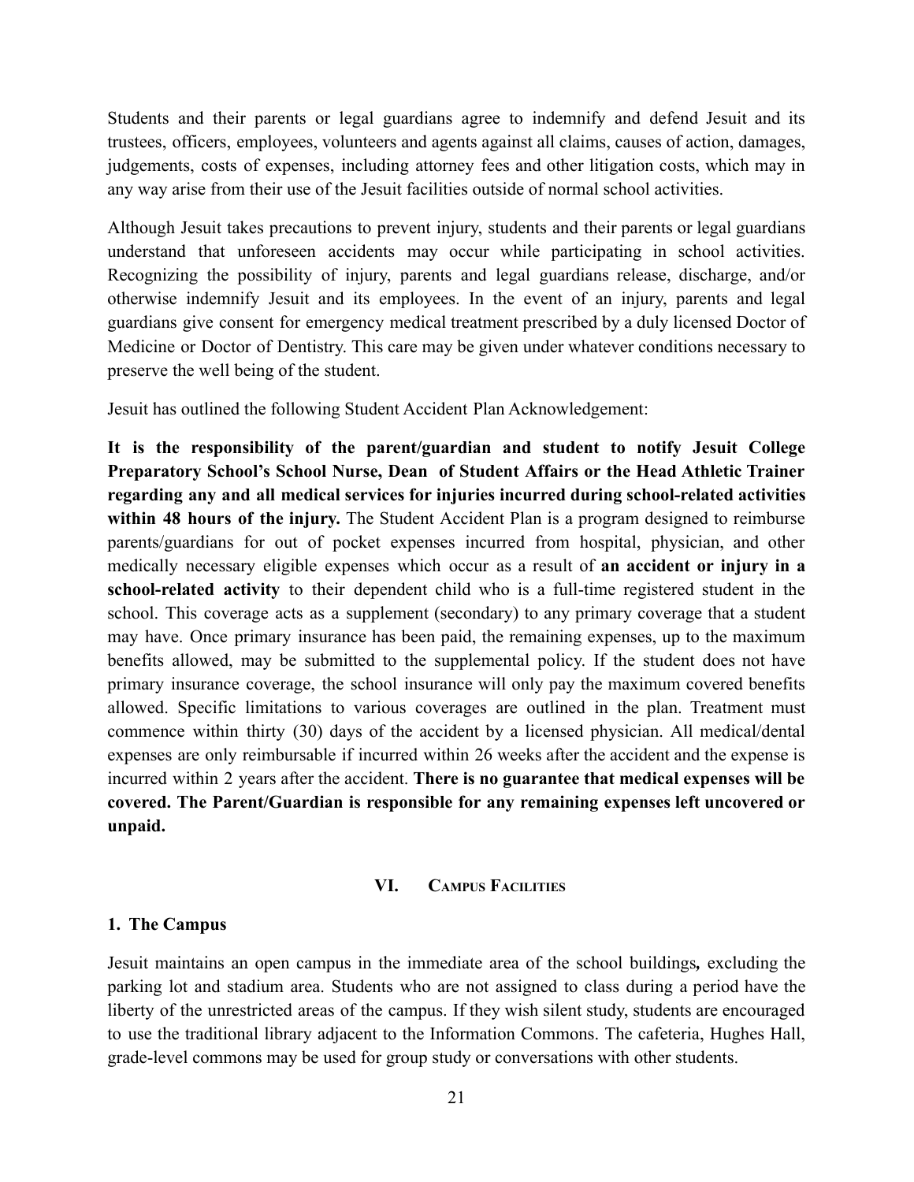Students and their parents or legal guardians agree to indemnify and defend Jesuit and its trustees, officers, employees, volunteers and agents against all claims, causes of action, damages, judgements, costs of expenses, including attorney fees and other litigation costs, which may in any way arise from their use of the Jesuit facilities outside of normal school activities.

Although Jesuit takes precautions to prevent injury, students and their parents or legal guardians understand that unforeseen accidents may occur while participating in school activities. Recognizing the possibility of injury, parents and legal guardians release, discharge, and/or otherwise indemnify Jesuit and its employees. In the event of an injury, parents and legal guardians give consent for emergency medical treatment prescribed by a duly licensed Doctor of Medicine or Doctor of Dentistry. This care may be given under whatever conditions necessary to preserve the well being of the student.

Jesuit has outlined the following Student Accident Plan Acknowledgement:

**It is the responsibility of the parent/guardian and student to notify Jesuit College Preparatory School's School Nurse, Dean of Student Affairs or the Head Athletic Trainer regarding any and all medical services for injuries incurred during school-related activities within 48 hours of the injury.** The Student Accident Plan is a program designed to reimburse parents/guardians for out of pocket expenses incurred from hospital, physician, and other medically necessary eligible expenses which occur as a result of **an accident or injury in a school-related activity** to their dependent child who is a full-time registered student in the school. This coverage acts as a supplement (secondary) to any primary coverage that a student may have. Once primary insurance has been paid, the remaining expenses, up to the maximum benefits allowed, may be submitted to the supplemental policy. If the student does not have primary insurance coverage, the school insurance will only pay the maximum covered benefits allowed. Specific limitations to various coverages are outlined in the plan. Treatment must commence within thirty (30) days of the accident by a licensed physician. All medical/dental expenses are only reimbursable if incurred within 26 weeks after the accident and the expense is incurred within 2 years after the accident. **There is no guarantee that medical expenses will be covered. The Parent/Guardian is responsible for any remaining expenses left uncovered or unpaid.**

## VI. Campus Facilities

### 1. The Campus

Jesuit maintains an open campus in the immediate area of the school buildings**,** excluding the parking lot and stadium area. Students who are not assigned to class during a period have the liberty of the unrestricted areas of the campus. If they wish silent study, students are encouraged to use the traditional library adjacent to the Information Commons. The cafeteria, Hughes Hall, grade-level commons may be used for group study or conversations with other students.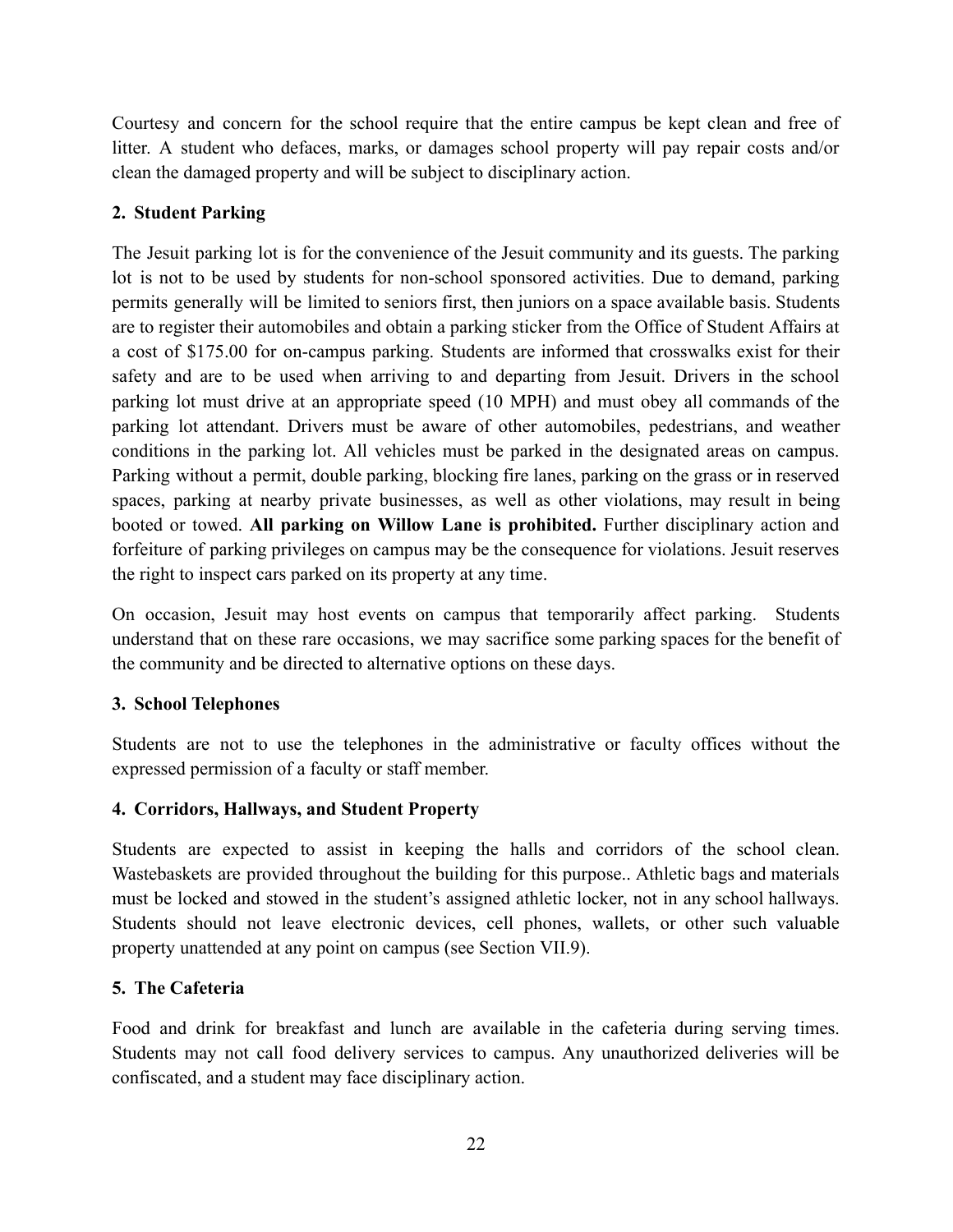Courtesy and concern for the school require that the entire campus be kept clean and free of litter. A student who defaces, marks, or damages school property will pay repair costs and/or clean the damaged property and will be subject to disciplinary action.

### 2. Student Parking

The Jesuit parking lot is for the convenience of the Jesuit community and its guests. The parking lot is not to be used by students for non-school sponsored activities. Due to demand, parking permits generally will be limited to seniors first, then juniors on a space available basis. Students are to register their automobiles and obtain a parking sticker from the Office of Student Affairs at a cost of $175.00 for on-campus parking. Students are informed that crosswalks exist for their safety and are to be used when arriving to and departing from Jesuit. Drivers in the school parking lot must drive at an appropriate speed (10 MPH) and must obey all commands of the parking lot attendant. Drivers must be aware of other automobiles, pedestrians, and weather conditions in the parking lot. All vehicles must be parked in the designated areas on campus. Parking without a permit, double parking, blocking fire lanes, parking on the grass or in reserved spaces, parking at nearby private businesses, as well as other violations, may result in being booted or towed. **All parking on Willow Lane is prohibited.** Further disciplinary action and forfeiture of parking privileges on campus may be the consequence for violations. Jesuit reserves the right to inspect cars parked on its property at any time.

On occasion, Jesuit may host events on campus that temporarily affect parking. Students understand that on these rare occasions, we may sacrifice some parking spaces for the benefit of the community and be directed to alternative options on these days.

### 3. School Telephones

Students are not to use the telephones in the administrative or faculty offices without the expressed permission of a faculty or staff member.

### 4. Corridors, Hallways, and Student Property

Students are expected to assist in keeping the halls and corridors of the school clean. Wastebaskets are provided throughout the building for this purpose.. Athletic bags and materials must be locked and stowed in the student's assigned athletic locker, not in any school hallways. Students should not leave electronic devices, cell phones, wallets, or other such valuable property unattended at any point on campus (see Section VII.9).

### 5. The Cafeteria

Food and drink for breakfast and lunch are available in the cafeteria during serving times. Students may not call food delivery services to campus. Any unauthorized deliveries will be confiscated, and a student may face disciplinary action.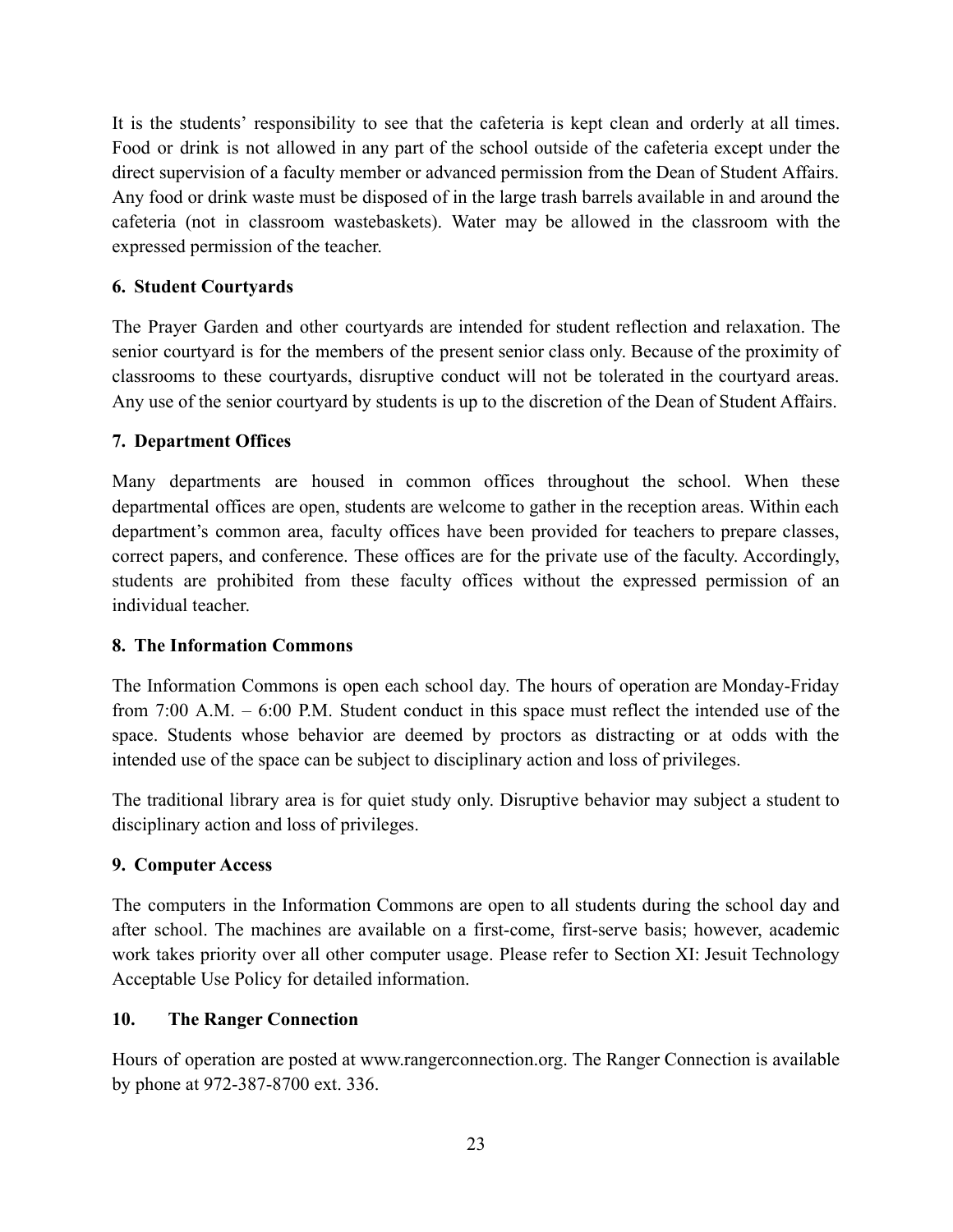It is the students' responsibility to see that the cafeteria is kept clean and orderly at all times. Food or drink is not allowed in any part of the school outside of the cafeteria except under the direct supervision of a faculty member or advanced permission from the Dean of Student Affairs. Any food or drink waste must be disposed of in the large trash barrels available in and around the cafeteria (not in classroom wastebaskets). Water may be allowed in the classroom with the expressed permission of the teacher.

### 6. Student Courtyards

The Prayer Garden and other courtyards are intended for student reflection and relaxation. The senior courtyard is for the members of the present senior class only. Because of the proximity of classrooms to these courtyards, disruptive conduct will not be tolerated in the courtyard areas. Any use of the senior courtyard by students is up to the discretion of the Dean of Student Affairs.

### 7. Department Offices

Many departments are housed in common offices throughout the school. When these departmental offices are open, students are welcome to gather in the reception areas. Within each department's common area, faculty offices have been provided for teachers to prepare classes, correct papers, and conference. These offices are for the private use of the faculty. Accordingly, students are prohibited from these faculty offices without the expressed permission of an individual teacher.

### 8. The Information Commons

The Information Commons is open each school day. The hours of operation are Monday-Friday from 7:00 A.M. – 6:00 P.M. Student conduct in this space must reflect the intended use of the space. Students whose behavior are deemed by proctors as distracting or at odds with the intended use of the space can be subject to disciplinary action and loss of privileges.

The traditional library area is for quiet study only. Disruptive behavior may subject a student to disciplinary action and loss of privileges.

### 9. Computer Access

The computers in the Information Commons are open to all students during the school day and after school. The machines are available on a first-come, first-serve basis; however, academic work takes priority over all other computer usage. Please refer to Section XI: Jesuit Technology Acceptable Use Policy for detailed information.

### 10. The Ranger Connection

Hours of operation are posted at www.rangerconnection.org. The Ranger Connection is available by phone at 972-387-8700 ext. 336.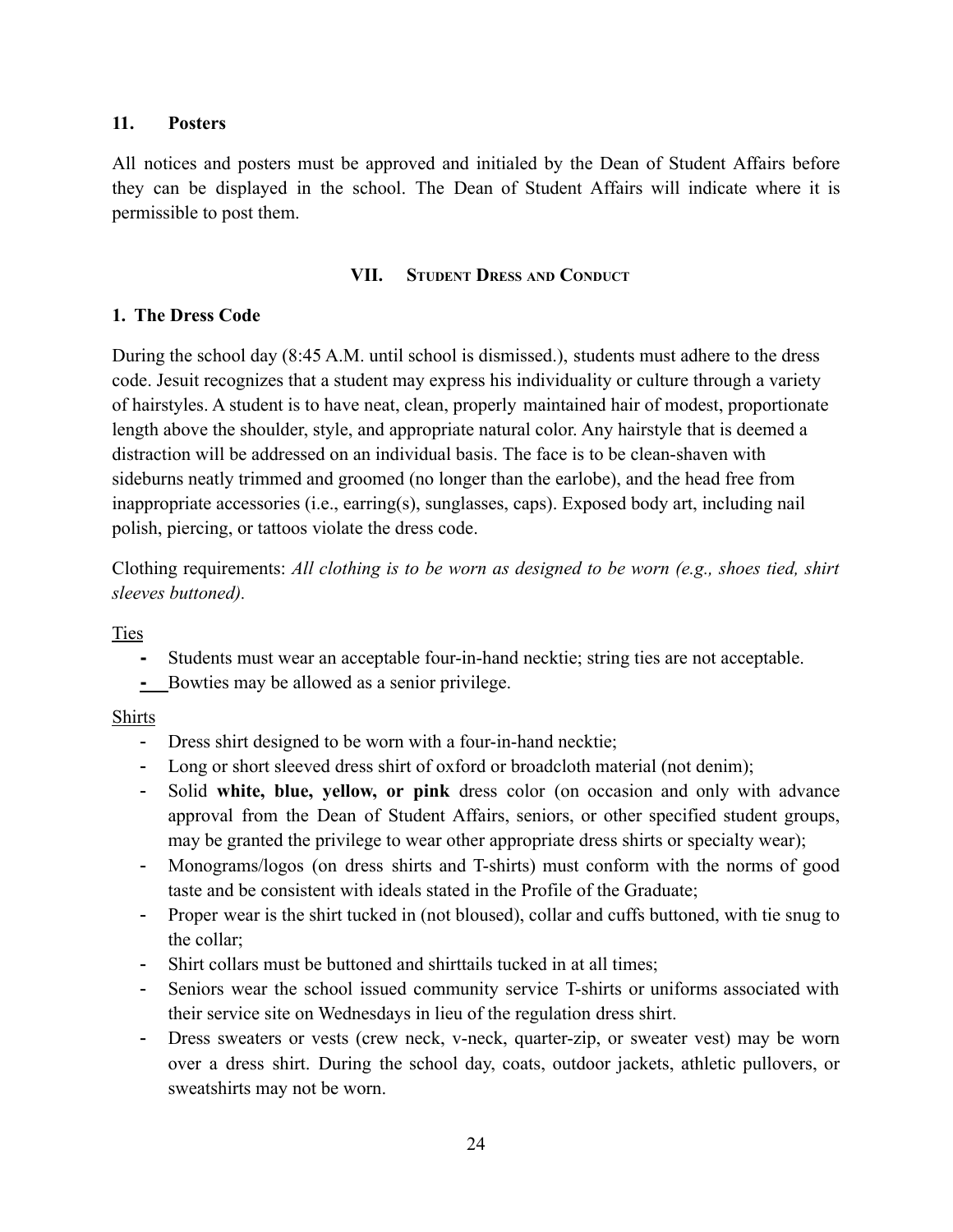### 11. Posters

All notices and posters must be approved and initialed by the Dean of Student Affairs before they can be displayed in the school. The Dean of Student Affairs will indicate where it is permissible to post them.

## VII. Student Dress and Conduct

### 1. The Dress Code

During the school day (8:45 A.M. until school is dismissed.), students must adhere to the dress code. Jesuit recognizes that a student may express his individuality or culture through a variety of hairstyles. A student is to have neat, clean, properly maintained hair of modest, proportionate length above the shoulder, style, and appropriate natural color. Any hairstyle that is deemed a distraction will be addressed on an individual basis. The face is to be clean-shaven with sideburns neatly trimmed and groomed (no longer than the earlobe), and the head free from inappropriate accessories (i.e., earring(s), sunglasses, caps). Exposed body art, including nail polish, piercing, or tattoos violate the dress code.

Clothing requirements: *All clothing is to be worn as designed to be worn (e.g., shoes tied, shirt sleeves buttoned).*

<u>Ties</u>

- Students must wear an acceptable four-in-hand necktie; string ties are not acceptable.
- Bowties may be allowed as a senior privilege.

<u>Shirts</u>

- Dress shirt designed to be worn with a four-in-hand necktie;
- Long or short sleeved dress shirt of oxford or broadcloth material (not denim);
- Solid **white, blue, yellow, or pink** dress color (on occasion and only with advance approval from the Dean of Student Affairs, seniors, or other specified student groups, may be granted the privilege to wear other appropriate dress shirts or specialty wear);
- Monograms/logos (on dress shirts and T-shirts) must conform with the norms of good taste and be consistent with ideals stated in the Profile of the Graduate;
- Proper wear is the shirt tucked in (not bloused), collar and cuffs buttoned, with tie snug to the collar;
- Shirt collars must be buttoned and shirttails tucked in at all times;
- Seniors wear the school issued community service T-shirts or uniforms associated with their service site on Wednesdays in lieu of the regulation dress shirt.
- Dress sweaters or vests (crew neck, v-neck, quarter-zip, or sweater vest) may be worn over a dress shirt. During the school day, coats, outdoor jackets, athletic pullovers, or sweatshirts may not be worn.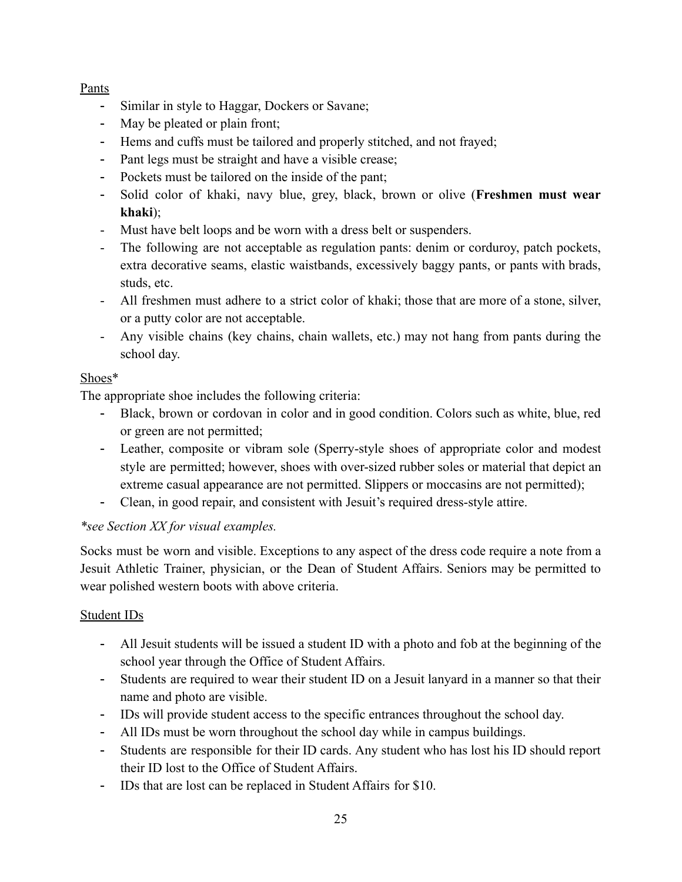<u>Pants</u>

- Similar in style to Haggar, Dockers or Savane;
- May be pleated or plain front;
- Hems and cuffs must be tailored and properly stitched, and not frayed;
- Pant legs must be straight and have a visible crease;
- Pockets must be tailored on the inside of the pant;
- Solid color of khaki, navy blue, grey, black, brown or olive (**Freshmen must wear khaki**);
- Must have belt loops and be worn with a dress belt or suspenders.
- The following are not acceptable as regulation pants: denim or corduroy, patch pockets, extra decorative seams, elastic waistbands, excessively baggy pants, or pants with brads, studs, etc.
- All freshmen must adhere to a strict color of khaki; those that are more of a stone, silver, or a putty color are not acceptable.
- Any visible chains (key chains, chain wallets, etc.) may not hang from pants during the school day.

<u>Shoes</u>*

The appropriate shoe includes the following criteria:

- Black, brown or cordovan in color and in good condition. Colors such as white, blue, red or green are not permitted;
- Leather, composite or vibram sole (Sperry-style shoes of appropriate color and modest style are permitted; however, shoes with over-sized rubber soles or material that depict an extreme casual appearance are not permitted. Slippers or moccasins are not permitted);
- Clean, in good repair, and consistent with Jesuit's required dress-style attire.

*\*see Section XX for visual examples.*

Socks must be worn and visible. Exceptions to any aspect of the dress code require a note from a Jesuit Athletic Trainer, physician, or the Dean of Student Affairs. Seniors may be permitted to wear polished western boots with above criteria.

<u>Student IDs</u>

- All Jesuit students will be issued a student ID with a photo and fob at the beginning of the school year through the Office of Student Affairs.
- Students are required to wear their student ID on a Jesuit lanyard in a manner so that their name and photo are visible.
- IDs will provide student access to the specific entrances throughout the school day.
- All IDs must be worn throughout the school day while in campus buildings.
- Students are responsible for their ID cards. Any student who has lost his ID should report their ID lost to the Office of Student Affairs.
- IDs that are lost can be replaced in Student Affairs for $10.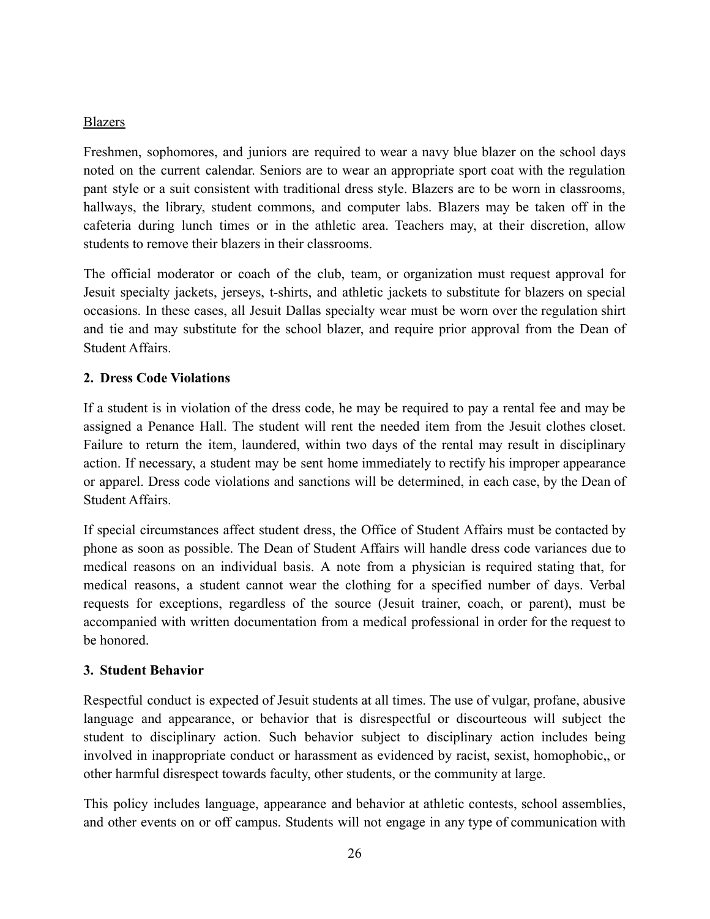Blazers

Freshmen, sophomores, and juniors are required to wear a navy blue blazer on the school days noted on the current calendar. Seniors are to wear an appropriate sport coat with the regulation pant style or a suit consistent with traditional dress style. Blazers are to be worn in classrooms, hallways, the library, student commons, and computer labs. Blazers may be taken off in the cafeteria during lunch times or in the athletic area. Teachers may, at their discretion, allow students to remove their blazers in their classrooms.

The official moderator or coach of the club, team, or organization must request approval for Jesuit specialty jackets, jerseys, t-shirts, and athletic jackets to substitute for blazers on special occasions. In these cases, all Jesuit Dallas specialty wear must be worn over the regulation shirt and tie and may substitute for the school blazer, and require prior approval from the Dean of Student Affairs.

**2. Dress Code Violations**

If a student is in violation of the dress code, he may be required to pay a rental fee and may be assigned a Penance Hall. The student will rent the needed item from the Jesuit clothes closet. Failure to return the item, laundered, within two days of the rental may result in disciplinary action. If necessary, a student may be sent home immediately to rectify his improper appearance or apparel. Dress code violations and sanctions will be determined, in each case, by the Dean of Student Affairs.

If special circumstances affect student dress, the Office of Student Affairs must be contacted by phone as soon as possible. The Dean of Student Affairs will handle dress code variances due to medical reasons on an individual basis. A note from a physician is required stating that, for medical reasons, a student cannot wear the clothing for a specified number of days. Verbal requests for exceptions, regardless of the source (Jesuit trainer, coach, or parent), must be accompanied with written documentation from a medical professional in order for the request to be honored.

**3. Student Behavior**

Respectful conduct is expected of Jesuit students at all times. The use of vulgar, profane, abusive language and appearance, or behavior that is disrespectful or discourteous will subject the student to disciplinary action. Such behavior subject to disciplinary action includes being involved in inappropriate conduct or harassment as evidenced by racist, sexist, homophobic,, or other harmful disrespect towards faculty, other students, or the community at large.

This policy includes language, appearance and behavior at athletic contests, school assemblies, and other events on or off campus. Students will not engage in any type of communication with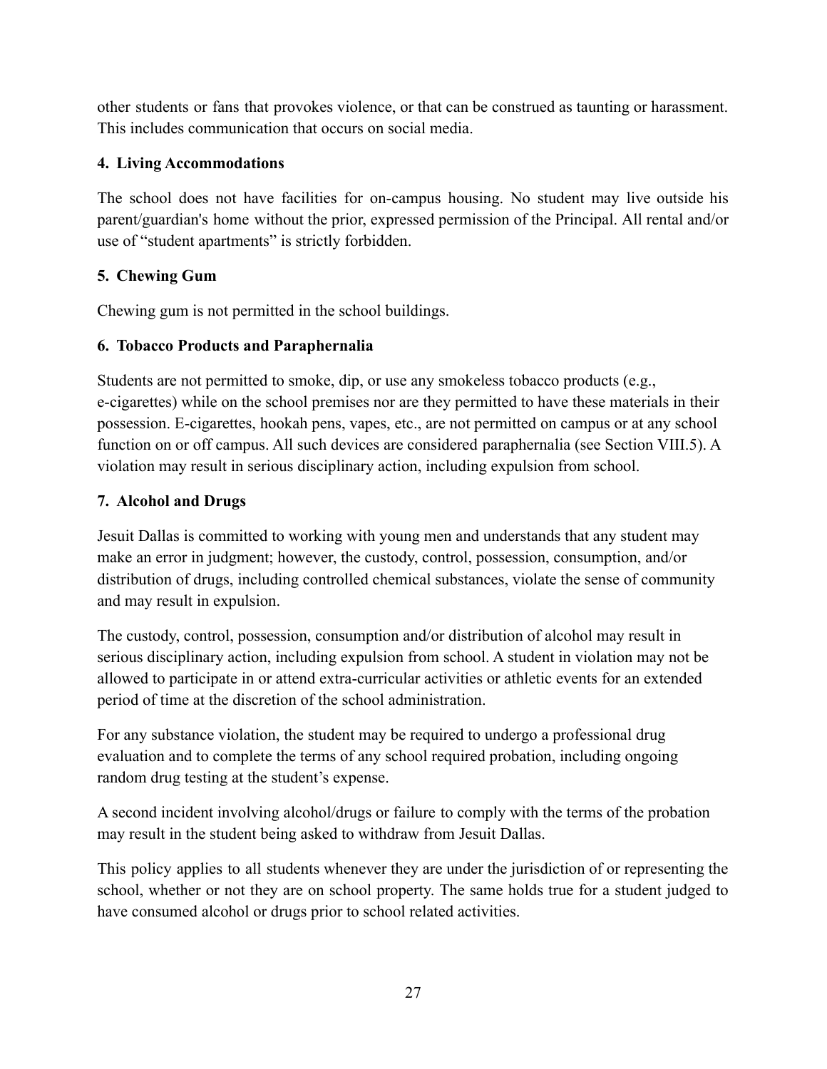other students or fans that provokes violence, or that can be construed as taunting or harassment. This includes communication that occurs on social media.

**4. Living Accommodations**

The school does not have facilities for on-campus housing. No student may live outside his parent/guardian's home without the prior, expressed permission of the Principal. All rental and/or use of "student apartments" is strictly forbidden.

**5. Chewing Gum**

Chewing gum is not permitted in the school buildings.

**6. Tobacco Products and Paraphernalia**

Students are not permitted to smoke, dip, or use any smokeless tobacco products (e.g., e-cigarettes) while on the school premises nor are they permitted to have these materials in their possession. E-cigarettes, hookah pens, vapes, etc., are not permitted on campus or at any school function on or off campus. All such devices are considered paraphernalia (see Section VIII.5). A violation may result in serious disciplinary action, including expulsion from school.

**7. Alcohol and Drugs**

Jesuit Dallas is committed to working with young men and understands that any student may make an error in judgment; however, the custody, control, possession, consumption, and/or distribution of drugs, including controlled chemical substances, violate the sense of community and may result in expulsion.

The custody, control, possession, consumption and/or distribution of alcohol may result in serious disciplinary action, including expulsion from school. A student in violation may not be allowed to participate in or attend extra-curricular activities or athletic events for an extended period of time at the discretion of the school administration.

For any substance violation, the student may be required to undergo a professional drug evaluation and to complete the terms of any school required probation, including ongoing random drug testing at the student's expense.

A second incident involving alcohol/drugs or failure to comply with the terms of the probation may result in the student being asked to withdraw from Jesuit Dallas.

This policy applies to all students whenever they are under the jurisdiction of or representing the school, whether or not they are on school property. The same holds true for a student judged to have consumed alcohol or drugs prior to school related activities.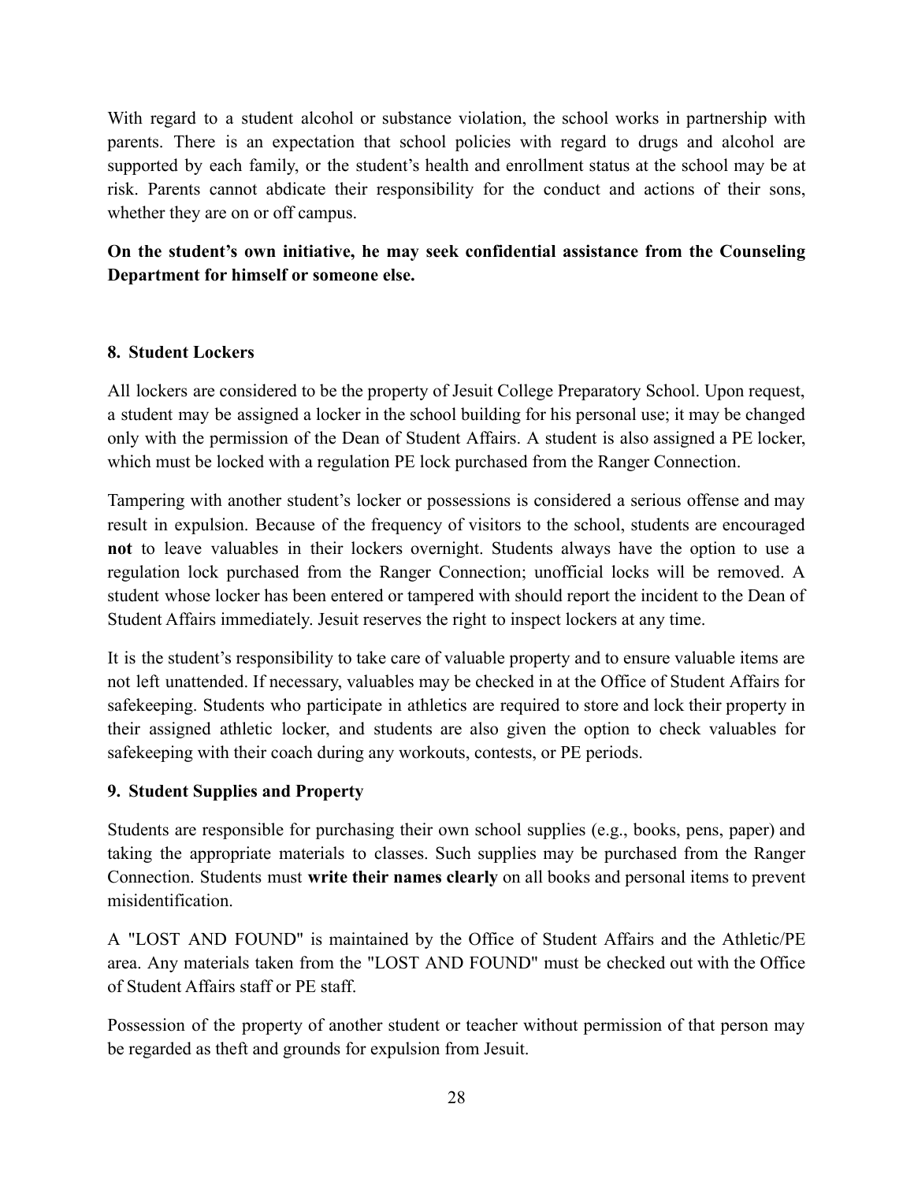With regard to a student alcohol or substance violation, the school works in partnership with parents. There is an expectation that school policies with regard to drugs and alcohol are supported by each family, or the student's health and enrollment status at the school may be at risk. Parents cannot abdicate their responsibility for the conduct and actions of their sons, whether they are on or off campus.

**On the student's own initiative, he may seek confidential assistance from the Counseling Department for himself or someone else.**

### 8. Student Lockers

All lockers are considered to be the property of Jesuit College Preparatory School. Upon request, a student may be assigned a locker in the school building for his personal use; it may be changed only with the permission of the Dean of Student Affairs. A student is also assigned a PE locker, which must be locked with a regulation PE lock purchased from the Ranger Connection.

Tampering with another student's locker or possessions is considered a serious offense and may result in expulsion. Because of the frequency of visitors to the school, students are encouraged **not** to leave valuables in their lockers overnight. Students always have the option to use a regulation lock purchased from the Ranger Connection; unofficial locks will be removed. A student whose locker has been entered or tampered with should report the incident to the Dean of Student Affairs immediately. Jesuit reserves the right to inspect lockers at any time.

It is the student's responsibility to take care of valuable property and to ensure valuable items are not left unattended. If necessary, valuables may be checked in at the Office of Student Affairs for safekeeping. Students who participate in athletics are required to store and lock their property in their assigned athletic locker, and students are also given the option to check valuables for safekeeping with their coach during any workouts, contests, or PE periods.

### 9. Student Supplies and Property

Students are responsible for purchasing their own school supplies (e.g., books, pens, paper) and taking the appropriate materials to classes. Such supplies may be purchased from the Ranger Connection. Students must **write their names clearly** on all books and personal items to prevent misidentification.

A "LOST AND FOUND" is maintained by the Office of Student Affairs and the Athletic/PE area. Any materials taken from the "LOST AND FOUND" must be checked out with the Office of Student Affairs staff or PE staff.

Possession of the property of another student or teacher without permission of that person may be regarded as theft and grounds for expulsion from Jesuit.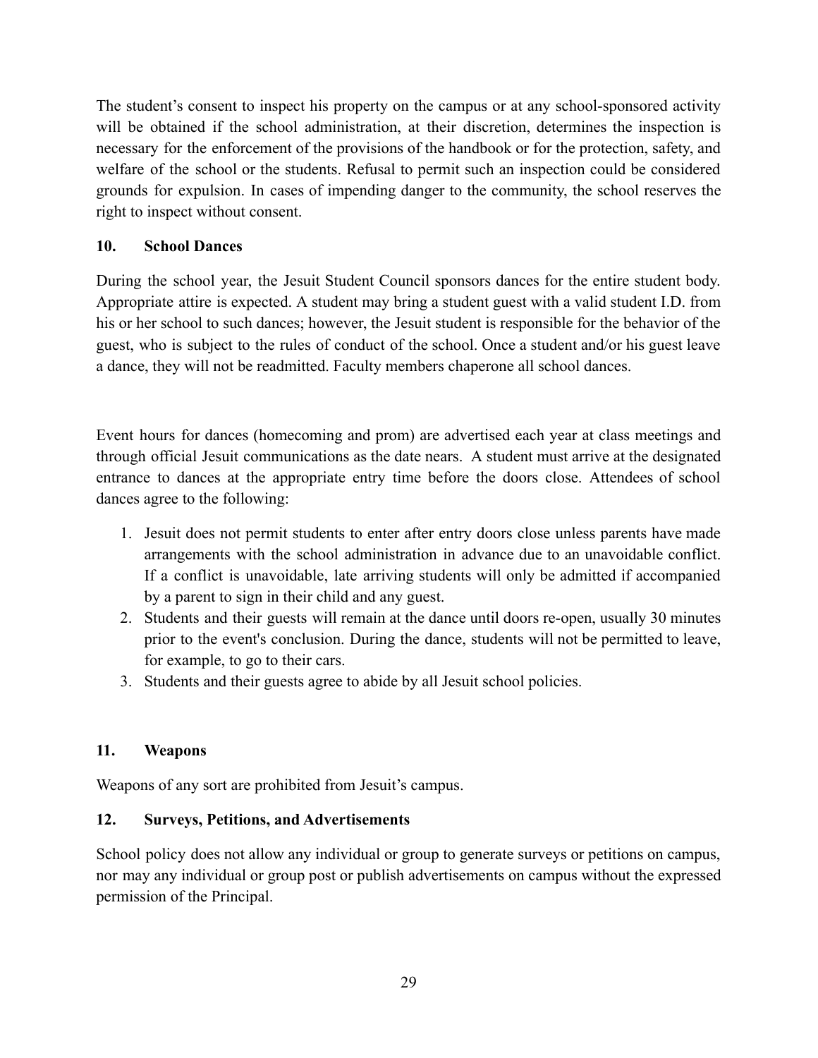The student's consent to inspect his property on the campus or at any school-sponsored activity will be obtained if the school administration, at their discretion, determines the inspection is necessary for the enforcement of the provisions of the handbook or for the protection, safety, and welfare of the school or the students. Refusal to permit such an inspection could be considered grounds for expulsion. In cases of impending danger to the community, the school reserves the right to inspect without consent.

### 10. School Dances

During the school year, the Jesuit Student Council sponsors dances for the entire student body. Appropriate attire is expected. A student may bring a student guest with a valid student I.D. from his or her school to such dances; however, the Jesuit student is responsible for the behavior of the guest, who is subject to the rules of conduct of the school. Once a student and/or his guest leave a dance, they will not be readmitted. Faculty members chaperone all school dances.

Event hours for dances (homecoming and prom) are advertised each year at class meetings and through official Jesuit communications as the date nears. A student must arrive at the designated entrance to dances at the appropriate entry time before the doors close. Attendees of school dances agree to the following:

1. Jesuit does not permit students to enter after entry doors close unless parents have made arrangements with the school administration in advance due to an unavoidable conflict. If a conflict is unavoidable, late arriving students will only be admitted if accompanied by a parent to sign in their child and any guest.
2. Students and their guests will remain at the dance until doors re-open, usually 30 minutes prior to the event's conclusion. During the dance, students will not be permitted to leave, for example, to go to their cars.
3. Students and their guests agree to abide by all Jesuit school policies.

### 11. Weapons

Weapons of any sort are prohibited from Jesuit's campus.

### 12. Surveys, Petitions, and Advertisements

School policy does not allow any individual or group to generate surveys or petitions on campus, nor may any individual or group post or publish advertisements on campus without the expressed permission of the Principal.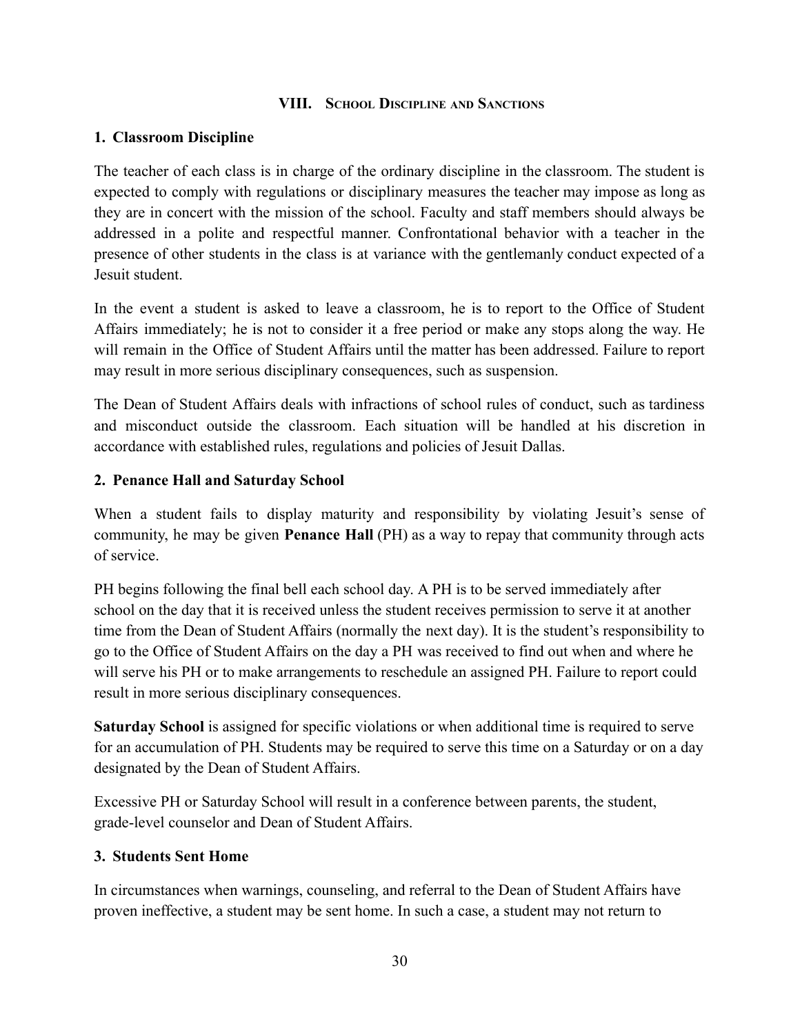## VIII. School Discipline and Sanctions

### 1. Classroom Discipline

The teacher of each class is in charge of the ordinary discipline in the classroom. The student is expected to comply with regulations or disciplinary measures the teacher may impose as long as they are in concert with the mission of the school. Faculty and staff members should always be addressed in a polite and respectful manner. Confrontational behavior with a teacher in the presence of other students in the class is at variance with the gentlemanly conduct expected of a Jesuit student.

In the event a student is asked to leave a classroom, he is to report to the Office of Student Affairs immediately; he is not to consider it a free period or make any stops along the way. He will remain in the Office of Student Affairs until the matter has been addressed. Failure to report may result in more serious disciplinary consequences, such as suspension.

The Dean of Student Affairs deals with infractions of school rules of conduct, such as tardiness and misconduct outside the classroom. Each situation will be handled at his discretion in accordance with established rules, regulations and policies of Jesuit Dallas.

### 2. Penance Hall and Saturday School

When a student fails to display maturity and responsibility by violating Jesuit's sense of community, he may be given **Penance Hall** (PH) as a way to repay that community through acts of service.

PH begins following the final bell each school day. A PH is to be served immediately after school on the day that it is received unless the student receives permission to serve it at another time from the Dean of Student Affairs (normally the next day). It is the student's responsibility to go to the Office of Student Affairs on the day a PH was received to find out when and where he will serve his PH or to make arrangements to reschedule an assigned PH. Failure to report could result in more serious disciplinary consequences.

**Saturday School** is assigned for specific violations or when additional time is required to serve for an accumulation of PH. Students may be required to serve this time on a Saturday or on a day designated by the Dean of Student Affairs.

Excessive PH or Saturday School will result in a conference between parents, the student, grade-level counselor and Dean of Student Affairs.

### 3. Students Sent Home

In circumstances when warnings, counseling, and referral to the Dean of Student Affairs have proven ineffective, a student may be sent home. In such a case, a student may not return to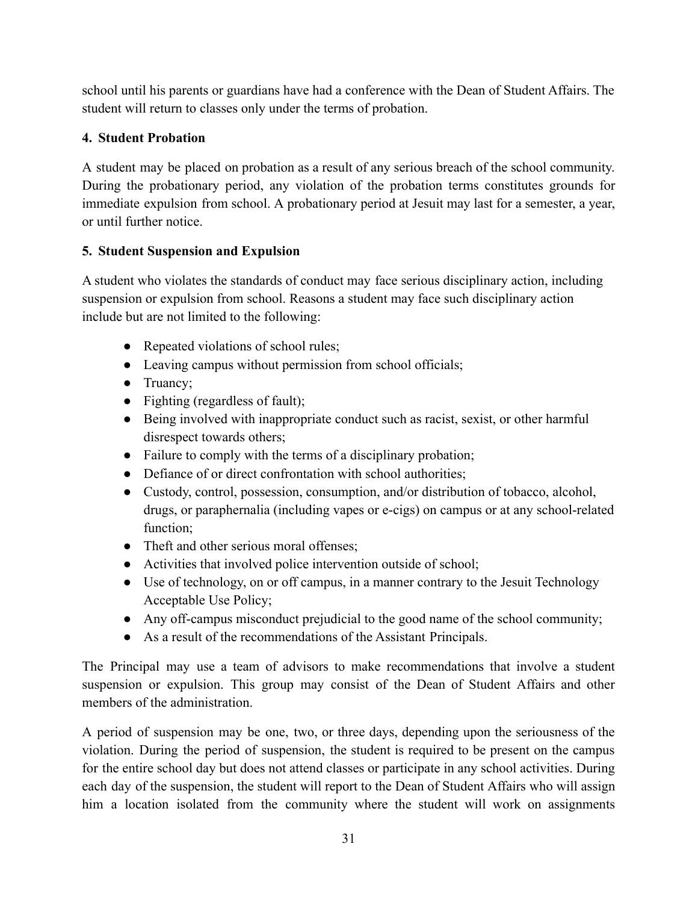school until his parents or guardians have had a conference with the Dean of Student Affairs. The student will return to classes only under the terms of probation.

**4. Student Probation**

A student may be placed on probation as a result of any serious breach of the school community. During the probationary period, any violation of the probation terms constitutes grounds for immediate expulsion from school. A probationary period at Jesuit may last for a semester, a year, or until further notice.

**5. Student Suspension and Expulsion**

A student who violates the standards of conduct may face serious disciplinary action, including suspension or expulsion from school. Reasons a student may face such disciplinary action include but are not limited to the following:

- Repeated violations of school rules;
- Leaving campus without permission from school officials;
- Truancy;
- Fighting (regardless of fault);
- Being involved with inappropriate conduct such as racist, sexist, or other harmful disrespect towards others;
- Failure to comply with the terms of a disciplinary probation;
- Defiance of or direct confrontation with school authorities;
- Custody, control, possession, consumption, and/or distribution of tobacco, alcohol, drugs, or paraphernalia (including vapes or e-cigs) on campus or at any school-related function;
- Theft and other serious moral offenses;
- Activities that involved police intervention outside of school;
- Use of technology, on or off campus, in a manner contrary to the Jesuit Technology Acceptable Use Policy;
- Any off-campus misconduct prejudicial to the good name of the school community;
- As a result of the recommendations of the Assistant Principals.

The Principal may use a team of advisors to make recommendations that involve a student suspension or expulsion. This group may consist of the Dean of Student Affairs and other members of the administration.

A period of suspension may be one, two, or three days, depending upon the seriousness of the violation. During the period of suspension, the student is required to be present on the campus for the entire school day but does not attend classes or participate in any school activities. During each day of the suspension, the student will report to the Dean of Student Affairs who will assign him a location isolated from the community where the student will work on assignments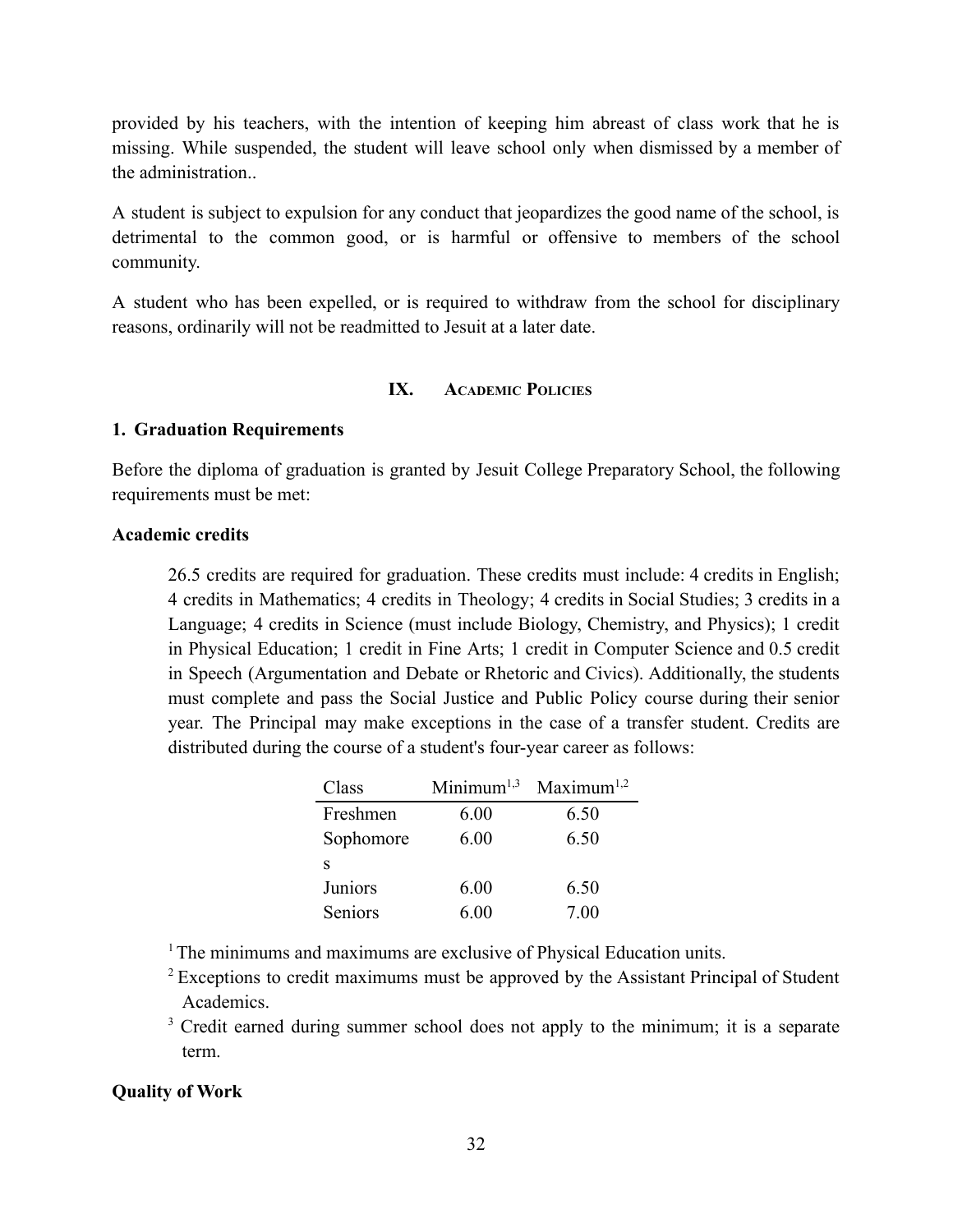provided by his teachers, with the intention of keeping him abreast of class work that he is missing. While suspended, the student will leave school only when dismissed by a member of the administration..

A student is subject to expulsion for any conduct that jeopardizes the good name of the school, is detrimental to the common good, or is harmful or offensive to members of the school community.

A student who has been expelled, or is required to withdraw from the school for disciplinary reasons, ordinarily will not be readmitted to Jesuit at a later date.

## IX. Academic Policies

### 1. Graduation Requirements

Before the diploma of graduation is granted by Jesuit College Preparatory School, the following requirements must be met:

**Academic credits**

26.5 credits are required for graduation. These credits must include: 4 credits in English; 4 credits in Mathematics; 4 credits in Theology; 4 credits in Social Studies; 3 credits in a Language; 4 credits in Science (must include Biology, Chemistry, and Physics); 1 credit in Physical Education; 1 credit in Fine Arts; 1 credit in Computer Science and 0.5 credit in Speech (Argumentation and Debate or Rhetoric and Civics). Additionally, the students must complete and pass the Social Justice and Public Policy course during their senior year. The Principal may make exceptions in the case of a transfer student. Credits are distributed during the course of a student's four-year career as follows:

| Class | Minimum[1,3] | Maximum[1,2] |
|---|---|---|
| Freshmen | 6.00 | 6.50 |
| Sophomores | 6.00 | 6.50 |
| Juniors | 6.00 | 6.50 |
| Seniors | 6.00 | 7.00 |

[1] The minimums and maximums are exclusive of Physical Education units.

[2] Exceptions to credit maximums must be approved by the Assistant Principal of Student Academics.

[3] Credit earned during summer school does not apply to the minimum; it is a separate term.

**Quality of Work**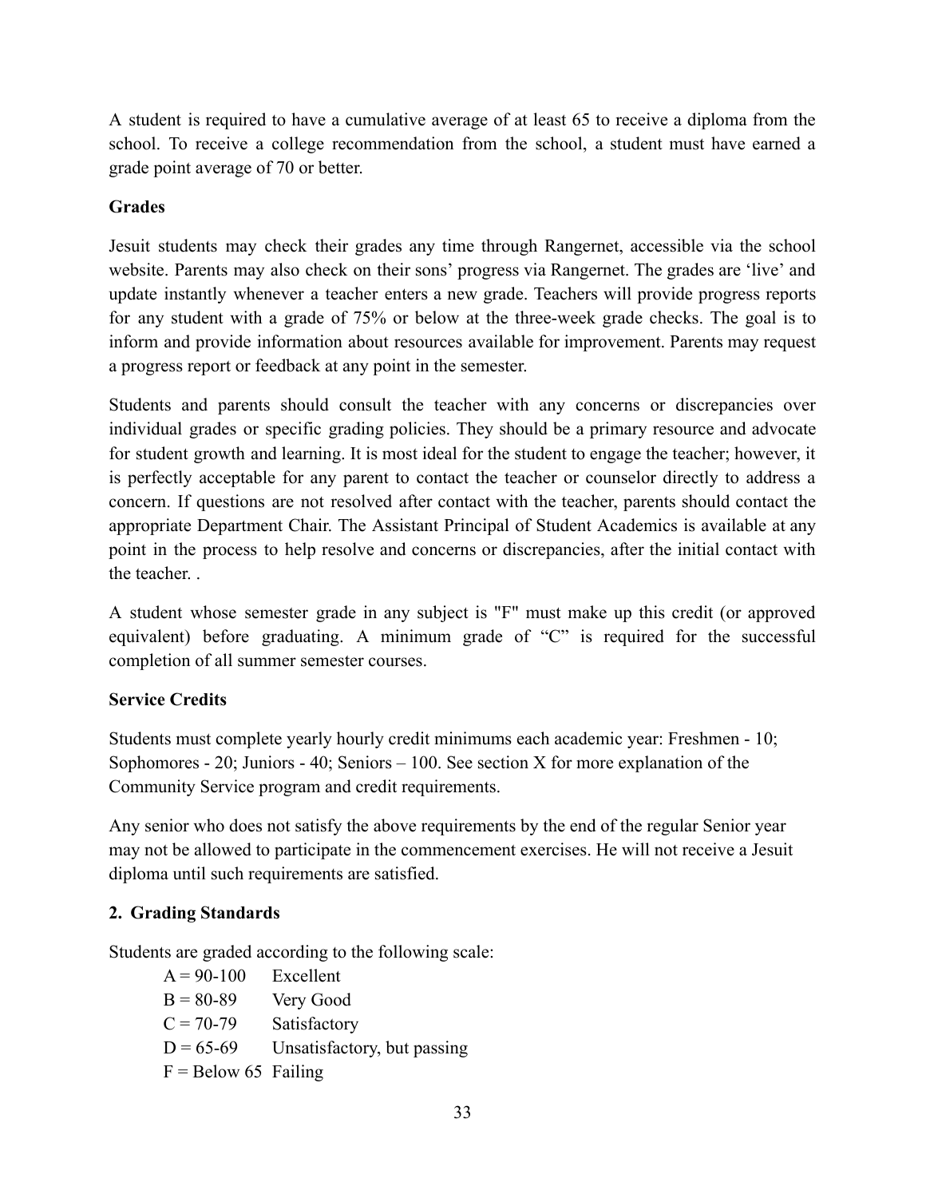A student is required to have a cumulative average of at least 65 to receive a diploma from the school. To receive a college recommendation from the school, a student must have earned a grade point average of 70 or better.

**Grades**

Jesuit students may check their grades any time through Rangernet, accessible via the school website. Parents may also check on their sons' progress via Rangernet. The grades are 'live' and update instantly whenever a teacher enters a new grade. Teachers will provide progress reports for any student with a grade of 75% or below at the three-week grade checks. The goal is to inform and provide information about resources available for improvement. Parents may request a progress report or feedback at any point in the semester.

Students and parents should consult the teacher with any concerns or discrepancies over individual grades or specific grading policies. They should be a primary resource and advocate for student growth and learning. It is most ideal for the student to engage the teacher; however, it is perfectly acceptable for any parent to contact the teacher or counselor directly to address a concern. If questions are not resolved after contact with the teacher, parents should contact the appropriate Department Chair. The Assistant Principal of Student Academics is available at any point in the process to help resolve and concerns or discrepancies, after the initial contact with the teacher. .

A student whose semester grade in any subject is "F" must make up this credit (or approved equivalent) before graduating. A minimum grade of "C" is required for the successful completion of all summer semester courses.

**Service Credits**

Students must complete yearly hourly credit minimums each academic year: Freshmen - 10; Sophomores - 20; Juniors - 40; Seniors – 100. See section X for more explanation of the Community Service program and credit requirements.

Any senior who does not satisfy the above requirements by the end of the regular Senior year may not be allowed to participate in the commencement exercises. He will not receive a Jesuit diploma until such requirements are satisfied.

**2. Grading Standards**

Students are graded according to the following scale:

- A = 90-100 Excellent
- B = 80-89 Very Good
- C = 70-79 Satisfactory
- D = 65-69 Unsatisfactory, but passing
- F = Below 65 Failing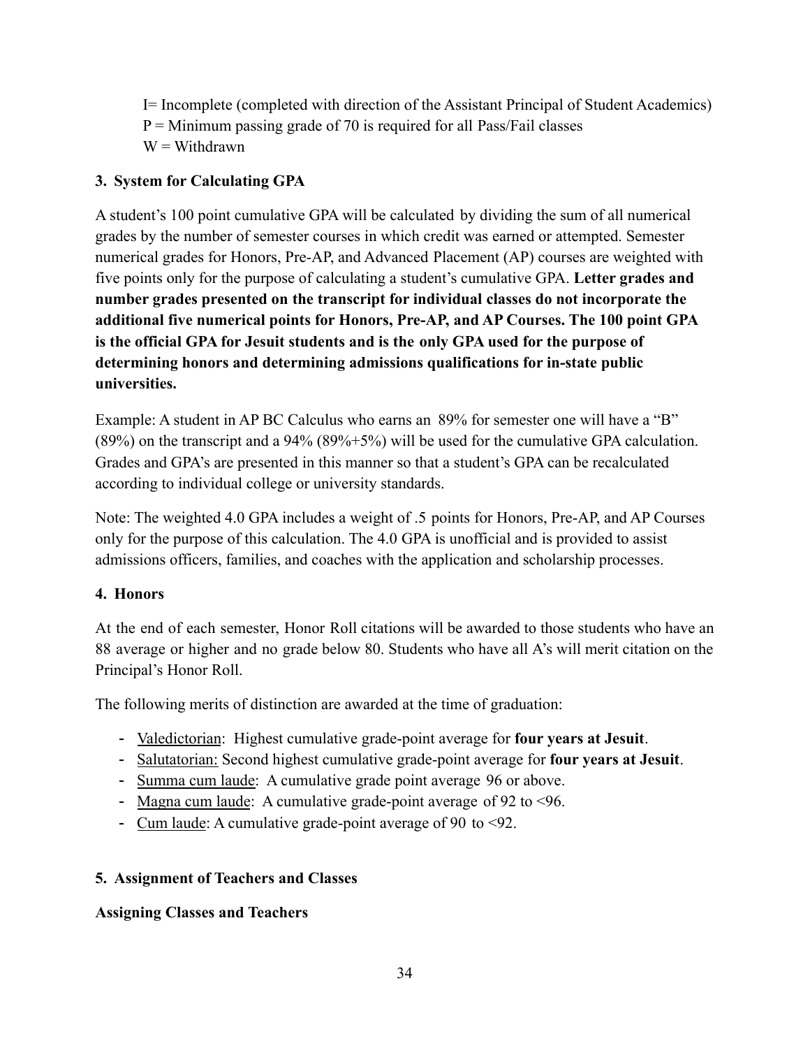I= Incomplete (completed with direction of the Assistant Principal of Student Academics)
P = Minimum passing grade of 70 is required for all Pass/Fail classes
W = Withdrawn

### 3. System for Calculating GPA

A student's 100 point cumulative GPA will be calculated by dividing the sum of all numerical grades by the number of semester courses in which credit was earned or attempted. Semester numerical grades for Honors, Pre-AP, and Advanced Placement (AP) courses are weighted with five points only for the purpose of calculating a student's cumulative GPA. **Letter grades and number grades presented on the transcript for individual classes do not incorporate the additional five numerical points for Honors, Pre-AP, and AP Courses. The 100 point GPA is the official GPA for Jesuit students and is the only GPA used for the purpose of determining honors and determining admissions qualifications for in-state public universities.**

Example: A student in AP BC Calculus who earns an 89% for semester one will have a "B" (89%) on the transcript and a 94% (89%+5%) will be used for the cumulative GPA calculation. Grades and GPA's are presented in this manner so that a student's GPA can be recalculated according to individual college or university standards.

Note: The weighted 4.0 GPA includes a weight of .5 points for Honors, Pre-AP, and AP Courses only for the purpose of this calculation. The 4.0 GPA is unofficial and is provided to assist admissions officers, families, and coaches with the application and scholarship processes.

### 4. Honors

At the end of each semester, Honor Roll citations will be awarded to those students who have an 88 average or higher and no grade below 80. Students who have all A's will merit citation on the Principal's Honor Roll.

The following merits of distinction are awarded at the time of graduation:

- Valedictorian: Highest cumulative grade-point average for **four years at Jesuit**.
- Salutatorian: Second highest cumulative grade-point average for **four years at Jesuit**.
- Summa cum laude: A cumulative grade point average 96 or above.
- Magna cum laude: A cumulative grade-point average of 92 to <96.
- Cum laude: A cumulative grade-point average of 90 to <92.

### 5. Assignment of Teachers and Classes

**Assigning Classes and Teachers**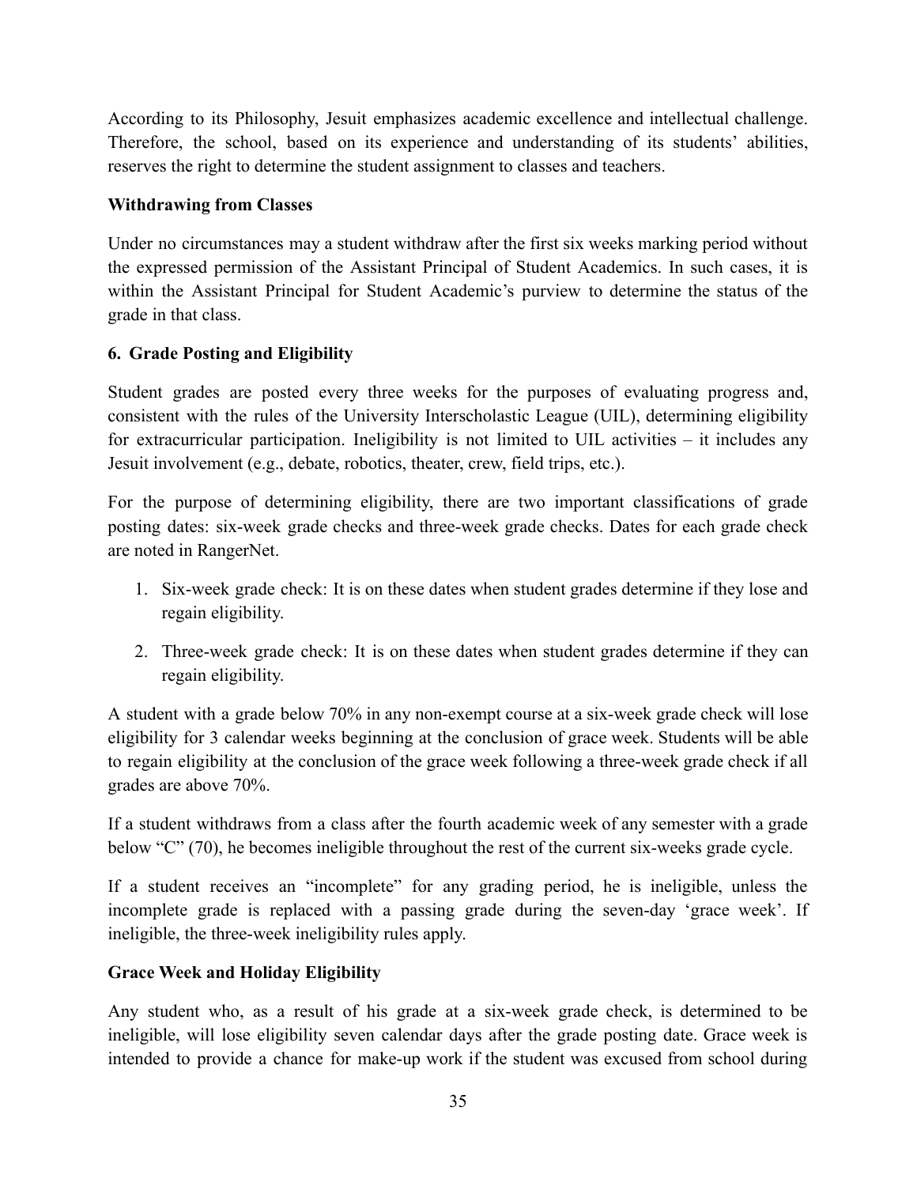According to its Philosophy, Jesuit emphasizes academic excellence and intellectual challenge. Therefore, the school, based on its experience and understanding of its students' abilities, reserves the right to determine the student assignment to classes and teachers.

**Withdrawing from Classes**

Under no circumstances may a student withdraw after the first six weeks marking period without the expressed permission of the Assistant Principal of Student Academics. In such cases, it is within the Assistant Principal for Student Academic's purview to determine the status of the grade in that class.

**6. Grade Posting and Eligibility**

Student grades are posted every three weeks for the purposes of evaluating progress and, consistent with the rules of the University Interscholastic League (UIL), determining eligibility for extracurricular participation. Ineligibility is not limited to UIL activities – it includes any Jesuit involvement (e.g., debate, robotics, theater, crew, field trips, etc.).

For the purpose of determining eligibility, there are two important classifications of grade posting dates: six-week grade checks and three-week grade checks. Dates for each grade check are noted in RangerNet.

1. Six-week grade check: It is on these dates when student grades determine if they lose and regain eligibility.
2. Three-week grade check: It is on these dates when student grades determine if they can regain eligibility.

A student with a grade below 70% in any non-exempt course at a six-week grade check will lose eligibility for 3 calendar weeks beginning at the conclusion of grace week. Students will be able to regain eligibility at the conclusion of the grace week following a three-week grade check if all grades are above 70%.

If a student withdraws from a class after the fourth academic week of any semester with a grade below "C" (70), he becomes ineligible throughout the rest of the current six-weeks grade cycle.

If a student receives an "incomplete" for any grading period, he is ineligible, unless the incomplete grade is replaced with a passing grade during the seven-day 'grace week'. If ineligible, the three-week ineligibility rules apply.

**Grace Week and Holiday Eligibility**

Any student who, as a result of his grade at a six-week grade check, is determined to be ineligible, will lose eligibility seven calendar days after the grade posting date. Grace week is intended to provide a chance for make-up work if the student was excused from school during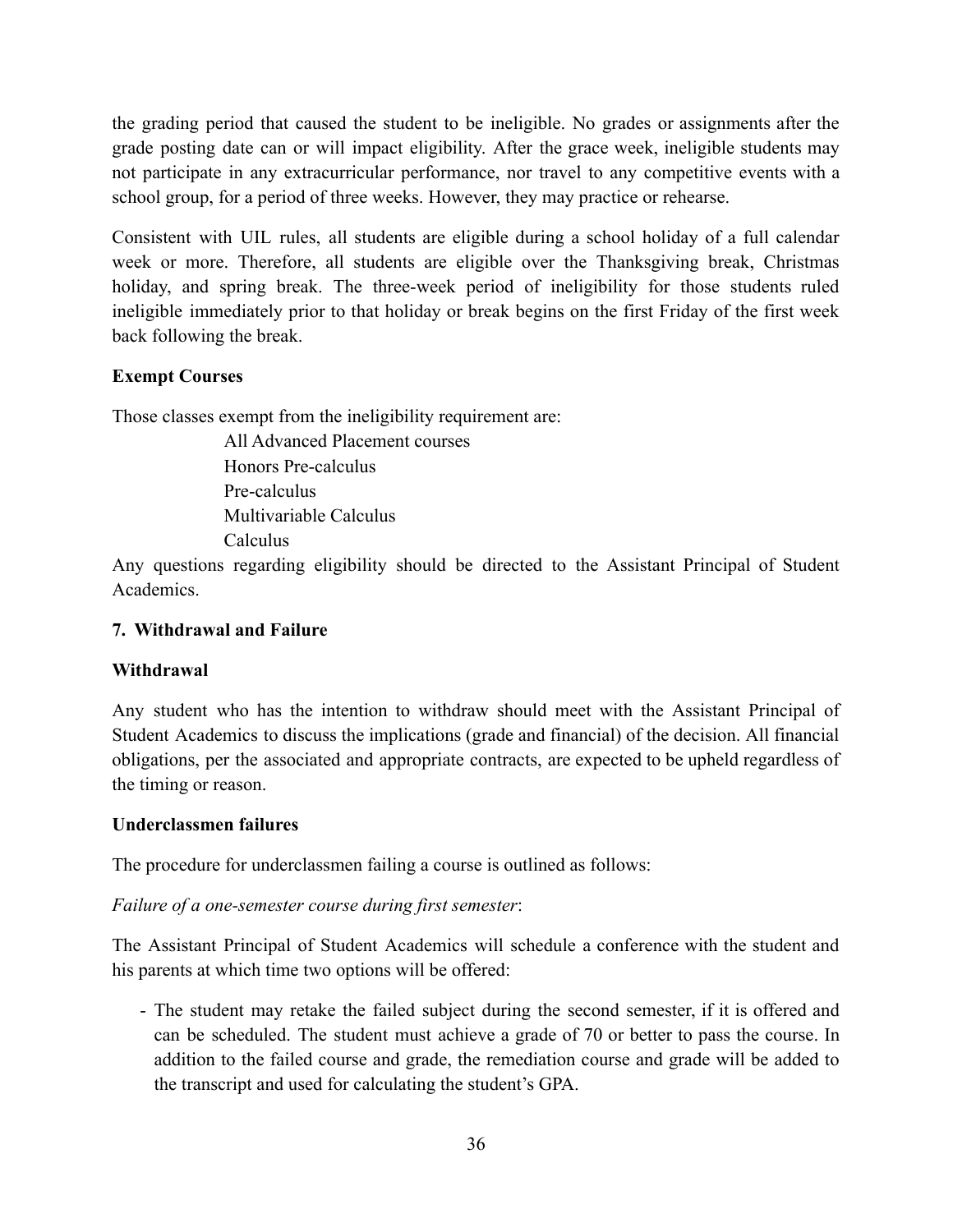the grading period that caused the student to be ineligible. No grades or assignments after the grade posting date can or will impact eligibility. After the grace week, ineligible students may not participate in any extracurricular performance, nor travel to any competitive events with a school group, for a period of three weeks. However, they may practice or rehearse.

Consistent with UIL rules, all students are eligible during a school holiday of a full calendar week or more. Therefore, all students are eligible over the Thanksgiving break, Christmas holiday, and spring break. The three-week period of ineligibility for those students ruled ineligible immediately prior to that holiday or break begins on the first Friday of the first week back following the break.

**Exempt Courses**

Those classes exempt from the ineligibility requirement are:

All Advanced Placement courses
Honors Pre-calculus
Pre-calculus
Multivariable Calculus
Calculus

Any questions regarding eligibility should be directed to the Assistant Principal of Student Academics.

## 7. Withdrawal and Failure

**Withdrawal**

Any student who has the intention to withdraw should meet with the Assistant Principal of Student Academics to discuss the implications (grade and financial) of the decision. All financial obligations, per the associated and appropriate contracts, are expected to be upheld regardless of the timing or reason.

**Underclassmen failures**

The procedure for underclassmen failing a course is outlined as follows:

*Failure of a one-semester course during first semester*:

The Assistant Principal of Student Academics will schedule a conference with the student and his parents at which time two options will be offered:

- The student may retake the failed subject during the second semester, if it is offered and can be scheduled. The student must achieve a grade of 70 or better to pass the course. In addition to the failed course and grade, the remediation course and grade will be added to the transcript and used for calculating the student's GPA.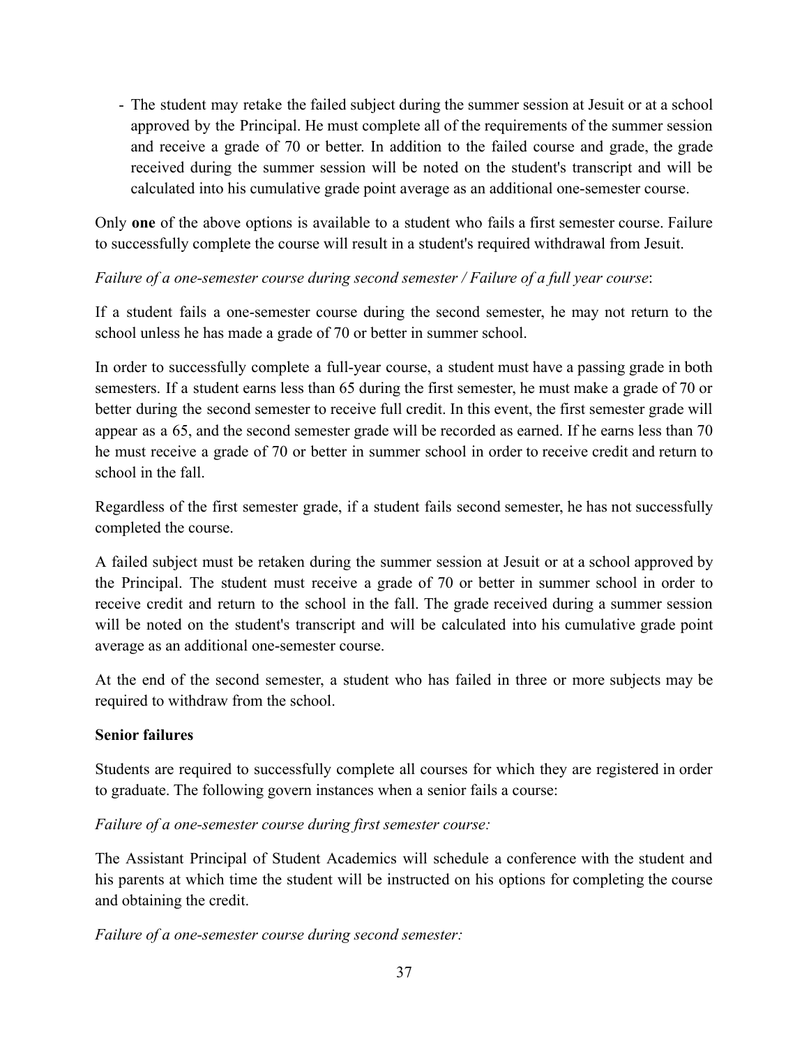- The student may retake the failed subject during the summer session at Jesuit or at a school approved by the Principal. He must complete all of the requirements of the summer session and receive a grade of 70 or better. In addition to the failed course and grade, the grade received during the summer session will be noted on the student's transcript and will be calculated into his cumulative grade point average as an additional one-semester course.

Only **one** of the above options is available to a student who fails a first semester course. Failure to successfully complete the course will result in a student's required withdrawal from Jesuit.

*Failure of a one-semester course during second semester / Failure of a full year course*:

If a student fails a one-semester course during the second semester, he may not return to the school unless he has made a grade of 70 or better in summer school.

In order to successfully complete a full-year course, a student must have a passing grade in both semesters. If a student earns less than 65 during the first semester, he must make a grade of 70 or better during the second semester to receive full credit. In this event, the first semester grade will appear as a 65, and the second semester grade will be recorded as earned. If he earns less than 70 he must receive a grade of 70 or better in summer school in order to receive credit and return to school in the fall.

Regardless of the first semester grade, if a student fails second semester, he has not successfully completed the course.

A failed subject must be retaken during the summer session at Jesuit or at a school approved by the Principal. The student must receive a grade of 70 or better in summer school in order to receive credit and return to the school in the fall. The grade received during a summer session will be noted on the student's transcript and will be calculated into his cumulative grade point average as an additional one-semester course.

At the end of the second semester, a student who has failed in three or more subjects may be required to withdraw from the school.

**Senior failures**

Students are required to successfully complete all courses for which they are registered in order to graduate. The following govern instances when a senior fails a course:

*Failure of a one-semester course during first semester course:*

The Assistant Principal of Student Academics will schedule a conference with the student and his parents at which time the student will be instructed on his options for completing the course and obtaining the credit.

*Failure of a one-semester course during second semester:*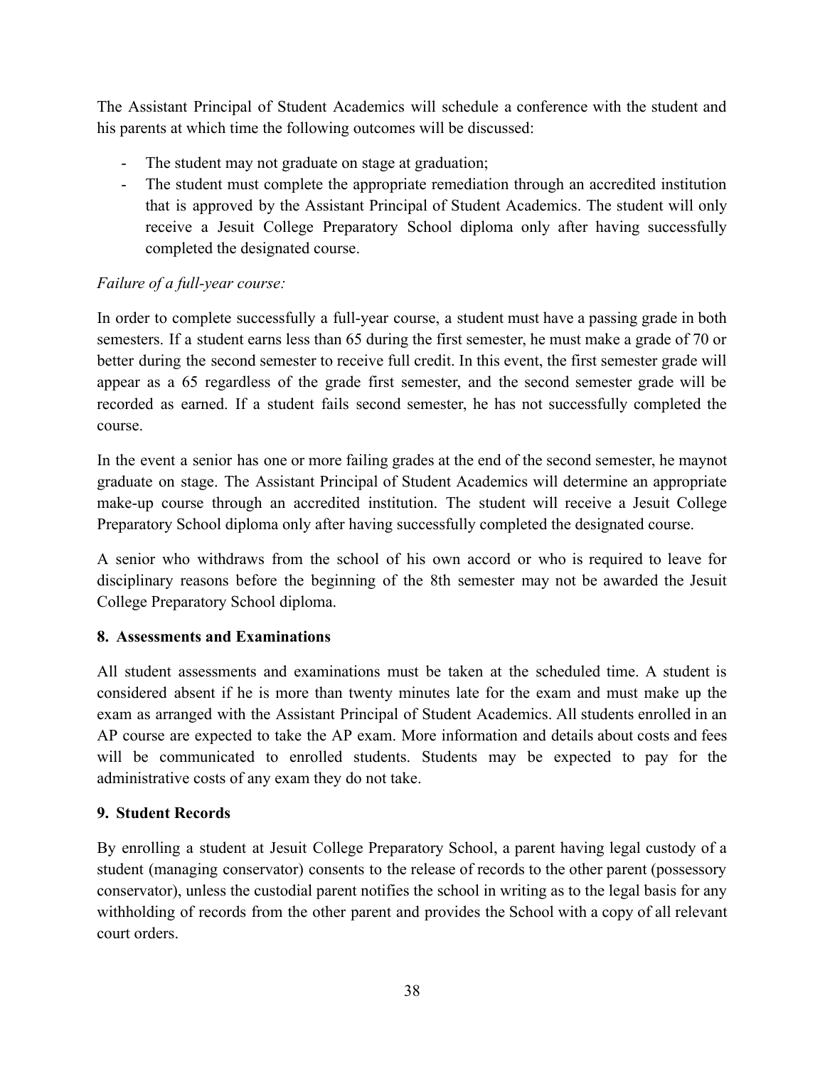The Assistant Principal of Student Academics will schedule a conference with the student and his parents at which time the following outcomes will be discussed:

- The student may not graduate on stage at graduation;
- The student must complete the appropriate remediation through an accredited institution that is approved by the Assistant Principal of Student Academics. The student will only receive a Jesuit College Preparatory School diploma only after having successfully completed the designated course.

*Failure of a full-year course:*

In order to complete successfully a full-year course, a student must have a passing grade in both semesters. If a student earns less than 65 during the first semester, he must make a grade of 70 or better during the second semester to receive full credit. In this event, the first semester grade will appear as a 65 regardless of the grade first semester, and the second semester grade will be recorded as earned. If a student fails second semester, he has not successfully completed the course.

In the event a senior has one or more failing grades at the end of the second semester, he maynot graduate on stage. The Assistant Principal of Student Academics will determine an appropriate make-up course through an accredited institution. The student will receive a Jesuit College Preparatory School diploma only after having successfully completed the designated course.

A senior who withdraws from the school of his own accord or who is required to leave for disciplinary reasons before the beginning of the 8th semester may not be awarded the Jesuit College Preparatory School diploma.

**8. Assessments and Examinations**

All student assessments and examinations must be taken at the scheduled time. A student is considered absent if he is more than twenty minutes late for the exam and must make up the exam as arranged with the Assistant Principal of Student Academics. All students enrolled in an AP course are expected to take the AP exam. More information and details about costs and fees will be communicated to enrolled students. Students may be expected to pay for the administrative costs of any exam they do not take.

**9. Student Records**

By enrolling a student at Jesuit College Preparatory School, a parent having legal custody of a student (managing conservator) consents to the release of records to the other parent (possessory conservator), unless the custodial parent notifies the school in writing as to the legal basis for any withholding of records from the other parent and provides the School with a copy of all relevant court orders.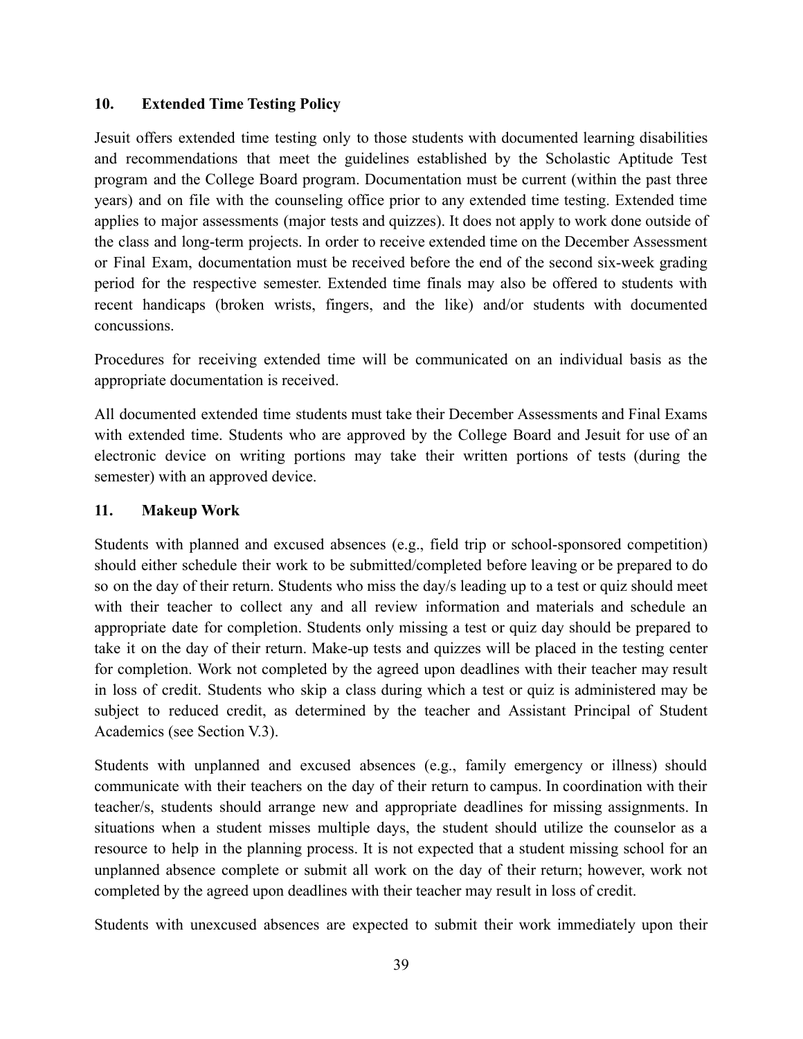### 10. Extended Time Testing Policy

Jesuit offers extended time testing only to those students with documented learning disabilities and recommendations that meet the guidelines established by the Scholastic Aptitude Test program and the College Board program. Documentation must be current (within the past three years) and on file with the counseling office prior to any extended time testing. Extended time applies to major assessments (major tests and quizzes). It does not apply to work done outside of the class and long-term projects. In order to receive extended time on the December Assessment or Final Exam, documentation must be received before the end of the second six-week grading period for the respective semester. Extended time finals may also be offered to students with recent handicaps (broken wrists, fingers, and the like) and/or students with documented concussions.

Procedures for receiving extended time will be communicated on an individual basis as the appropriate documentation is received.

All documented extended time students must take their December Assessments and Final Exams with extended time. Students who are approved by the College Board and Jesuit for use of an electronic device on writing portions may take their written portions of tests (during the semester) with an approved device.

### 11. Makeup Work

Students with planned and excused absences (e.g., field trip or school-sponsored competition) should either schedule their work to be submitted/completed before leaving or be prepared to do so on the day of their return. Students who miss the day/s leading up to a test or quiz should meet with their teacher to collect any and all review information and materials and schedule an appropriate date for completion. Students only missing a test or quiz day should be prepared to take it on the day of their return. Make-up tests and quizzes will be placed in the testing center for completion. Work not completed by the agreed upon deadlines with their teacher may result in loss of credit. Students who skip a class during which a test or quiz is administered may be subject to reduced credit, as determined by the teacher and Assistant Principal of Student Academics (see Section V.3).

Students with unplanned and excused absences (e.g., family emergency or illness) should communicate with their teachers on the day of their return to campus. In coordination with their teacher/s, students should arrange new and appropriate deadlines for missing assignments. In situations when a student misses multiple days, the student should utilize the counselor as a resource to help in the planning process. It is not expected that a student missing school for an unplanned absence complete or submit all work on the day of their return; however, work not completed by the agreed upon deadlines with their teacher may result in loss of credit.

Students with unexcused absences are expected to submit their work immediately upon their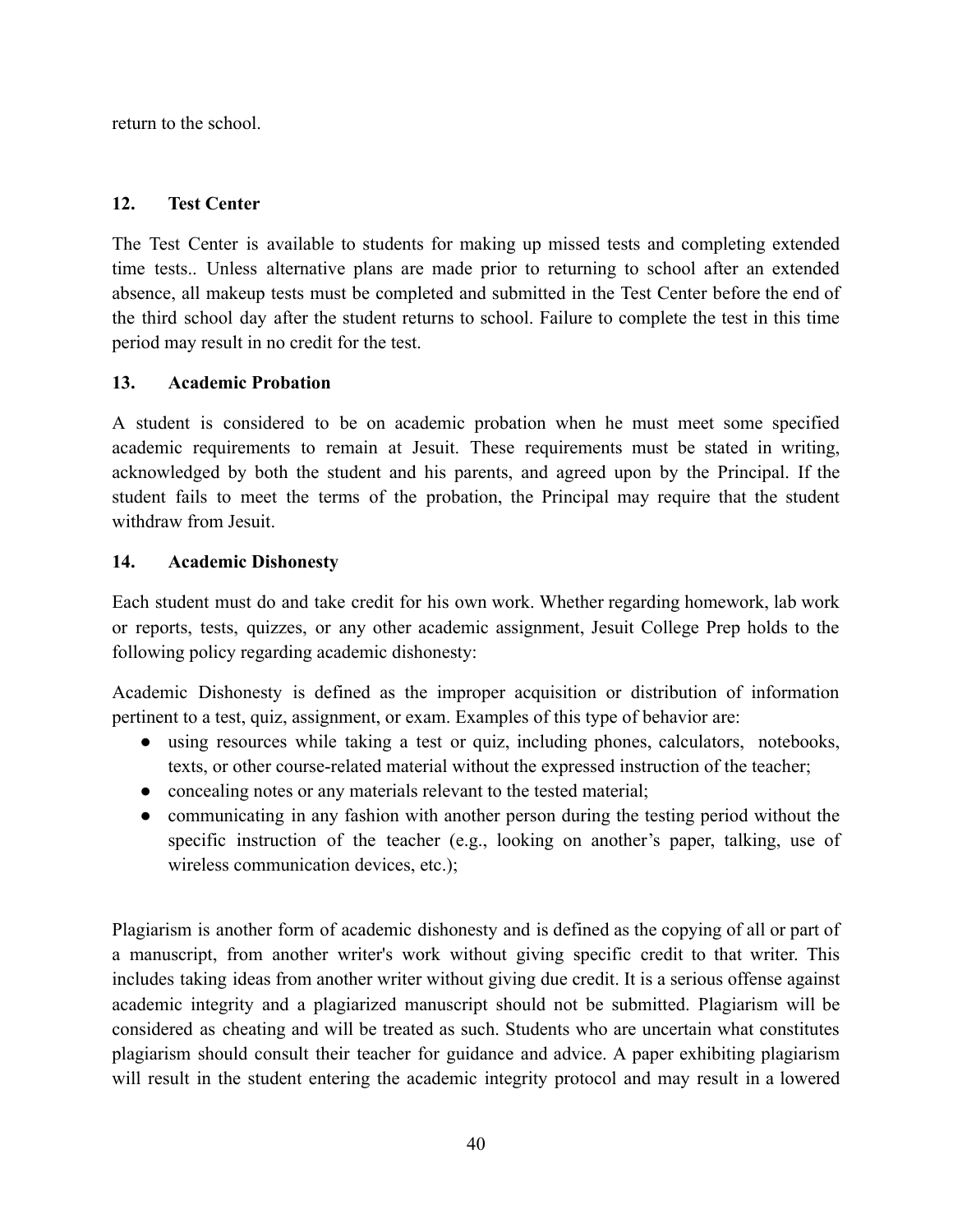return to the school.

## 12. Test Center

The Test Center is available to students for making up missed tests and completing extended time tests.. Unless alternative plans are made prior to returning to school after an extended absence, all makeup tests must be completed and submitted in the Test Center before the end of the third school day after the student returns to school. Failure to complete the test in this time period may result in no credit for the test.

## 13. Academic Probation

A student is considered to be on academic probation when he must meet some specified academic requirements to remain at Jesuit. These requirements must be stated in writing, acknowledged by both the student and his parents, and agreed upon by the Principal. If the student fails to meet the terms of the probation, the Principal may require that the student withdraw from Jesuit.

## 14. Academic Dishonesty

Each student must do and take credit for his own work. Whether regarding homework, lab work or reports, tests, quizzes, or any other academic assignment, Jesuit College Prep holds to the following policy regarding academic dishonesty:

Academic Dishonesty is defined as the improper acquisition or distribution of information pertinent to a test, quiz, assignment, or exam. Examples of this type of behavior are:

- using resources while taking a test or quiz, including phones, calculators, notebooks, texts, or other course-related material without the expressed instruction of the teacher;
- concealing notes or any materials relevant to the tested material;
- communicating in any fashion with another person during the testing period without the specific instruction of the teacher (e.g., looking on another's paper, talking, use of wireless communication devices, etc.);

Plagiarism is another form of academic dishonesty and is defined as the copying of all or part of a manuscript, from another writer's work without giving specific credit to that writer. This includes taking ideas from another writer without giving due credit. It is a serious offense against academic integrity and a plagiarized manuscript should not be submitted. Plagiarism will be considered as cheating and will be treated as such. Students who are uncertain what constitutes plagiarism should consult their teacher for guidance and advice. A paper exhibiting plagiarism will result in the student entering the academic integrity protocol and may result in a lowered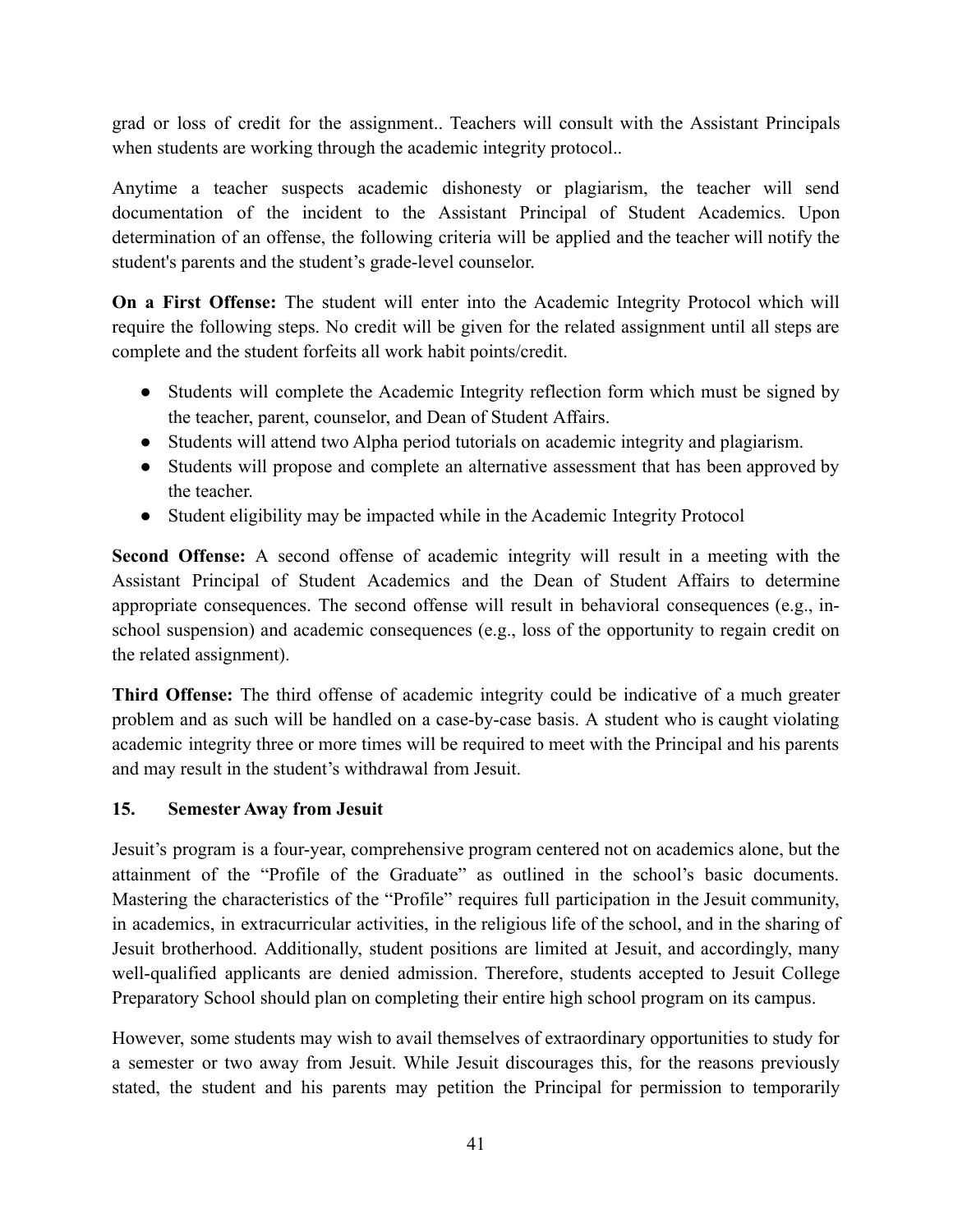grad or loss of credit for the assignment.. Teachers will consult with the Assistant Principals when students are working through the academic integrity protocol..

Anytime a teacher suspects academic dishonesty or plagiarism, the teacher will send documentation of the incident to the Assistant Principal of Student Academics. Upon determination of an offense, the following criteria will be applied and the teacher will notify the student's parents and the student's grade-level counselor.

**On a First Offense:** The student will enter into the Academic Integrity Protocol which will require the following steps. No credit will be given for the related assignment until all steps are complete and the student forfeits all work habit points/credit.

- Students will complete the Academic Integrity reflection form which must be signed by the teacher, parent, counselor, and Dean of Student Affairs.
- Students will attend two Alpha period tutorials on academic integrity and plagiarism.
- Students will propose and complete an alternative assessment that has been approved by the teacher.
- Student eligibility may be impacted while in the Academic Integrity Protocol

**Second Offense:** A second offense of academic integrity will result in a meeting with the Assistant Principal of Student Academics and the Dean of Student Affairs to determine appropriate consequences. The second offense will result in behavioral consequences (e.g., in-school suspension) and academic consequences (e.g., loss of the opportunity to regain credit on the related assignment).

**Third Offense:** The third offense of academic integrity could be indicative of a much greater problem and as such will be handled on a case-by-case basis. A student who is caught violating academic integrity three or more times will be required to meet with the Principal and his parents and may result in the student's withdrawal from Jesuit.

### 15. Semester Away from Jesuit

Jesuit's program is a four-year, comprehensive program centered not on academics alone, but the attainment of the "Profile of the Graduate" as outlined in the school's basic documents. Mastering the characteristics of the "Profile" requires full participation in the Jesuit community, in academics, in extracurricular activities, in the religious life of the school, and in the sharing of Jesuit brotherhood. Additionally, student positions are limited at Jesuit, and accordingly, many well-qualified applicants are denied admission. Therefore, students accepted to Jesuit College Preparatory School should plan on completing their entire high school program on its campus.

However, some students may wish to avail themselves of extraordinary opportunities to study for a semester or two away from Jesuit. While Jesuit discourages this, for the reasons previously stated, the student and his parents may petition the Principal for permission to temporarily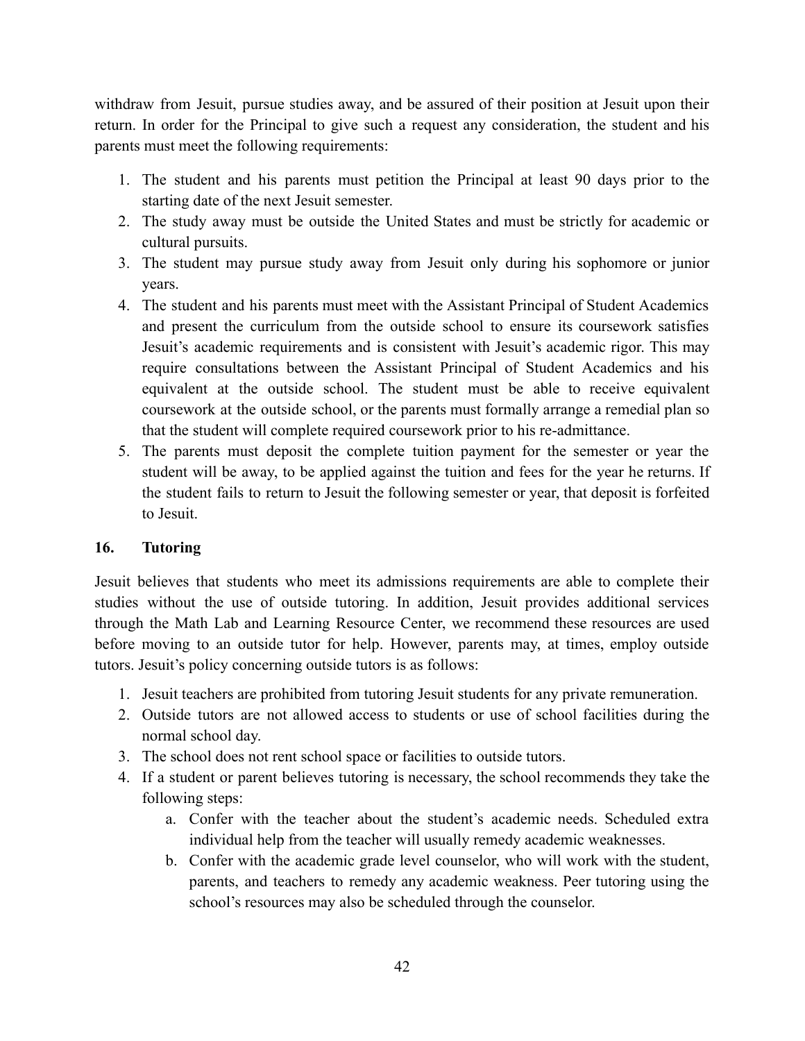withdraw from Jesuit, pursue studies away, and be assured of their position at Jesuit upon their return. In order for the Principal to give such a request any consideration, the student and his parents must meet the following requirements:

1. The student and his parents must petition the Principal at least 90 days prior to the starting date of the next Jesuit semester.
2. The study away must be outside the United States and must be strictly for academic or cultural pursuits.
3. The student may pursue study away from Jesuit only during his sophomore or junior years.
4. The student and his parents must meet with the Assistant Principal of Student Academics and present the curriculum from the outside school to ensure its coursework satisfies Jesuit's academic requirements and is consistent with Jesuit's academic rigor. This may require consultations between the Assistant Principal of Student Academics and his equivalent at the outside school. The student must be able to receive equivalent coursework at the outside school, or the parents must formally arrange a remedial plan so that the student will complete required coursework prior to his re-admittance.
5. The parents must deposit the complete tuition payment for the semester or year the student will be away, to be applied against the tuition and fees for the year he returns. If the student fails to return to Jesuit the following semester or year, that deposit is forfeited to Jesuit.

### 16. Tutoring

Jesuit believes that students who meet its admissions requirements are able to complete their studies without the use of outside tutoring. In addition, Jesuit provides additional services through the Math Lab and Learning Resource Center, we recommend these resources are used before moving to an outside tutor for help. However, parents may, at times, employ outside tutors. Jesuit's policy concerning outside tutors is as follows:

1. Jesuit teachers are prohibited from tutoring Jesuit students for any private remuneration.
2. Outside tutors are not allowed access to students or use of school facilities during the normal school day.
3. The school does not rent school space or facilities to outside tutors.
4. If a student or parent believes tutoring is necessary, the school recommends they take the following steps:
    a. Confer with the teacher about the student's academic needs. Scheduled extra individual help from the teacher will usually remedy academic weaknesses.
    b. Confer with the academic grade level counselor, who will work with the student, parents, and teachers to remedy any academic weakness. Peer tutoring using the school's resources may also be scheduled through the counselor.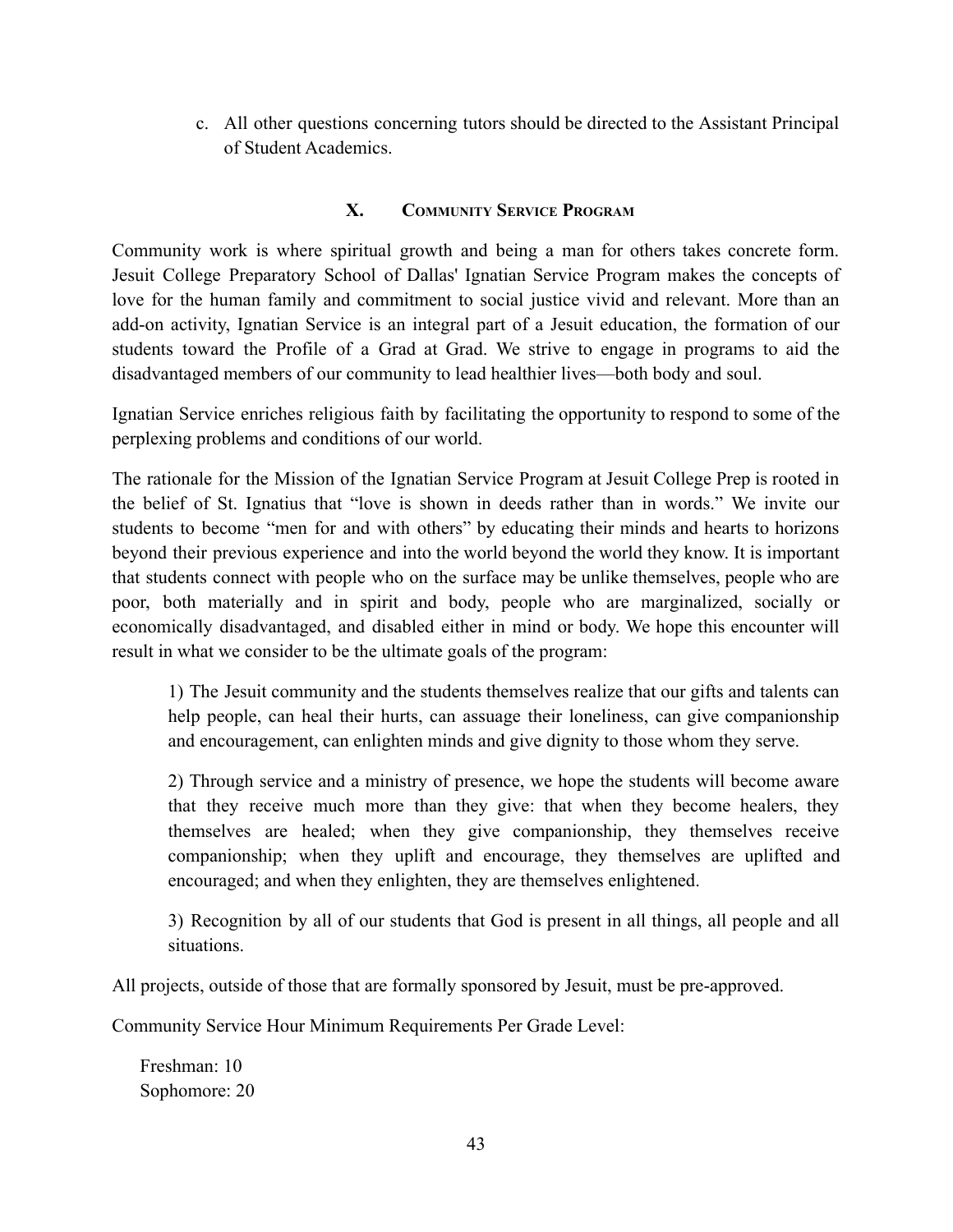c. All other questions concerning tutors should be directed to the Assistant Principal of Student Academics.

## X. Community Service Program

Community work is where spiritual growth and being a man for others takes concrete form. Jesuit College Preparatory School of Dallas' Ignatian Service Program makes the concepts of love for the human family and commitment to social justice vivid and relevant. More than an add-on activity, Ignatian Service is an integral part of a Jesuit education, the formation of our students toward the Profile of a Grad at Grad. We strive to engage in programs to aid the disadvantaged members of our community to lead healthier lives—both body and soul.

Ignatian Service enriches religious faith by facilitating the opportunity to respond to some of the perplexing problems and conditions of our world.

The rationale for the Mission of the Ignatian Service Program at Jesuit College Prep is rooted in the belief of St. Ignatius that "love is shown in deeds rather than in words." We invite our students to become "men for and with others" by educating their minds and hearts to horizons beyond their previous experience and into the world beyond the world they know. It is important that students connect with people who on the surface may be unlike themselves, people who are poor, both materially and in spirit and body, people who are marginalized, socially or economically disadvantaged, and disabled either in mind or body. We hope this encounter will result in what we consider to be the ultimate goals of the program:

> 1) The Jesuit community and the students themselves realize that our gifts and talents can help people, can heal their hurts, can assuage their loneliness, can give companionship and encouragement, can enlighten minds and give dignity to those whom they serve.
>
> 2) Through service and a ministry of presence, we hope the students will become aware that they receive much more than they give: that when they become healers, they themselves are healed; when they give companionship, they themselves receive companionship; when they uplift and encourage, they themselves are uplifted and encouraged; and when they enlighten, they are themselves enlightened.
>
> 3) Recognition by all of our students that God is present in all things, all people and all situations.

All projects, outside of those that are formally sponsored by Jesuit, must be pre-approved.

Community Service Hour Minimum Requirements Per Grade Level:

Freshman: 10
Sophomore: 20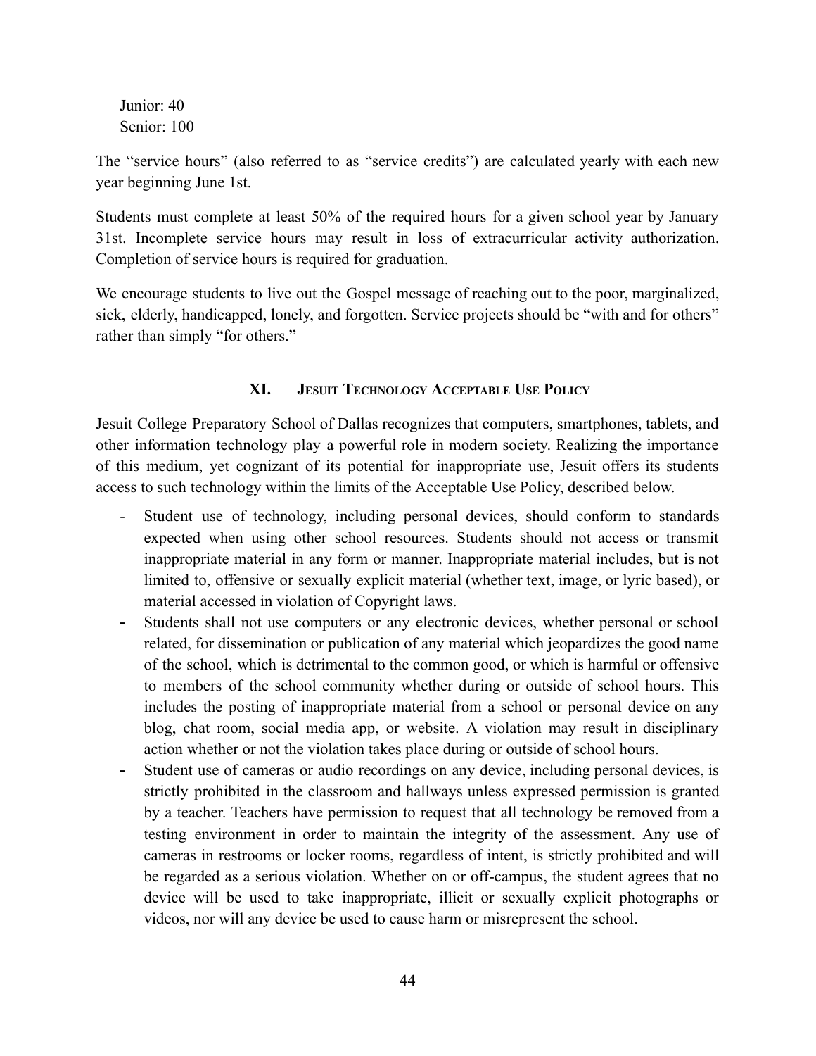Junior: 40
Senior: 100

The "service hours" (also referred to as "service credits") are calculated yearly with each new year beginning June 1st.

Students must complete at least 50% of the required hours for a given school year by January 31st. Incomplete service hours may result in loss of extracurricular activity authorization. Completion of service hours is required for graduation.

We encourage students to live out the Gospel message of reaching out to the poor, marginalized, sick, elderly, handicapped, lonely, and forgotten. Service projects should be "with and for others" rather than simply "for others."

## XI. Jesuit Technology Acceptable Use Policy

Jesuit College Preparatory School of Dallas recognizes that computers, smartphones, tablets, and other information technology play a powerful role in modern society. Realizing the importance of this medium, yet cognizant of its potential for inappropriate use, Jesuit offers its students access to such technology within the limits of the Acceptable Use Policy, described below.

- Student use of technology, including personal devices, should conform to standards expected when using other school resources. Students should not access or transmit inappropriate material in any form or manner. Inappropriate material includes, but is not limited to, offensive or sexually explicit material (whether text, image, or lyric based), or material accessed in violation of Copyright laws.
- Students shall not use computers or any electronic devices, whether personal or school related, for dissemination or publication of any material which jeopardizes the good name of the school, which is detrimental to the common good, or which is harmful or offensive to members of the school community whether during or outside of school hours. This includes the posting of inappropriate material from a school or personal device on any blog, chat room, social media app, or website. A violation may result in disciplinary action whether or not the violation takes place during or outside of school hours.
- Student use of cameras or audio recordings on any device, including personal devices, is strictly prohibited in the classroom and hallways unless expressed permission is granted by a teacher. Teachers have permission to request that all technology be removed from a testing environment in order to maintain the integrity of the assessment. Any use of cameras in restrooms or locker rooms, regardless of intent, is strictly prohibited and will be regarded as a serious violation. Whether on or off-campus, the student agrees that no device will be used to take inappropriate, illicit or sexually explicit photographs or videos, nor will any device be used to cause harm or misrepresent the school.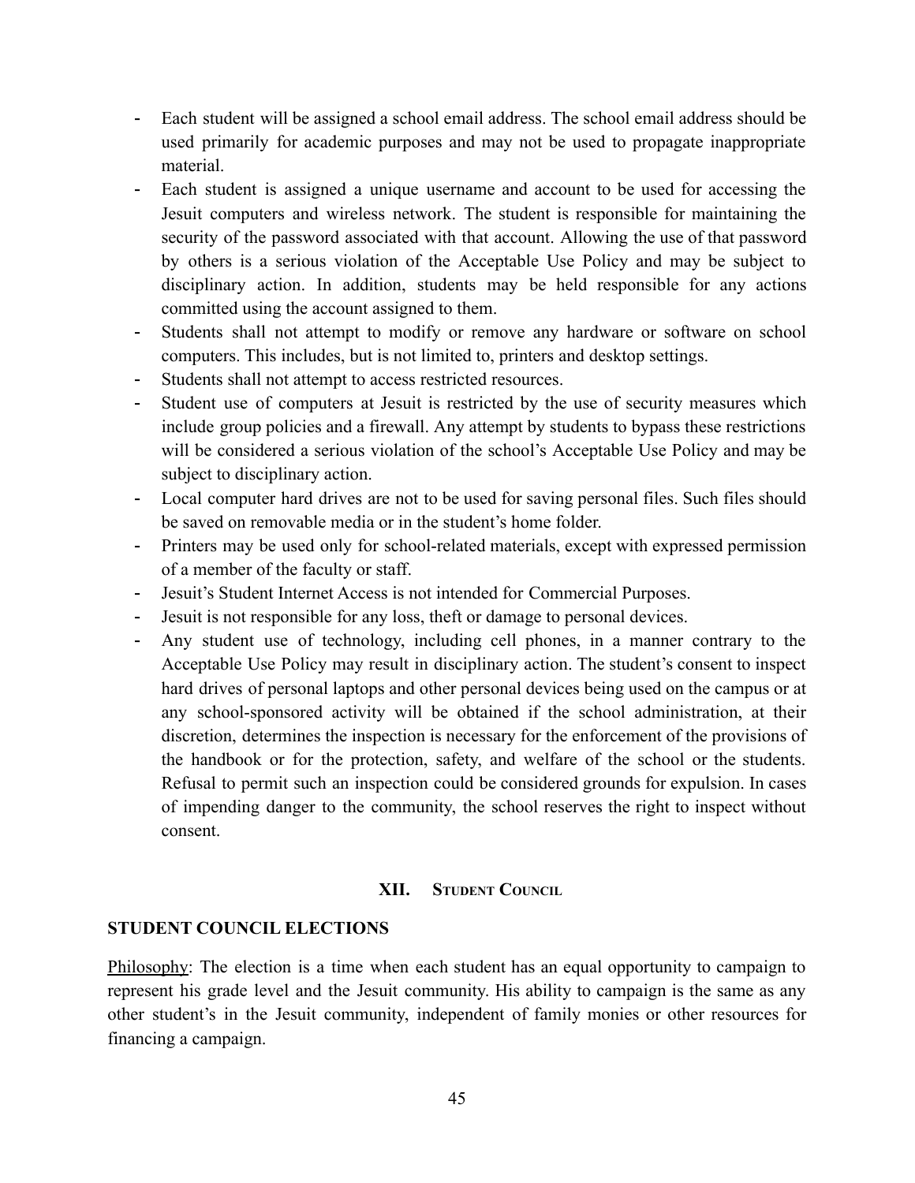- Each student will be assigned a school email address. The school email address should be used primarily for academic purposes and may not be used to propagate inappropriate material.
- Each student is assigned a unique username and account to be used for accessing the Jesuit computers and wireless network. The student is responsible for maintaining the security of the password associated with that account. Allowing the use of that password by others is a serious violation of the Acceptable Use Policy and may be subject to disciplinary action. In addition, students may be held responsible for any actions committed using the account assigned to them.
- Students shall not attempt to modify or remove any hardware or software on school computers. This includes, but is not limited to, printers and desktop settings.
- Students shall not attempt to access restricted resources.
- Student use of computers at Jesuit is restricted by the use of security measures which include group policies and a firewall. Any attempt by students to bypass these restrictions will be considered a serious violation of the school's Acceptable Use Policy and may be subject to disciplinary action.
- Local computer hard drives are not to be used for saving personal files. Such files should be saved on removable media or in the student's home folder.
- Printers may be used only for school-related materials, except with expressed permission of a member of the faculty or staff.
- Jesuit's Student Internet Access is not intended for Commercial Purposes.
- Jesuit is not responsible for any loss, theft or damage to personal devices.
- Any student use of technology, including cell phones, in a manner contrary to the Acceptable Use Policy may result in disciplinary action. The student's consent to inspect hard drives of personal laptops and other personal devices being used on the campus or at any school-sponsored activity will be obtained if the school administration, at their discretion, determines the inspection is necessary for the enforcement of the provisions of the handbook or for the protection, safety, and welfare of the school or the students. Refusal to permit such an inspection could be considered grounds for expulsion. In cases of impending danger to the community, the school reserves the right to inspect without consent.

## XII. Student Council

### STUDENT COUNCIL ELECTIONS

Philosophy: The election is a time when each student has an equal opportunity to campaign to represent his grade level and the Jesuit community. His ability to campaign is the same as any other student's in the Jesuit community, independent of family monies or other resources for financing a campaign.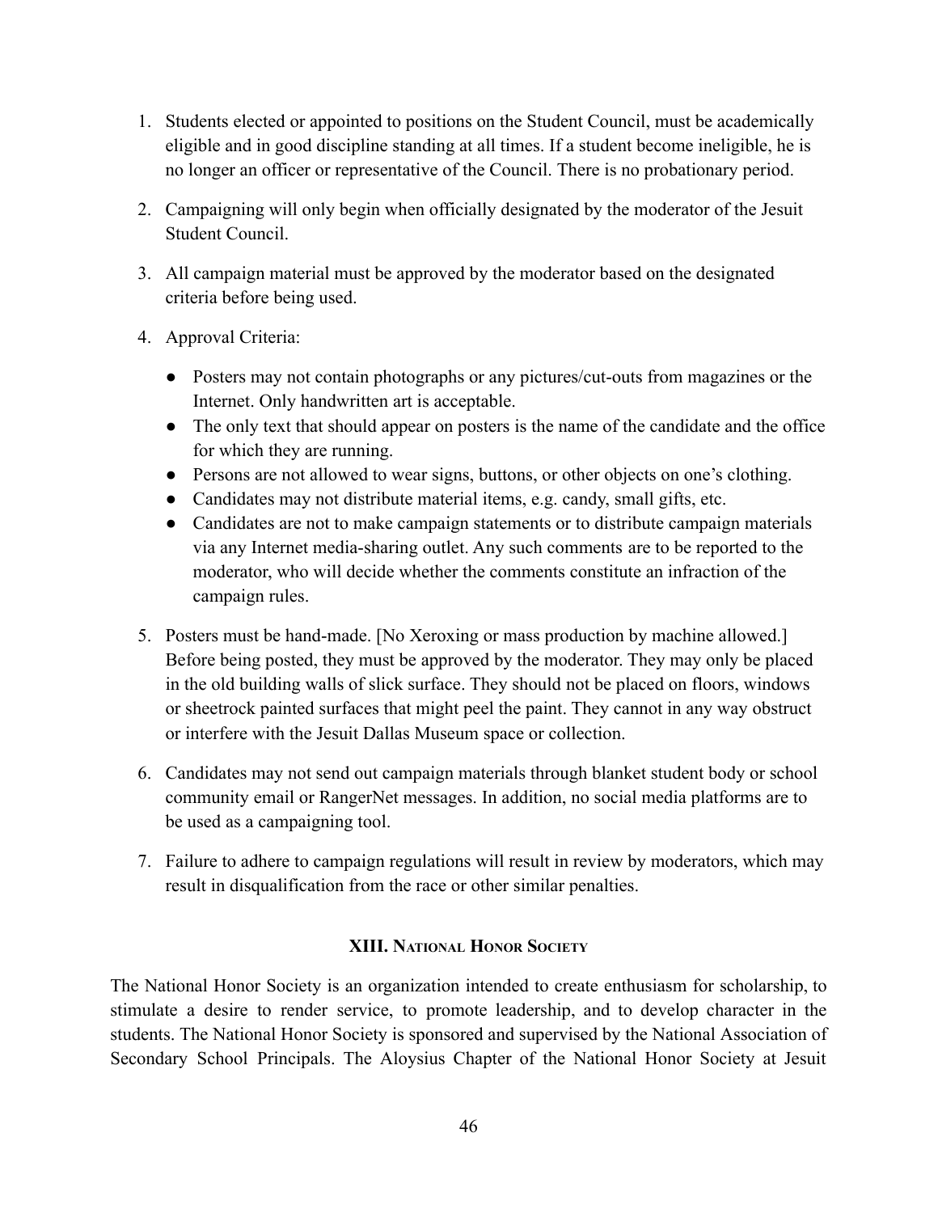1. Students elected or appointed to positions on the Student Council, must be academically eligible and in good discipline standing at all times. If a student become ineligible, he is no longer an officer or representative of the Council. There is no probationary period.

2. Campaigning will only begin when officially designated by the moderator of the Jesuit Student Council.

3. All campaign material must be approved by the moderator based on the designated criteria before being used.

4. Approval Criteria:

   - Posters may not contain photographs or any pictures/cut-outs from magazines or the Internet. Only handwritten art is acceptable.
   - The only text that should appear on posters is the name of the candidate and the office for which they are running.
   - Persons are not allowed to wear signs, buttons, or other objects on one's clothing.
   - Candidates may not distribute material items, e.g. candy, small gifts, etc.
   - Candidates are not to make campaign statements or to distribute campaign materials via any Internet media-sharing outlet. Any such comments are to be reported to the moderator, who will decide whether the comments constitute an infraction of the campaign rules.

5. Posters must be hand-made. [No Xeroxing or mass production by machine allowed.] Before being posted, they must be approved by the moderator. They may only be placed in the old building walls of slick surface. They should not be placed on floors, windows or sheetrock painted surfaces that might peel the paint. They cannot in any way obstruct or interfere with the Jesuit Dallas Museum space or collection.

6. Candidates may not send out campaign materials through blanket student body or school community email or RangerNet messages. In addition, no social media platforms are to be used as a campaigning tool.

7. Failure to adhere to campaign regulations will result in review by moderators, which may result in disqualification from the race or other similar penalties.

## XIII. National Honor Society

The National Honor Society is an organization intended to create enthusiasm for scholarship, to stimulate a desire to render service, to promote leadership, and to develop character in the students. The National Honor Society is sponsored and supervised by the National Association of Secondary School Principals. The Aloysius Chapter of the National Honor Society at Jesuit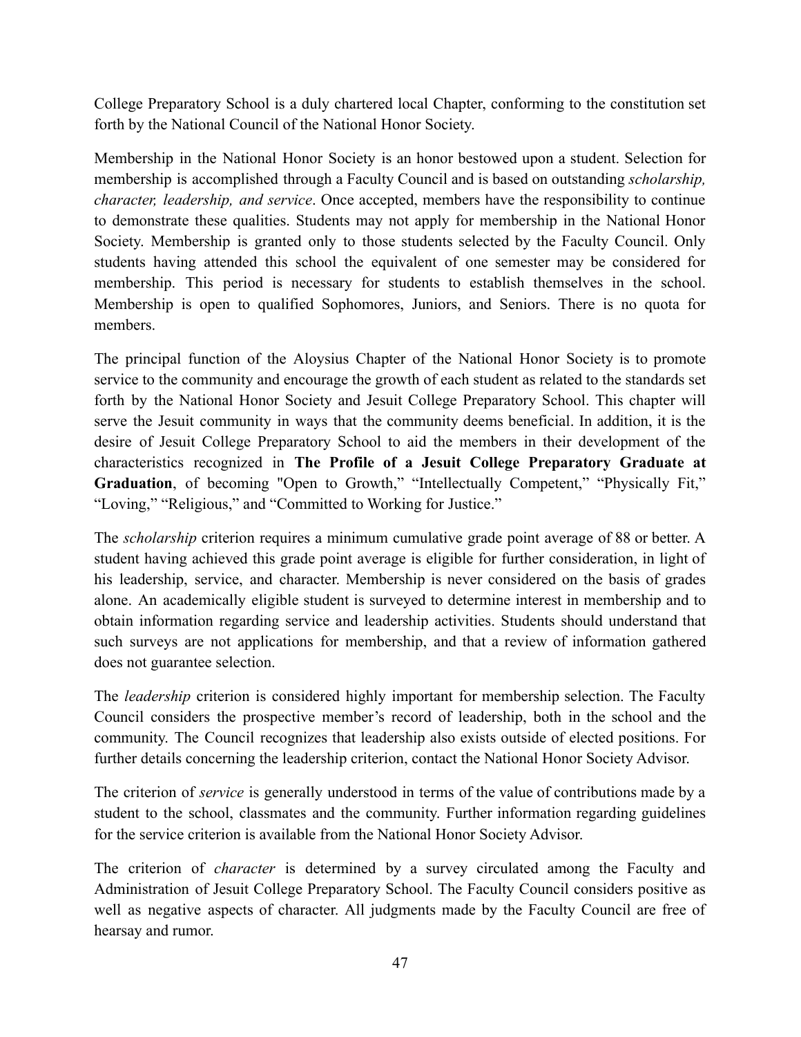College Preparatory School is a duly chartered local Chapter, conforming to the constitution set forth by the National Council of the National Honor Society.

Membership in the National Honor Society is an honor bestowed upon a student. Selection for membership is accomplished through a Faculty Council and is based on outstanding *scholarship, character, leadership, and service*. Once accepted, members have the responsibility to continue to demonstrate these qualities. Students may not apply for membership in the National Honor Society. Membership is granted only to those students selected by the Faculty Council. Only students having attended this school the equivalent of one semester may be considered for membership. This period is necessary for students to establish themselves in the school. Membership is open to qualified Sophomores, Juniors, and Seniors. There is no quota for members.

The principal function of the Aloysius Chapter of the National Honor Society is to promote service to the community and encourage the growth of each student as related to the standards set forth by the National Honor Society and Jesuit College Preparatory School. This chapter will serve the Jesuit community in ways that the community deems beneficial. In addition, it is the desire of Jesuit College Preparatory School to aid the members in their development of the characteristics recognized in **The Profile of a Jesuit College Preparatory Graduate at Graduation**, of becoming "Open to Growth," "Intellectually Competent," "Physically Fit," "Loving," "Religious," and "Committed to Working for Justice."

The *scholarship* criterion requires a minimum cumulative grade point average of 88 or better. A student having achieved this grade point average is eligible for further consideration, in light of his leadership, service, and character. Membership is never considered on the basis of grades alone. An academically eligible student is surveyed to determine interest in membership and to obtain information regarding service and leadership activities. Students should understand that such surveys are not applications for membership, and that a review of information gathered does not guarantee selection.

The *leadership* criterion is considered highly important for membership selection. The Faculty Council considers the prospective member's record of leadership, both in the school and the community. The Council recognizes that leadership also exists outside of elected positions. For further details concerning the leadership criterion, contact the National Honor Society Advisor.

The criterion of *service* is generally understood in terms of the value of contributions made by a student to the school, classmates and the community. Further information regarding guidelines for the service criterion is available from the National Honor Society Advisor.

The criterion of *character* is determined by a survey circulated among the Faculty and Administration of Jesuit College Preparatory School. The Faculty Council considers positive as well as negative aspects of character. All judgments made by the Faculty Council are free of hearsay and rumor.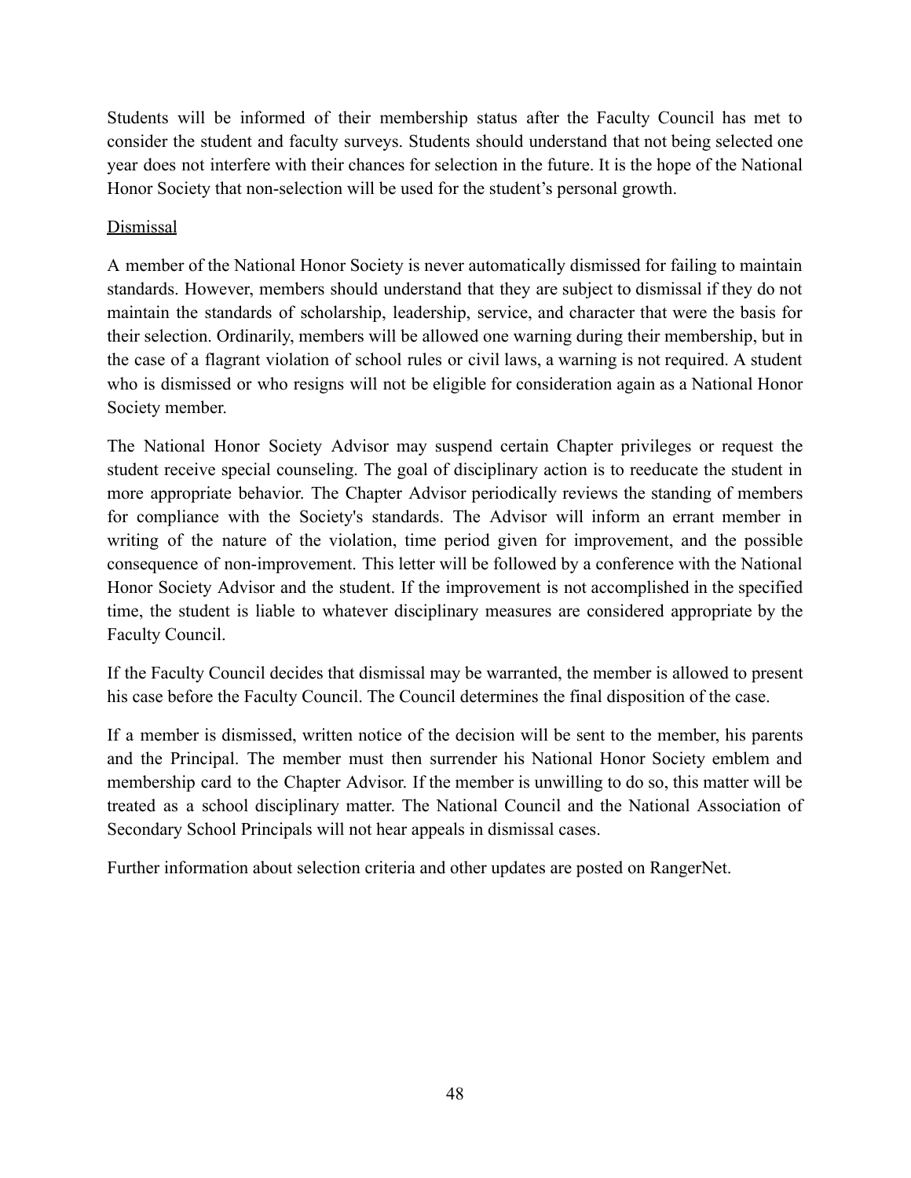Students will be informed of their membership status after the Faculty Council has met to consider the student and faculty surveys. Students should understand that not being selected one year does not interfere with their chances for selection in the future. It is the hope of the National Honor Society that non-selection will be used for the student's personal growth.

Dismissal

A member of the National Honor Society is never automatically dismissed for failing to maintain standards. However, members should understand that they are subject to dismissal if they do not maintain the standards of scholarship, leadership, service, and character that were the basis for their selection. Ordinarily, members will be allowed one warning during their membership, but in the case of a flagrant violation of school rules or civil laws, a warning is not required. A student who is dismissed or who resigns will not be eligible for consideration again as a National Honor Society member.

The National Honor Society Advisor may suspend certain Chapter privileges or request the student receive special counseling. The goal of disciplinary action is to reeducate the student in more appropriate behavior. The Chapter Advisor periodically reviews the standing of members for compliance with the Society's standards. The Advisor will inform an errant member in writing of the nature of the violation, time period given for improvement, and the possible consequence of non-improvement. This letter will be followed by a conference with the National Honor Society Advisor and the student. If the improvement is not accomplished in the specified time, the student is liable to whatever disciplinary measures are considered appropriate by the Faculty Council.

If the Faculty Council decides that dismissal may be warranted, the member is allowed to present his case before the Faculty Council. The Council determines the final disposition of the case.

If a member is dismissed, written notice of the decision will be sent to the member, his parents and the Principal. The member must then surrender his National Honor Society emblem and membership card to the Chapter Advisor. If the member is unwilling to do so, this matter will be treated as a school disciplinary matter. The National Council and the National Association of Secondary School Principals will not hear appeals in dismissal cases.

Further information about selection criteria and other updates are posted on RangerNet.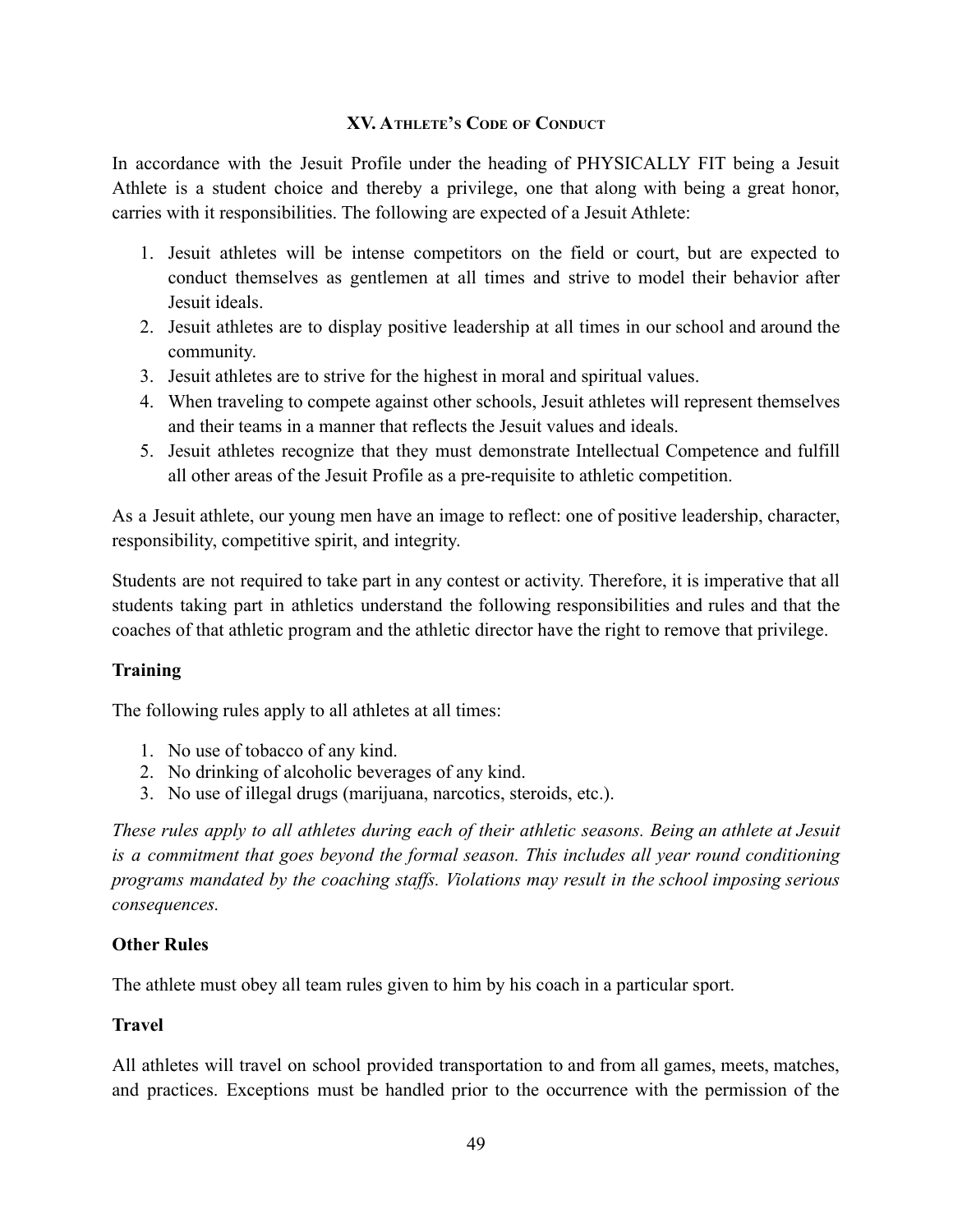## XV. Athlete's Code of Conduct

In accordance with the Jesuit Profile under the heading of PHYSICALLY FIT being a Jesuit Athlete is a student choice and thereby a privilege, one that along with being a great honor, carries with it responsibilities. The following are expected of a Jesuit Athlete:

1. Jesuit athletes will be intense competitors on the field or court, but are expected to conduct themselves as gentlemen at all times and strive to model their behavior after Jesuit ideals.
2. Jesuit athletes are to display positive leadership at all times in our school and around the community.
3. Jesuit athletes are to strive for the highest in moral and spiritual values.
4. When traveling to compete against other schools, Jesuit athletes will represent themselves and their teams in a manner that reflects the Jesuit values and ideals.
5. Jesuit athletes recognize that they must demonstrate Intellectual Competence and fulfill all other areas of the Jesuit Profile as a pre-requisite to athletic competition.

As a Jesuit athlete, our young men have an image to reflect: one of positive leadership, character, responsibility, competitive spirit, and integrity.

Students are not required to take part in any contest or activity. Therefore, it is imperative that all students taking part in athletics understand the following responsibilities and rules and that the coaches of that athletic program and the athletic director have the right to remove that privilege.

### Training

The following rules apply to all athletes at all times:

1. No use of tobacco of any kind.
2. No drinking of alcoholic beverages of any kind.
3. No use of illegal drugs (marijuana, narcotics, steroids, etc.).

*These rules apply to all athletes during each of their athletic seasons. Being an athlete at Jesuit is a commitment that goes beyond the formal season. This includes all year round conditioning programs mandated by the coaching staffs. Violations may result in the school imposing serious consequences.*

### Other Rules

The athlete must obey all team rules given to him by his coach in a particular sport.

### Travel

All athletes will travel on school provided transportation to and from all games, meets, matches, and practices. Exceptions must be handled prior to the occurrence with the permission of the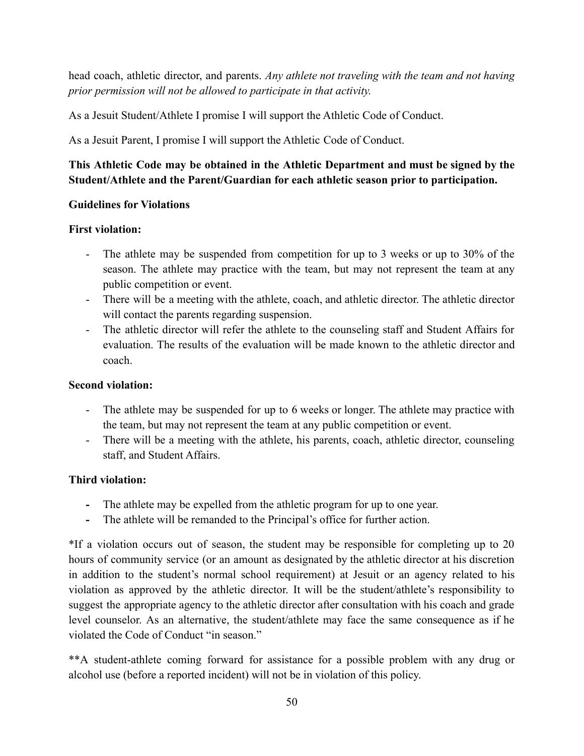head coach, athletic director, and parents. *Any athlete not traveling with the team and not having prior permission will not be allowed to participate in that activity.*

As a Jesuit Student/Athlete I promise I will support the Athletic Code of Conduct.

As a Jesuit Parent, I promise I will support the Athletic Code of Conduct.

**This Athletic Code may be obtained in the Athletic Department and must be signed by the Student/Athlete and the Parent/Guardian for each athletic season prior to participation.**

**Guidelines for Violations**

**First violation:**

- The athlete may be suspended from competition for up to 3 weeks or up to 30% of the season. The athlete may practice with the team, but may not represent the team at any public competition or event.
- There will be a meeting with the athlete, coach, and athletic director. The athletic director will contact the parents regarding suspension.
- The athletic director will refer the athlete to the counseling staff and Student Affairs for evaluation. The results of the evaluation will be made known to the athletic director and coach.

**Second violation:**

- The athlete may be suspended for up to 6 weeks or longer. The athlete may practice with the team, but may not represent the team at any public competition or event.
- There will be a meeting with the athlete, his parents, coach, athletic director, counseling staff, and Student Affairs.

**Third violation:**

- The athlete may be expelled from the athletic program for up to one year.
- The athlete will be remanded to the Principal's office for further action.

*If a violation occurs out of season, the student may be responsible for completing up to 20 hours of community service (or an amount as designated by the athletic director at his discretion in addition to the student's normal school requirement) at Jesuit or an agency related to his violation as approved by the athletic director. It will be the student/athlete's responsibility to suggest the appropriate agency to the athletic director after consultation with his coach and grade level counselor. As an alternative, the student/athlete may face the same consequence as if he violated the Code of Conduct "in season."

**A student-athlete coming forward for assistance for a possible problem with any drug or alcohol use (before a reported incident) will not be in violation of this policy.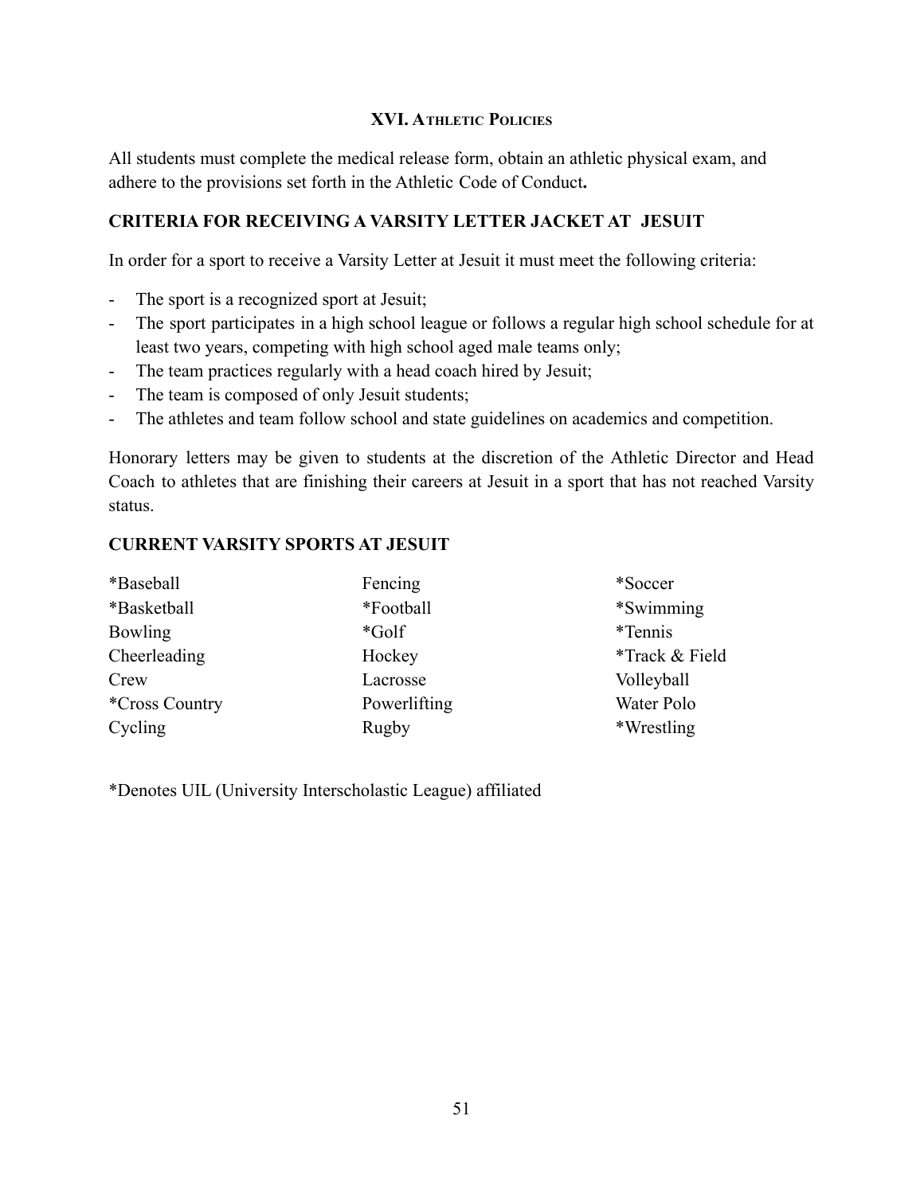## XVI. Athletic Policies

All students must complete the medical release form, obtain an athletic physical exam, and adhere to the provisions set forth in the Athletic Code of Conduct**.**

### CRITERIA FOR RECEIVING A VARSITY LETTER JACKET AT JESUIT

In order for a sport to receive a Varsity Letter at Jesuit it must meet the following criteria:

- The sport is a recognized sport at Jesuit;
- The sport participates in a high school league or follows a regular high school schedule for at least two years, competing with high school aged male teams only;
- The team practices regularly with a head coach hired by Jesuit;
- The team is composed of only Jesuit students;
- The athletes and team follow school and state guidelines on academics and competition.

Honorary letters may be given to students at the discretion of the Athletic Director and Head Coach to athletes that are finishing their careers at Jesuit in a sport that has not reached Varsity status.

### CURRENT VARSITY SPORTS AT JESUIT

| | | |
|---|---|---|
| *Baseball | Fencing | *Soccer |
| *Basketball | *Football | *Swimming |
| Bowling | *Golf | *Tennis |
| Cheerleading | Hockey | *Track & Field |
| Crew | Lacrosse | Volleyball |
| *Cross Country | Powerlifting | Water Polo |
| Cycling | Rugby | *Wrestling |

*Denotes UIL (University Interscholastic League) affiliated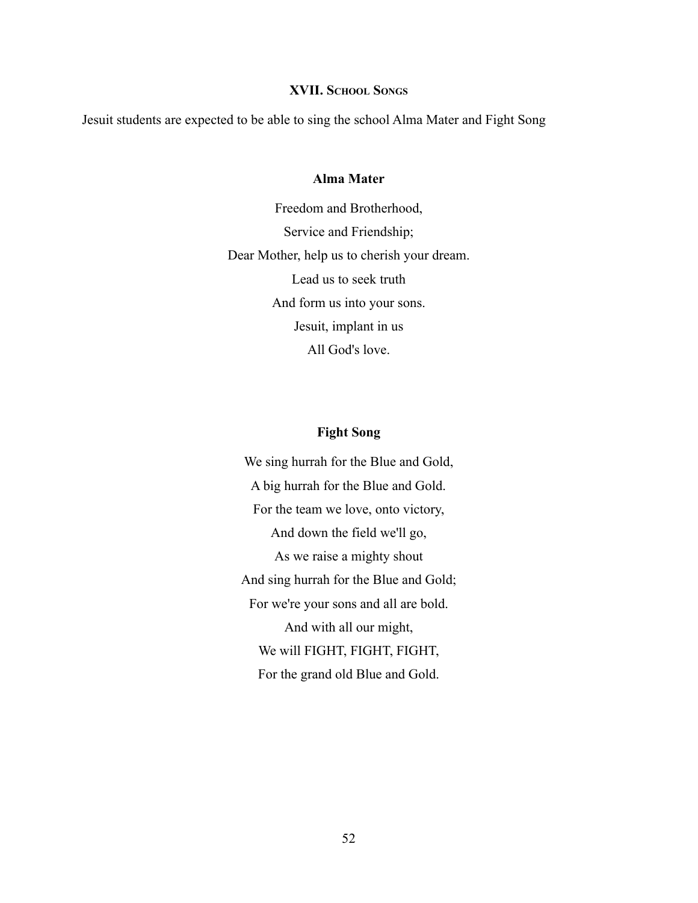## XVII. School Songs

Jesuit students are expected to be able to sing the school Alma Mater and Fight Song

### Alma Mater

Freedom and Brotherhood,
Service and Friendship;
Dear Mother, help us to cherish your dream.
Lead us to seek truth
And form us into your sons.
Jesuit, implant in us
All God's love.

### Fight Song

We sing hurrah for the Blue and Gold,
A big hurrah for the Blue and Gold.
For the team we love, onto victory,
And down the field we'll go,
As we raise a mighty shout
And sing hurrah for the Blue and Gold;
For we're your sons and all are bold.
And with all our might,
We will FIGHT, FIGHT, FIGHT,
For the grand old Blue and Gold.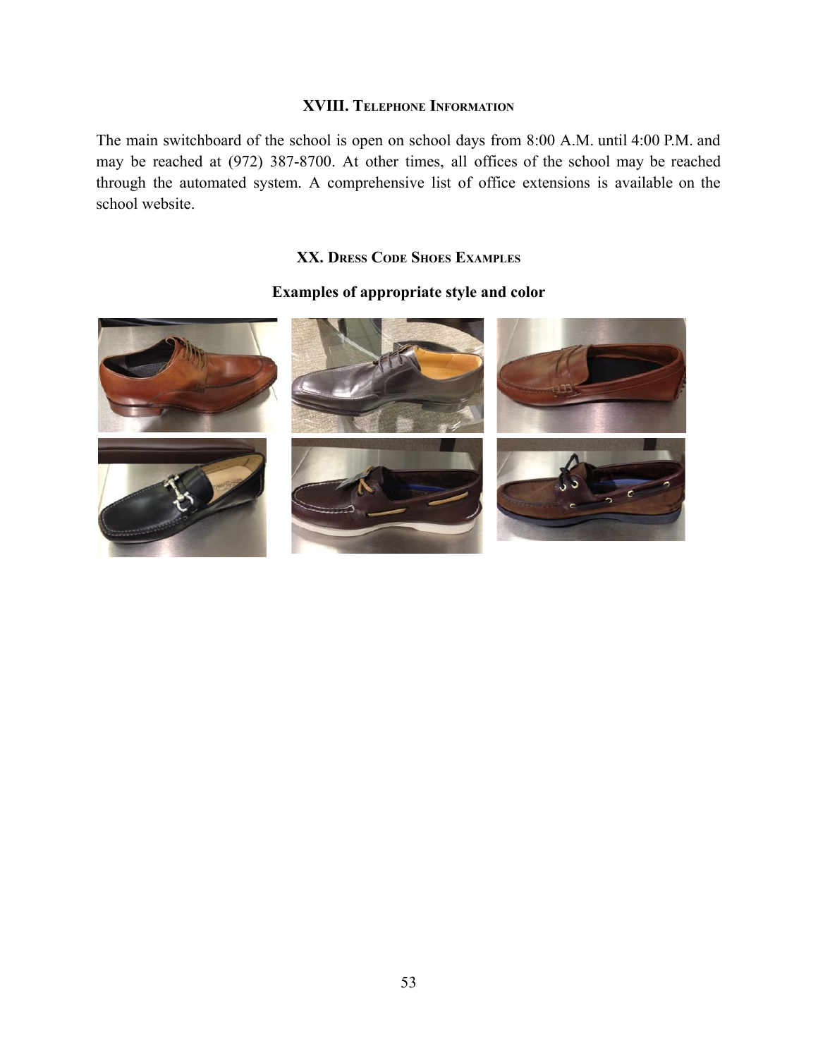## XVIII. Telephone Information

The main switchboard of the school is open on school days from 8:00 A.M. until 4:00 P.M. and may be reached at (972) 387-8700. At other times, all offices of the school may be reached through the automated system. A comprehensive list of office extensions is available on the school website.

## XX. Dress Code Shoes Examples

**Examples of appropriate style and color**